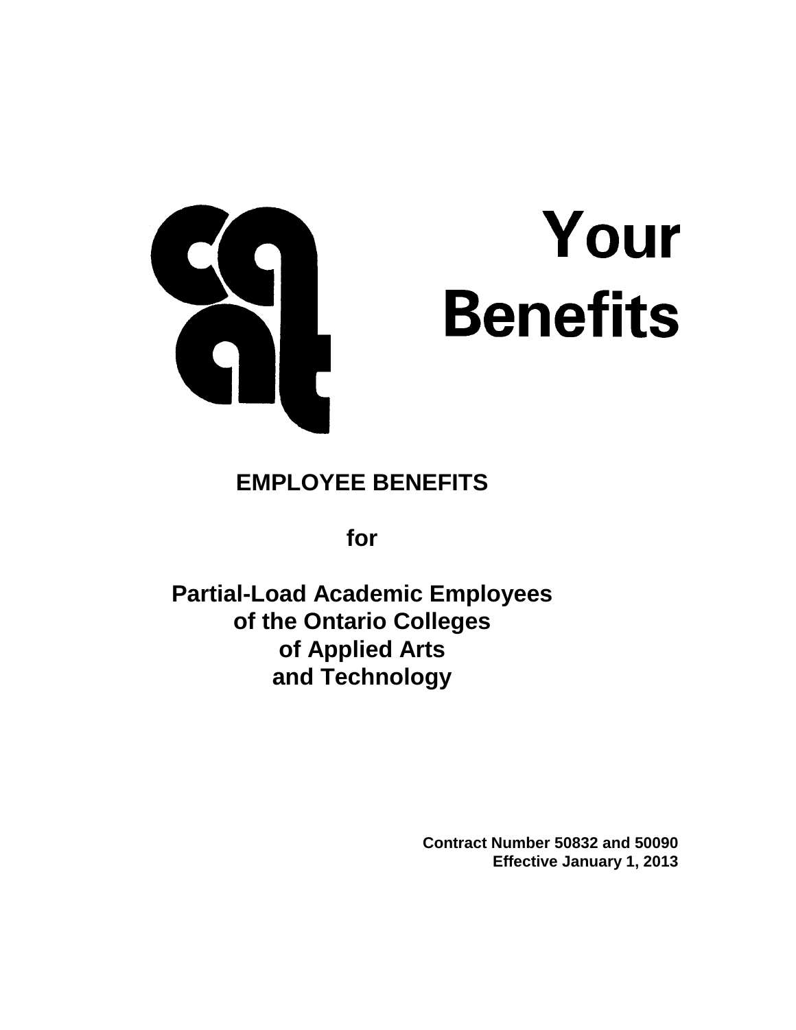# Your Benefits

## EMPLOYEE BENEFITS

**for**

**Partial-Load Academic Employees of the Ontario Colleges of Applied Arts and Technology**

**Contract Number 50832 and 50090**
**Effective January 1, 2013**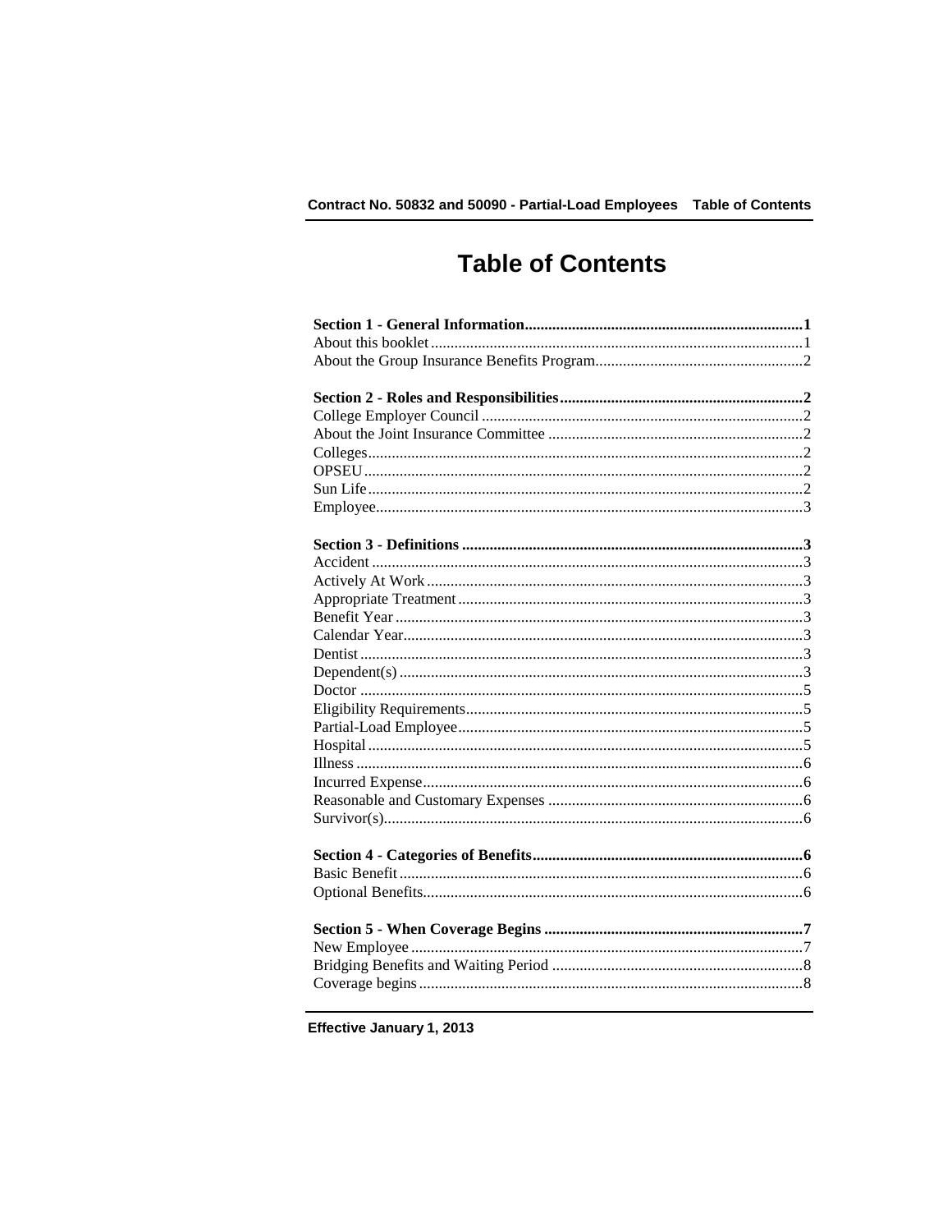# Table of Contents

**Section 1 - General Information** ..... **1**
About this booklet ..... 1
About the Group Insurance Benefits Program ..... 2

**Section 2 - Roles and Responsibilities** ..... **2**
College Employer Council ..... 2
About the Joint Insurance Committee ..... 2
Colleges ..... 2
OPSEU ..... 2
Sun Life ..... 2
Employee ..... 3

**Section 3 - Definitions** ..... **3**
Accident ..... 3
Actively At Work ..... 3
Appropriate Treatment ..... 3
Benefit Year ..... 3
Calendar Year ..... 3
Dentist ..... 3
Dependent(s) ..... 3
Doctor ..... 5
Eligibility Requirements ..... 5
Partial-Load Employee ..... 5
Hospital ..... 5
Illness ..... 6
Incurred Expense ..... 6
Reasonable and Customary Expenses ..... 6
Survivor(s) ..... 6

**Section 4 - Categories of Benefits** ..... **6**
Basic Benefit ..... 6
Optional Benefits ..... 6

**Section 5 - When Coverage Begins** ..... **7**
New Employee ..... 7
Bridging Benefits and Waiting Period ..... 8
Coverage begins ..... 8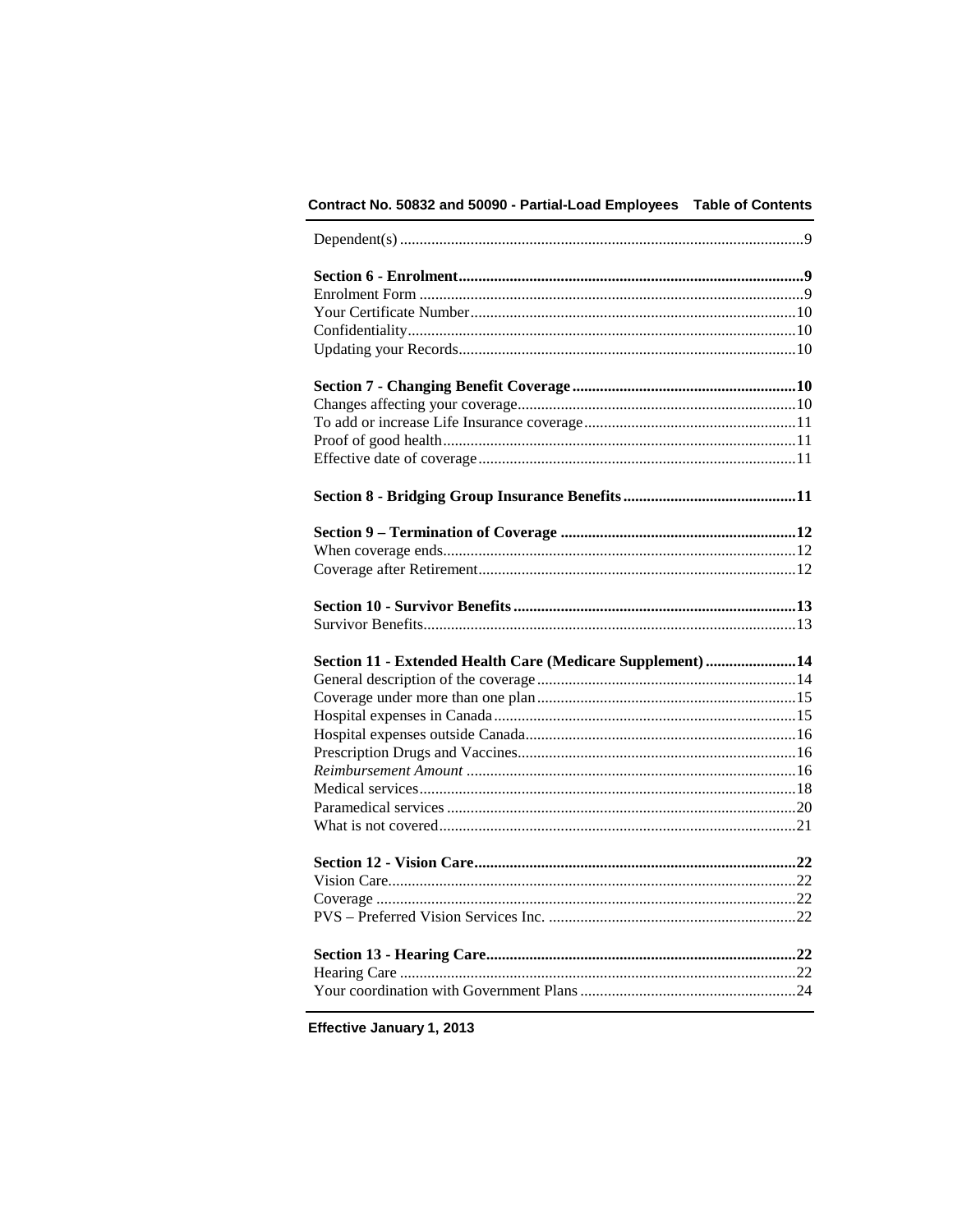Dependent(s) ..... 9

**Section 6 - Enrolment ..... 9**

Enrolment Form ..... 9
Your Certificate Number ..... 10
Confidentiality ..... 10
Updating your Records ..... 10

**Section 7 - Changing Benefit Coverage ..... 10**

Changes affecting your coverage ..... 10
To add or increase Life Insurance coverage ..... 11
Proof of good health ..... 11
Effective date of coverage ..... 11

**Section 8 - Bridging Group Insurance Benefits ..... 11**

**Section 9 – Termination of Coverage ..... 12**

When coverage ends ..... 12
Coverage after Retirement ..... 12

**Section 10 - Survivor Benefits ..... 13**

Survivor Benefits ..... 13

**Section 11 - Extended Health Care (Medicare Supplement) ..... 14**

General description of the coverage ..... 14
Coverage under more than one plan ..... 15
Hospital expenses in Canada ..... 15
Hospital expenses outside Canada ..... 16
Prescription Drugs and Vaccines ..... 16
*Reimbursement Amount* ..... 16
Medical services ..... 18
Paramedical services ..... 20
What is not covered ..... 21

**Section 12 - Vision Care ..... 22**

Vision Care ..... 22
Coverage ..... 22
PVS – Preferred Vision Services Inc. ..... 22

**Section 13 - Hearing Care ..... 22**

Hearing Care ..... 22
Your coordination with Government Plans ..... 24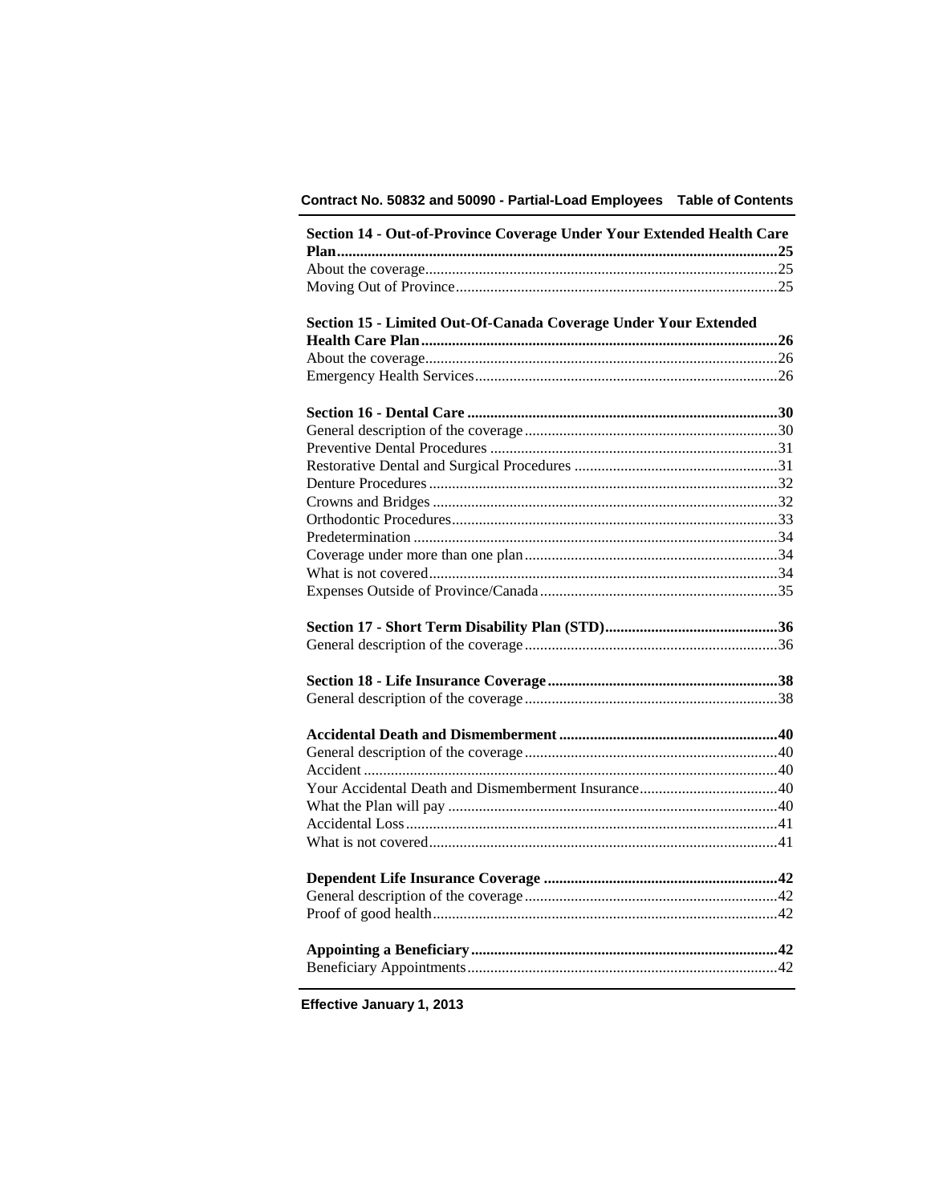**Section 14 - Out-of-Province Coverage Under Your Extended Health Care Plan** .....25

About the coverage .....25

Moving Out of Province .....25

**Section 15 - Limited Out-Of-Canada Coverage Under Your Extended Health Care Plan** .....26

About the coverage .....26

Emergency Health Services .....26

**Section 16 - Dental Care** .....30

General description of the coverage .....30

Preventive Dental Procedures .....31

Restorative Dental and Surgical Procedures .....31

Denture Procedures .....32

Crowns and Bridges .....32

Orthodontic Procedures .....33

Predetermination .....34

Coverage under more than one plan .....34

What is not covered .....34

Expenses Outside of Province/Canada .....35

**Section 17 - Short Term Disability Plan (STD)** .....36

General description of the coverage .....36

**Section 18 - Life Insurance Coverage** .....38

General description of the coverage .....38

**Accidental Death and Dismemberment** .....40

General description of the coverage .....40

Accident .....40

Your Accidental Death and Dismemberment Insurance .....40

What the Plan will pay .....40

Accidental Loss .....41

What is not covered .....41

**Dependent Life Insurance Coverage** .....42

General description of the coverage .....42

Proof of good health .....42

**Appointing a Beneficiary** .....42

Beneficiary Appointments .....42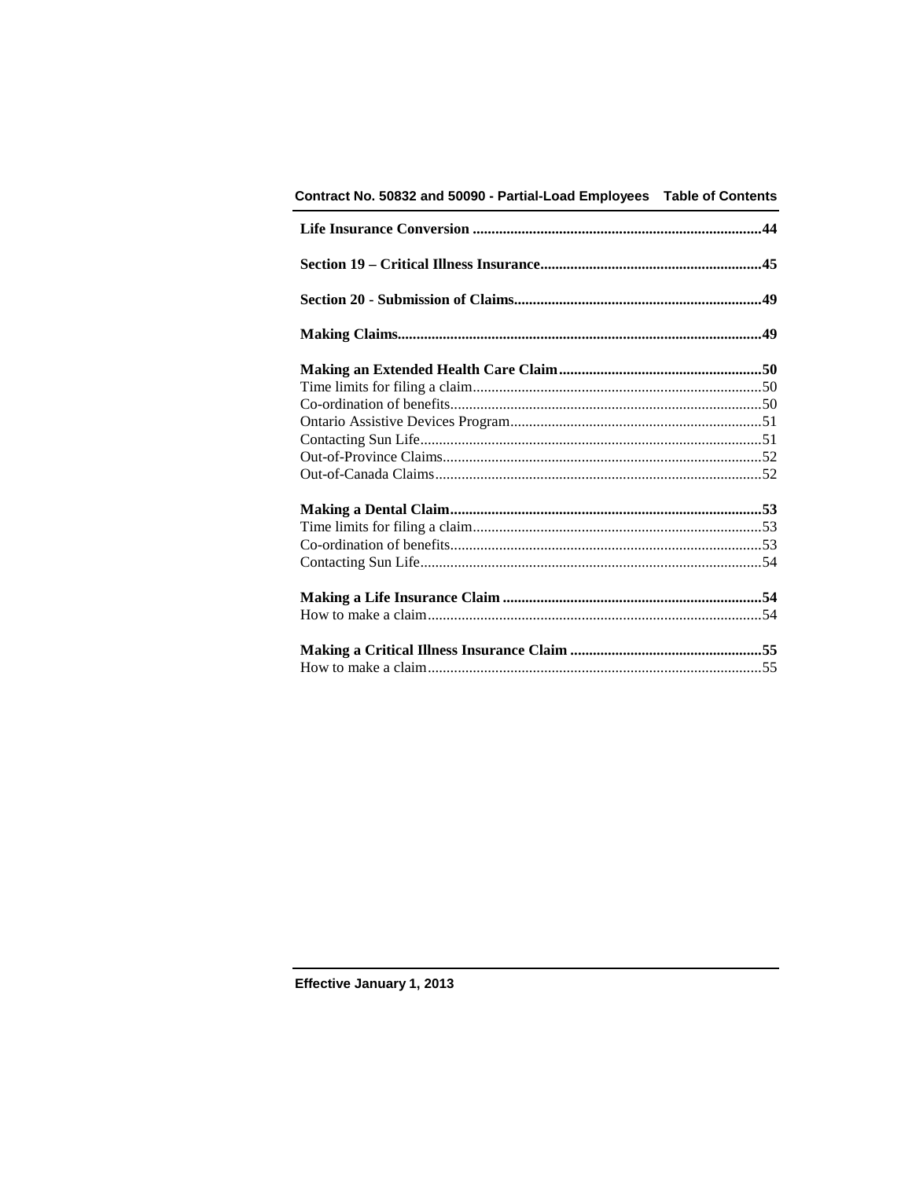**Life Insurance Conversion** .......................................................................... **44**

**Section 19 – Critical Illness Insurance** ........................................................ **45**

**Section 20 - Submission of Claims** ............................................................... **49**

**Making Claims** .............................................................................................. **49**

**Making an Extended Health Care Claim** ...................................................... **50**

Time limits for filing a claim ............................................................................ 50

Co-ordination of benefits .................................................................................. 50

Ontario Assistive Devices Program .................................................................. 51

Contacting Sun Life .......................................................................................... 51

Out-of-Province Claims .................................................................................... 52

Out-of-Canada Claims ...................................................................................... 52

**Making a Dental Claim** ................................................................................. **53**

Time limits for filing a claim ............................................................................ 53

Co-ordination of benefits .................................................................................. 53

Contacting Sun Life .......................................................................................... 54

**Making a Life Insurance Claim** ..................................................................... **54**

How to make a claim ........................................................................................ 54

**Making a Critical Illness Insurance Claim** ................................................... **55**

How to make a claim ........................................................................................ 55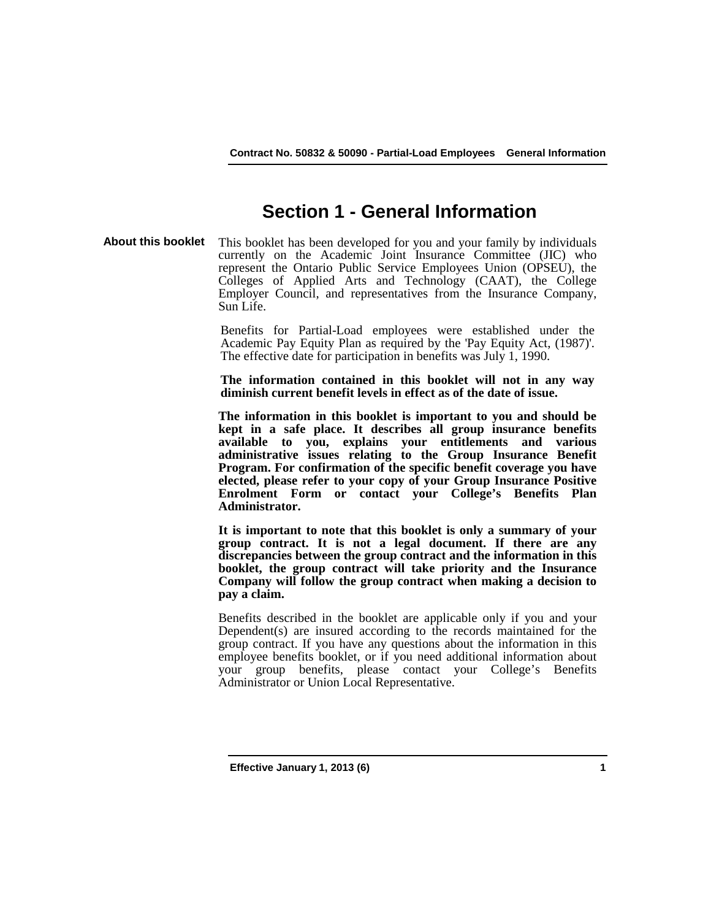# Section 1 - General Information

**About this booklet**

This booklet has been developed for you and your family by individuals currently on the Academic Joint Insurance Committee (JIC) who represent the Ontario Public Service Employees Union (OPSEU), the Colleges of Applied Arts and Technology (CAAT), the College Employer Council, and representatives from the Insurance Company, Sun Life.

Benefits for Partial-Load employees were established under the Academic Pay Equity Plan as required by the 'Pay Equity Act, (1987)'. The effective date for participation in benefits was July 1, 1990.

**The information contained in this booklet will not in any way diminish current benefit levels in effect as of the date of issue.**

**The information in this booklet is important to you and should be kept in a safe place. It describes all group insurance benefits available to you, explains your entitlements and various administrative issues relating to the Group Insurance Benefit Program. For confirmation of the specific benefit coverage you have elected, please refer to your copy of your Group Insurance Positive Enrolment Form or contact your College's Benefits Plan Administrator.**

**It is important to note that this booklet is only a summary of your group contract. It is not a legal document. If there are any discrepancies between the group contract and the information in this booklet, the group contract will take priority and the Insurance Company will follow the group contract when making a decision to pay a claim.**

Benefits described in the booklet are applicable only if you and your Dependent(s) are insured according to the records maintained for the group contract. If you have any questions about the information in this employee benefits booklet, or if you need additional information about your group benefits, please contact your College's Benefits Administrator or Union Local Representative.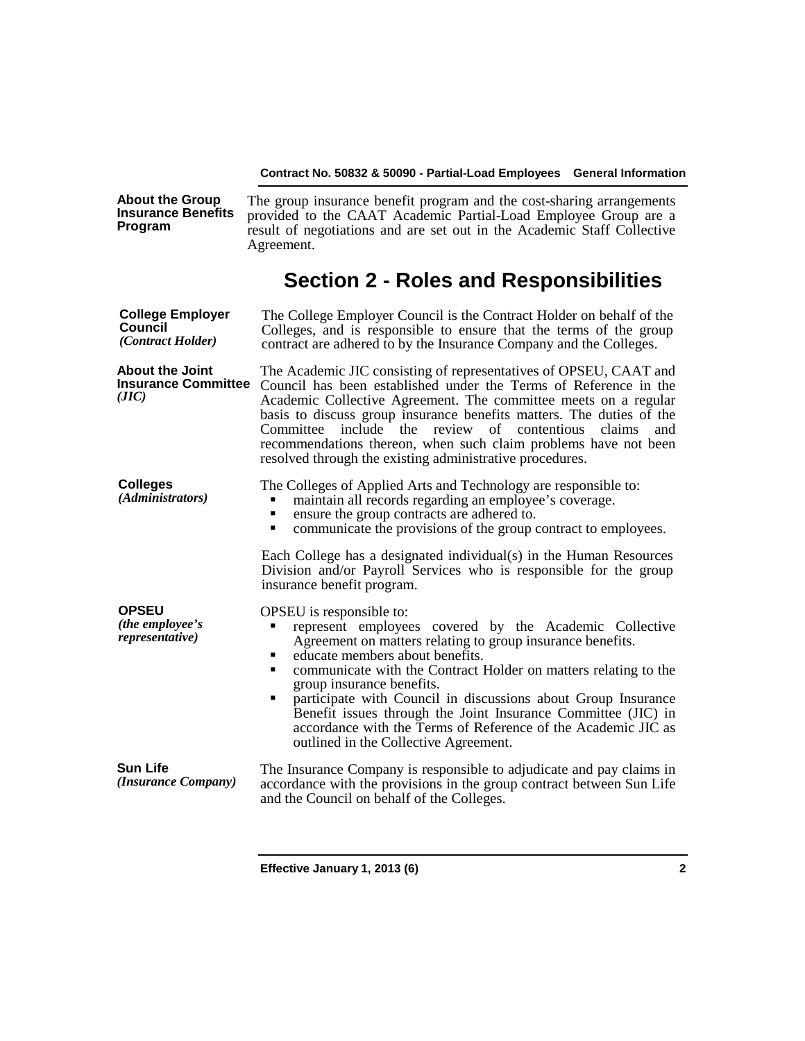**About the Group Insurance Benefits Program**

The group insurance benefit program and the cost-sharing arrangements provided to the CAAT Academic Partial-Load Employee Group are a result of negotiations and are set out in the Academic Staff Collective Agreement.

## Section 2 - Roles and Responsibilities

**College Employer Council** *(Contract Holder)*

The College Employer Council is the Contract Holder on behalf of the Colleges, and is responsible to ensure that the terms of the group contract are adhered to by the Insurance Company and the Colleges.

**About the Joint Insurance Committee** *(JIC)*

The Academic JIC consisting of representatives of OPSEU, CAAT and Council has been established under the Terms of Reference in the Academic Collective Agreement. The committee meets on a regular basis to discuss group insurance benefits matters. The duties of the Committee include the review of contentious claims and recommendations thereon, when such claim problems have not been resolved through the existing administrative procedures.

**Colleges** *(Administrators)*

The Colleges of Applied Arts and Technology are responsible to:

- maintain all records regarding an employee's coverage.
- ensure the group contracts are adhered to.
- communicate the provisions of the group contract to employees.

Each College has a designated individual(s) in the Human Resources Division and/or Payroll Services who is responsible for the group insurance benefit program.

**OPSEU** *(the employee's representative)*

OPSEU is responsible to:

- represent employees covered by the Academic Collective Agreement on matters relating to group insurance benefits.
- educate members about benefits.
- communicate with the Contract Holder on matters relating to the group insurance benefits.
- participate with Council in discussions about Group Insurance Benefit issues through the Joint Insurance Committee (JIC) in accordance with the Terms of Reference of the Academic JIC as outlined in the Collective Agreement.

**Sun Life** *(Insurance Company)*

The Insurance Company is responsible to adjudicate and pay claims in accordance with the provisions in the group contract between Sun Life and the Council on behalf of the Colleges.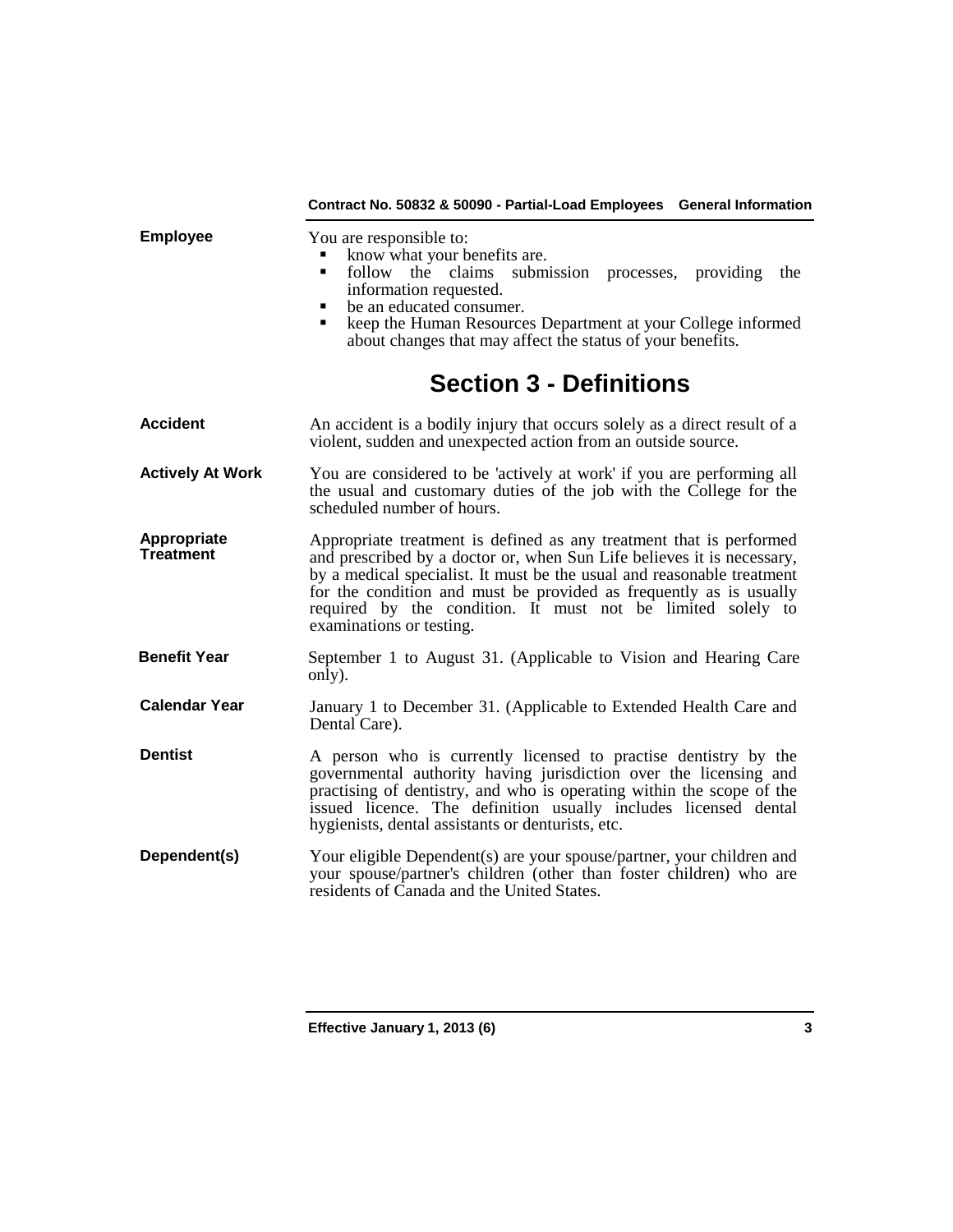**Employee**

You are responsible to:

- know what your benefits are.
- follow the claims submission processes, providing the information requested.
- be an educated consumer.
- keep the Human Resources Department at your College informed about changes that may affect the status of your benefits.

# Section 3 - Definitions

**Accident**

An accident is a bodily injury that occurs solely as a direct result of a violent, sudden and unexpected action from an outside source.

**Actively At Work**

You are considered to be 'actively at work' if you are performing all the usual and customary duties of the job with the College for the scheduled number of hours.

**Appropriate Treatment**

Appropriate treatment is defined as any treatment that is performed and prescribed by a doctor or, when Sun Life believes it is necessary, by a medical specialist. It must be the usual and reasonable treatment for the condition and must be provided as frequently as is usually required by the condition. It must not be limited solely to examinations or testing.

**Benefit Year**

September 1 to August 31. (Applicable to Vision and Hearing Care only).

**Calendar Year**

January 1 to December 31. (Applicable to Extended Health Care and Dental Care).

**Dentist**

A person who is currently licensed to practise dentistry by the governmental authority having jurisdiction over the licensing and practising of dentistry, and who is operating within the scope of the issued licence. The definition usually includes licensed dental hygienists, dental assistants or denturists, etc.

**Dependent(s)**

Your eligible Dependent(s) are your spouse/partner, your children and your spouse/partner's children (other than foster children) who are residents of Canada and the United States.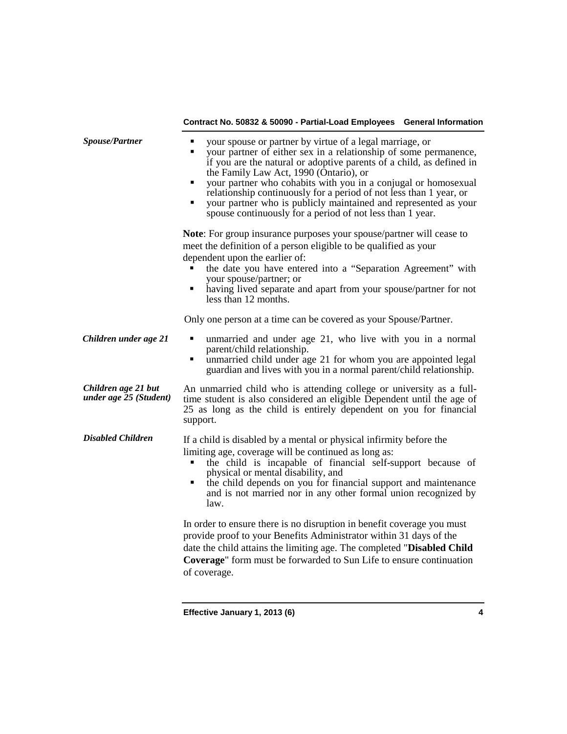***Spouse/Partner***

- your spouse or partner by virtue of a legal marriage, or
- your partner of either sex in a relationship of some permanence, if you are the natural or adoptive parents of a child, as defined in the Family Law Act, 1990 (Ontario), or
- your partner who cohabits with you in a conjugal or homosexual relationship continuously for a period of not less than 1 year, or
- your partner who is publicly maintained and represented as your spouse continuously for a period of not less than 1 year.

**Note**: For group insurance purposes your spouse/partner will cease to meet the definition of a person eligible to be qualified as your dependent upon the earlier of:

- the date you have entered into a "Separation Agreement" with your spouse/partner; or
- having lived separate and apart from your spouse/partner for not less than 12 months.

Only one person at a time can be covered as your Spouse/Partner.

***Children under age 21***

- unmarried and under age 21, who live with you in a normal parent/child relationship.
- unmarried child under age 21 for whom you are appointed legal guardian and lives with you in a normal parent/child relationship.

***Children age 21 but under age 25 (Student)***

An unmarried child who is attending college or university as a full-time student is also considered an eligible Dependent until the age of 25 as long as the child is entirely dependent on you for financial support.

***Disabled Children***

If a child is disabled by a mental or physical infirmity before the limiting age, coverage will be continued as long as:

- the child is incapable of financial self-support because of physical or mental disability, and
- the child depends on you for financial support and maintenance and is not married nor in any other formal union recognized by law.

In order to ensure there is no disruption in benefit coverage you must provide proof to your Benefits Administrator within 31 days of the date the child attains the limiting age. The completed "**Disabled Child Coverage**" form must be forwarded to Sun Life to ensure continuation of coverage.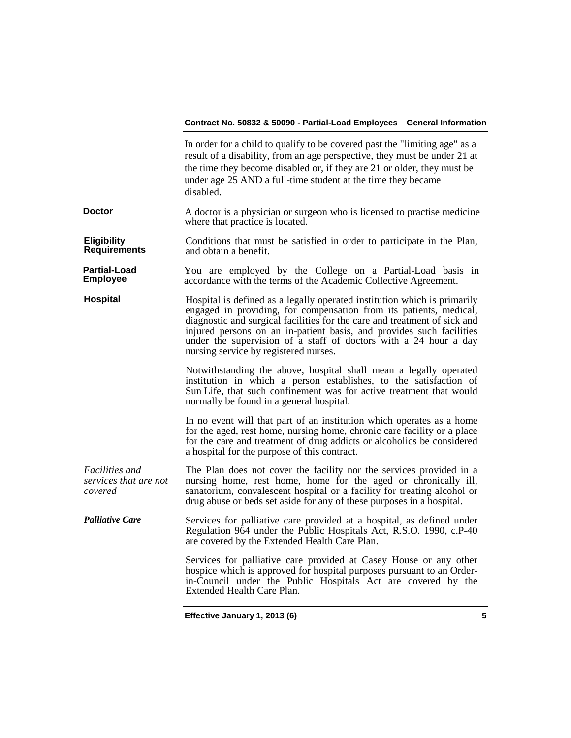In order for a child to qualify to be covered past the "limiting age" as a result of a disability, from an age perspective, they must be under 21 at the time they become disabled or, if they are 21 or older, they must be under age 25 AND a full-time student at the time they became disabled.

**Doctor**

A doctor is a physician or surgeon who is licensed to practise medicine where that practice is located.

**Eligibility Requirements**

Conditions that must be satisfied in order to participate in the Plan, and obtain a benefit.

**Partial-Load Employee**

You are employed by the College on a Partial-Load basis in accordance with the terms of the Academic Collective Agreement.

**Hospital**

Hospital is defined as a legally operated institution which is primarily engaged in providing, for compensation from its patients, medical, diagnostic and surgical facilities for the care and treatment of sick and injured persons on an in-patient basis, and provides such facilities under the supervision of a staff of doctors with a 24 hour a day nursing service by registered nurses.

Notwithstanding the above, hospital shall mean a legally operated institution in which a person establishes, to the satisfaction of Sun Life, that such confinement was for active treatment that would normally be found in a general hospital.

In no event will that part of an institution which operates as a home for the aged, rest home, nursing home, chronic care facility or a place for the care and treatment of drug addicts or alcoholics be considered a hospital for the purpose of this contract.

*Facilities and services that are not covered*

The Plan does not cover the facility nor the services provided in a nursing home, rest home, home for the aged or chronically ill, sanatorium, convalescent hospital or a facility for treating alcohol or drug abuse or beds set aside for any of these purposes in a hospital.

***Palliative Care***

Services for palliative care provided at a hospital, as defined under Regulation 964 under the Public Hospitals Act, R.S.O. 1990, c.P-40 are covered by the Extended Health Care Plan.

Services for palliative care provided at Casey House or any other hospice which is approved for hospital purposes pursuant to an Order-in-Council under the Public Hospitals Act are covered by the Extended Health Care Plan.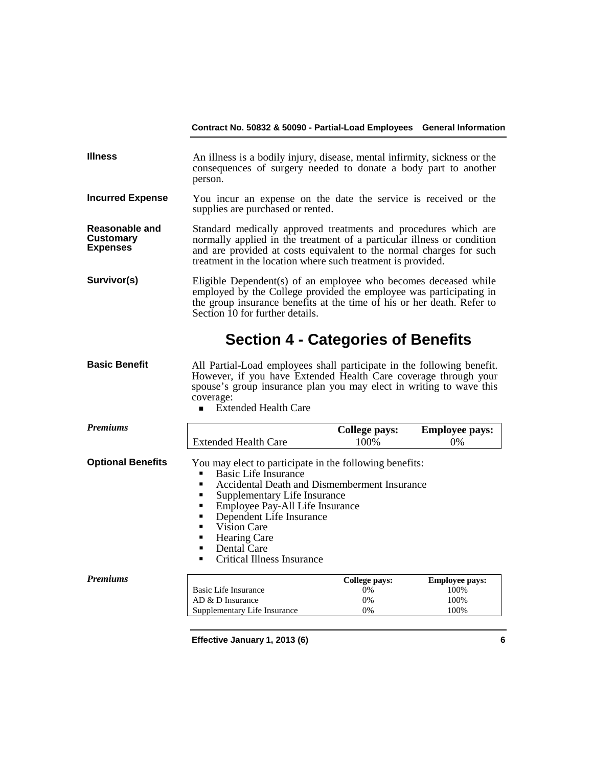**Illness**

An illness is a bodily injury, disease, mental infirmity, sickness or the consequences of surgery needed to donate a body part to another person.

**Incurred Expense**

You incur an expense on the date the service is received or the supplies are purchased or rented.

**Reasonable and Customary Expenses**

Standard medically approved treatments and procedures which are normally applied in the treatment of a particular illness or condition and are provided at costs equivalent to the normal charges for such treatment in the location where such treatment is provided.

**Survivor(s)**

Eligible Dependent(s) of an employee who becomes deceased while employed by the College provided the employee was participating in the group insurance benefits at the time of his or her death. Refer to Section 10 for further details.

# Section 4 - Categories of Benefits

**Basic Benefit**

All Partial-Load employees shall participate in the following benefit. However, if you have Extended Health Care coverage through your spouse's group insurance plan you may elect in writing to wave this coverage:

- Extended Health Care

***Premiums***

| | College pays: | Employee pays: |
|---|---|---|
| Extended Health Care | 100% | 0% |

**Optional Benefits**

You may elect to participate in the following benefits:

- Basic Life Insurance
- Accidental Death and Dismemberment Insurance
- Supplementary Life Insurance
- Employee Pay-All Life Insurance
- Dependent Life Insurance
- Vision Care
- Hearing Care
- Dental Care
- Critical Illness Insurance

***Premiums***

| | College pays: | Employee pays: |
|---|---|---|
| Basic Life Insurance | 0% | 100% |
| AD & D Insurance | 0% | 100% |
| Supplementary Life Insurance | 0% | 100% |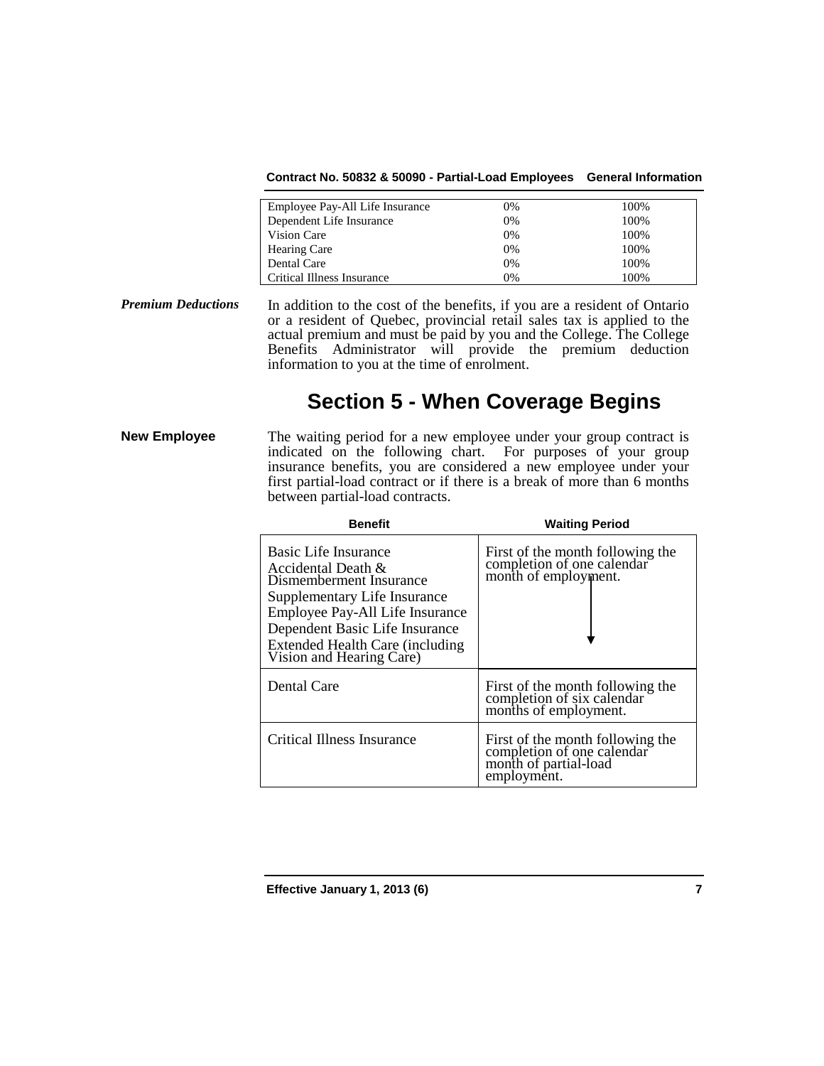| | | |
|---|---|---|
| Employee Pay-All Life Insurance | 0% | 100% |
| Dependent Life Insurance | 0% | 100% |
| Vision Care | 0% | 100% |
| Hearing Care | 0% | 100% |
| Dental Care | 0% | 100% |
| Critical Illness Insurance | 0% | 100% |

***Premium Deductions***

In addition to the cost of the benefits, if you are a resident of Ontario or a resident of Quebec, provincial retail sales tax is applied to the actual premium and must be paid by you and the College. The College Benefits Administrator will provide the premium deduction information to you at the time of enrolment.

# Section 5 - When Coverage Begins

**New Employee**

The waiting period for a new employee under your group contract is indicated on the following chart. For purposes of your group insurance benefits, you are considered a new employee under your first partial-load contract or if there is a break of more than 6 months between partial-load contracts.

| Benefit | Waiting Period |
|---|---|
| Basic Life Insurance<br>Accidental Death & Dismemberment Insurance<br>Supplementary Life Insurance<br>Employee Pay-All Life Insurance<br>Dependent Basic Life Insurance<br>Extended Health Care (including Vision and Hearing Care) | First of the month following the completion of one calendar month of employment. |
| Dental Care | First of the month following the completion of six calendar months of employment. |
| Critical Illness Insurance | First of the month following the completion of one calendar month of partial-load employment. |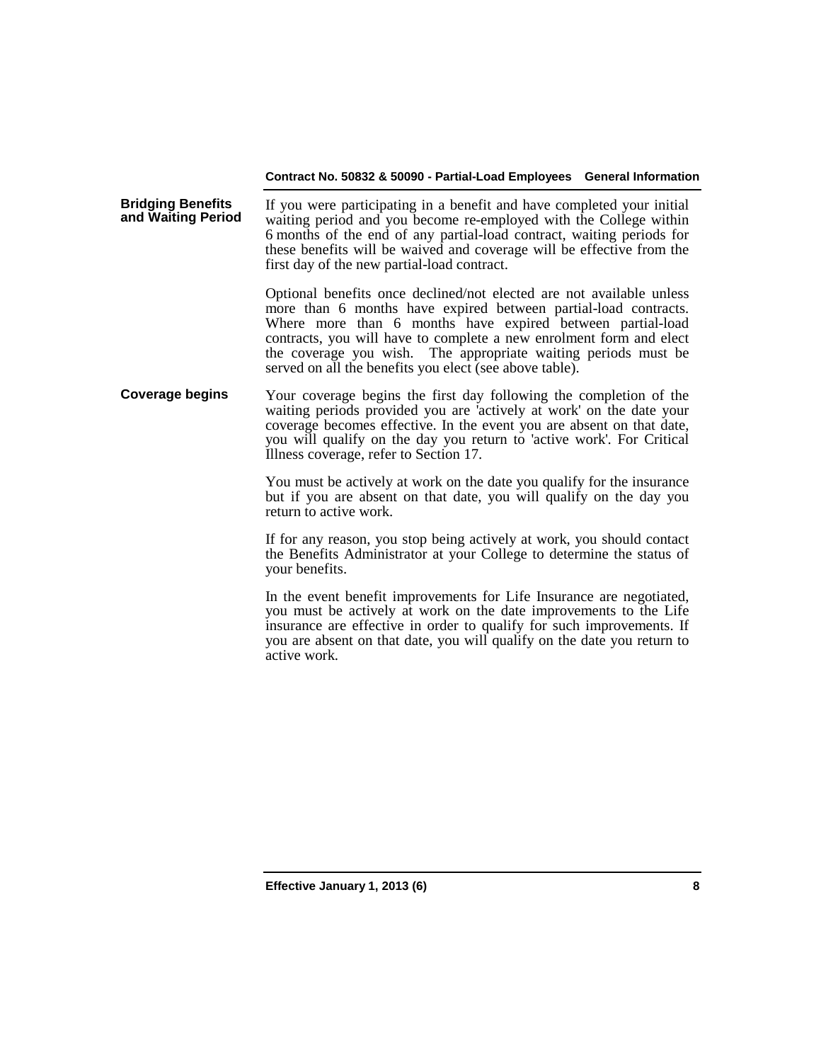### Bridging Benefits and Waiting Period

If you were participating in a benefit and have completed your initial waiting period and you become re-employed with the College within 6 months of the end of any partial-load contract, waiting periods for these benefits will be waived and coverage will be effective from the first day of the new partial-load contract.

Optional benefits once declined/not elected are not available unless more than 6 months have expired between partial-load contracts. Where more than 6 months have expired between partial-load contracts, you will have to complete a new enrolment form and elect the coverage you wish. The appropriate waiting periods must be served on all the benefits you elect (see above table).

### Coverage begins

Your coverage begins the first day following the completion of the waiting periods provided you are 'actively at work' on the date your coverage becomes effective. In the event you are absent on that date, you will qualify on the day you return to 'active work'. For Critical Illness coverage, refer to Section 17.

You must be actively at work on the date you qualify for the insurance but if you are absent on that date, you will qualify on the day you return to active work.

If for any reason, you stop being actively at work, you should contact the Benefits Administrator at your College to determine the status of your benefits.

In the event benefit improvements for Life Insurance are negotiated, you must be actively at work on the date improvements to the Life insurance are effective in order to qualify for such improvements. If you are absent on that date, you will qualify on the date you return to active work.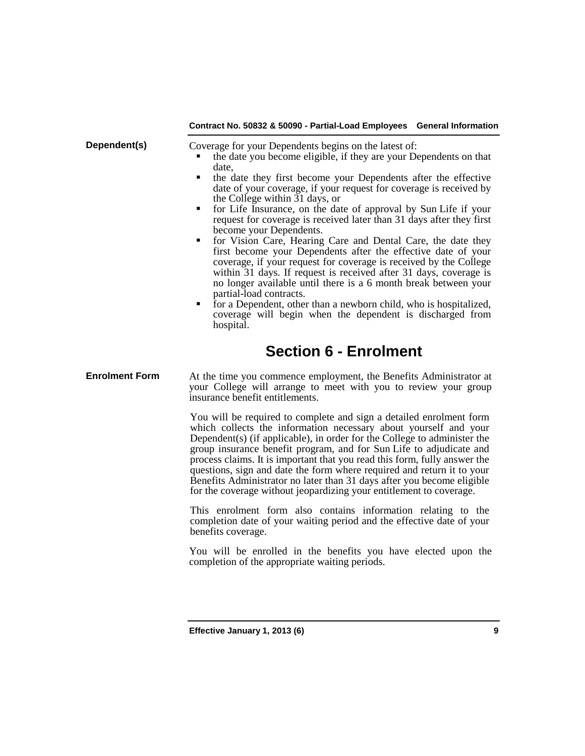**Dependent(s)**

Coverage for your Dependents begins on the latest of:

- the date you become eligible, if they are your Dependents on that date,
- the date they first become your Dependents after the effective date of your coverage, if your request for coverage is received by the College within 31 days, or
- for Life Insurance, on the date of approval by Sun Life if your request for coverage is received later than 31 days after they first become your Dependents.
- for Vision Care, Hearing Care and Dental Care, the date they first become your Dependents after the effective date of your coverage, if your request for coverage is received by the College within 31 days. If request is received after 31 days, coverage is no longer available until there is a 6 month break between your partial-load contracts.
- for a Dependent, other than a newborn child, who is hospitalized, coverage will begin when the dependent is discharged from hospital.

# Section 6 - Enrolment

**Enrolment Form**

At the time you commence employment, the Benefits Administrator at your College will arrange to meet with you to review your group insurance benefit entitlements.

You will be required to complete and sign a detailed enrolment form which collects the information necessary about yourself and your Dependent(s) (if applicable), in order for the College to administer the group insurance benefit program, and for Sun Life to adjudicate and process claims. It is important that you read this form, fully answer the questions, sign and date the form where required and return it to your Benefits Administrator no later than 31 days after you become eligible for the coverage without jeopardizing your entitlement to coverage.

This enrolment form also contains information relating to the completion date of your waiting period and the effective date of your benefits coverage.

You will be enrolled in the benefits you have elected upon the completion of the appropriate waiting periods.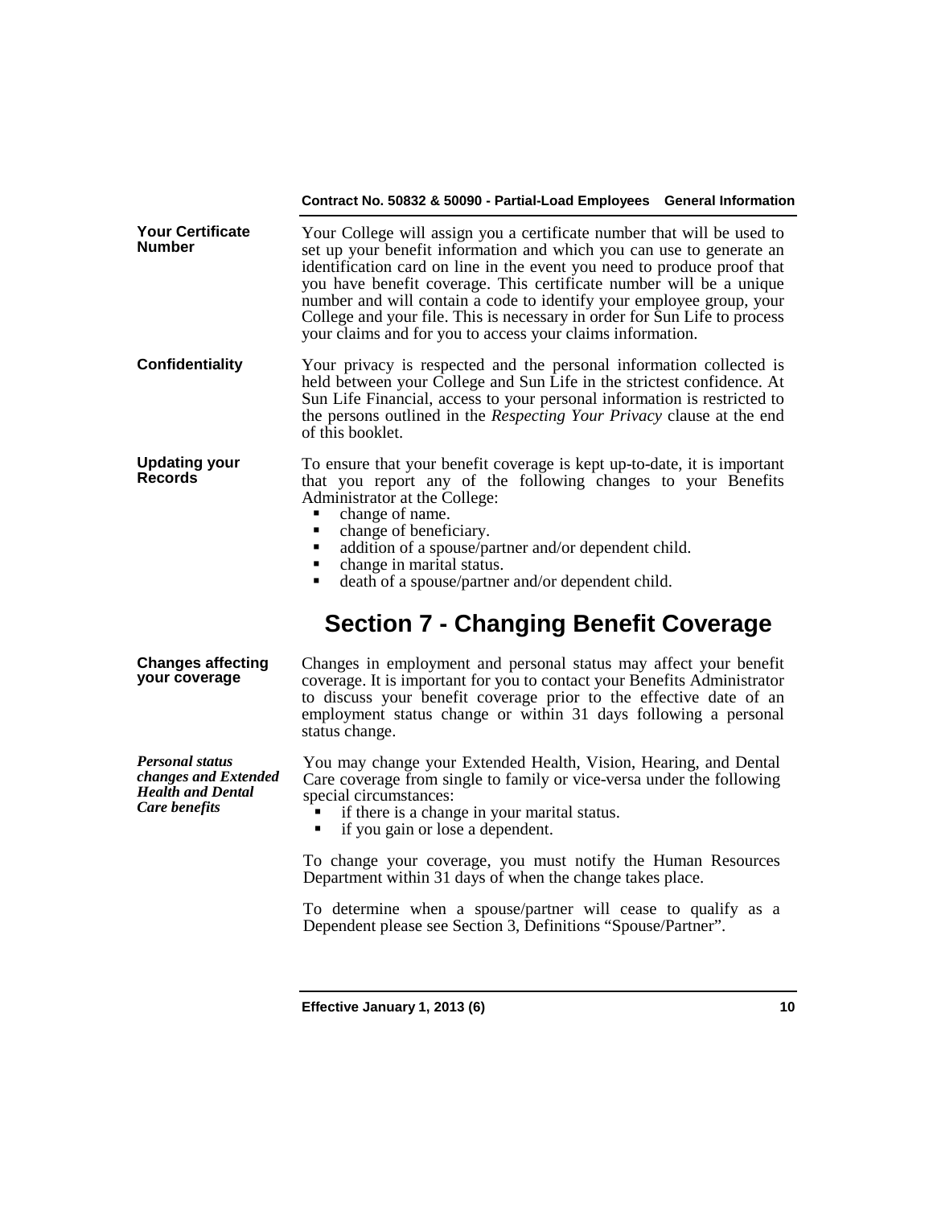**Your Certificate Number**

Your College will assign you a certificate number that will be used to set up your benefit information and which you can use to generate an identification card on line in the event you need to produce proof that you have benefit coverage. This certificate number will be a unique number and will contain a code to identify your employee group, your College and your file. This is necessary in order for Sun Life to process your claims and for you to access your claims information.

**Confidentiality**

Your privacy is respected and the personal information collected is held between your College and Sun Life in the strictest confidence. At Sun Life Financial, access to your personal information is restricted to the persons outlined in the *Respecting Your Privacy* clause at the end of this booklet.

**Updating your Records**

To ensure that your benefit coverage is kept up-to-date, it is important that you report any of the following changes to your Benefits Administrator at the College:

- change of name.
- change of beneficiary.
- addition of a spouse/partner and/or dependent child.
- change in marital status.
- death of a spouse/partner and/or dependent child.

# Section 7 - Changing Benefit Coverage

**Changes affecting your coverage**

Changes in employment and personal status may affect your benefit coverage. It is important for you to contact your Benefits Administrator to discuss your benefit coverage prior to the effective date of an employment status change or within 31 days following a personal status change.

***Personal status changes and Extended Health and Dental Care benefits***

You may change your Extended Health, Vision, Hearing, and Dental Care coverage from single to family or vice-versa under the following special circumstances:

- if there is a change in your marital status.
- if you gain or lose a dependent.

To change your coverage, you must notify the Human Resources Department within 31 days of when the change takes place.

To determine when a spouse/partner will cease to qualify as a Dependent please see Section 3, Definitions "Spouse/Partner".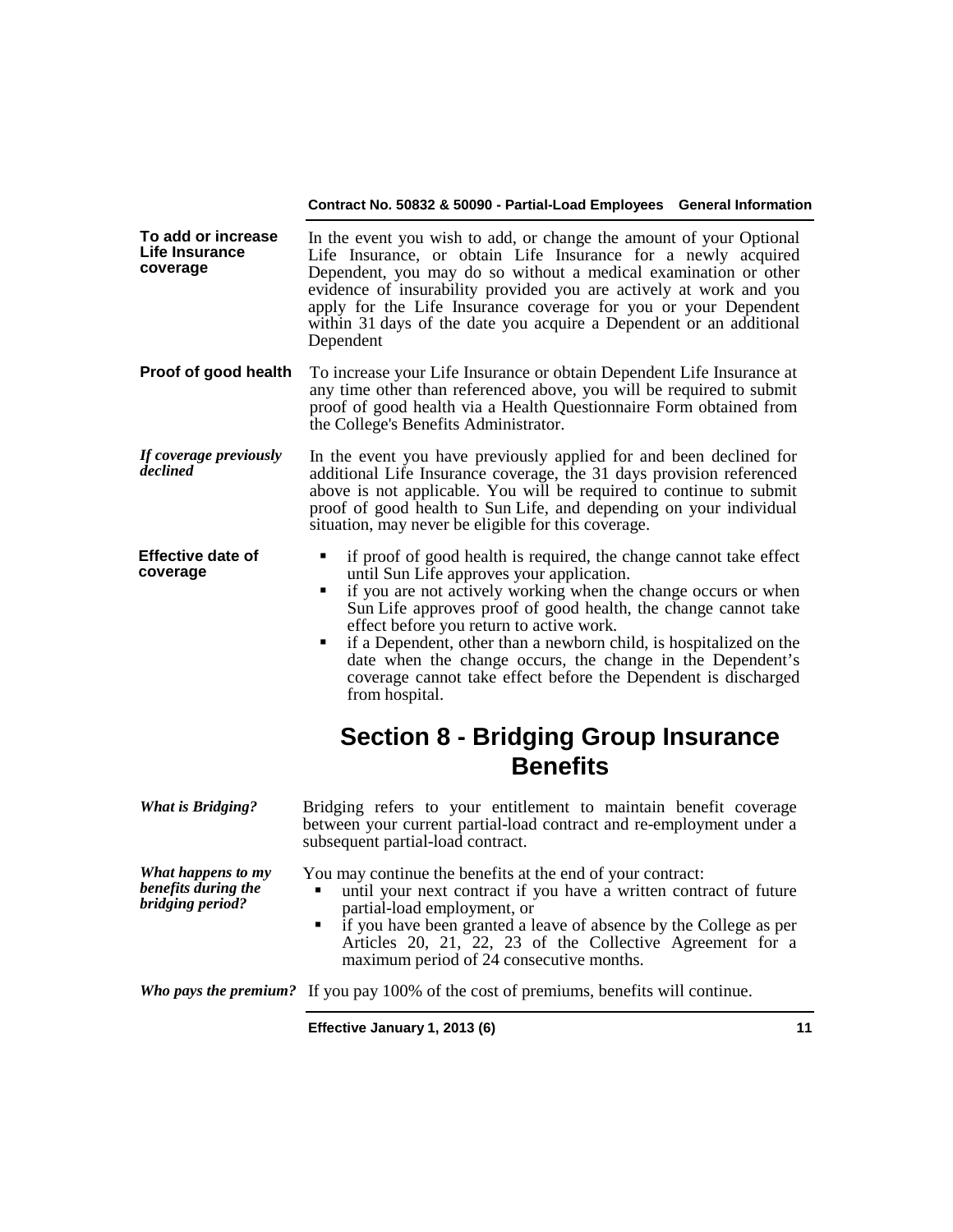**To add or increase Life Insurance coverage**

In the event you wish to add, or change the amount of your Optional Life Insurance, or obtain Life Insurance for a newly acquired Dependent, you may do so without a medical examination or other evidence of insurability provided you are actively at work and you apply for the Life Insurance coverage for you or your Dependent within 31 days of the date you acquire a Dependent or an additional Dependent

**Proof of good health**

To increase your Life Insurance or obtain Dependent Life Insurance at any time other than referenced above, you will be required to submit proof of good health via a Health Questionnaire Form obtained from the College's Benefits Administrator.

***If coverage previously declined***

In the event you have previously applied for and been declined for additional Life Insurance coverage, the 31 days provision referenced above is not applicable. You will be required to continue to submit proof of good health to Sun Life, and depending on your individual situation, may never be eligible for this coverage.

**Effective date of coverage**

- if proof of good health is required, the change cannot take effect until Sun Life approves your application.
- if you are not actively working when the change occurs or when Sun Life approves proof of good health, the change cannot take effect before you return to active work.
- if a Dependent, other than a newborn child, is hospitalized on the date when the change occurs, the change in the Dependent's coverage cannot take effect before the Dependent is discharged from hospital.

# Section 8 - Bridging Group Insurance Benefits

***What is Bridging?***

Bridging refers to your entitlement to maintain benefit coverage between your current partial-load contract and re-employment under a subsequent partial-load contract.

***What happens to my benefits during the bridging period?***

You may continue the benefits at the end of your contract:

- until your next contract if you have a written contract of future partial-load employment, or
- if you have been granted a leave of absence by the College as per Articles 20, 21, 22, 23 of the Collective Agreement for a maximum period of 24 consecutive months.

***Who pays the premium?*** If you pay 100% of the cost of premiums, benefits will continue.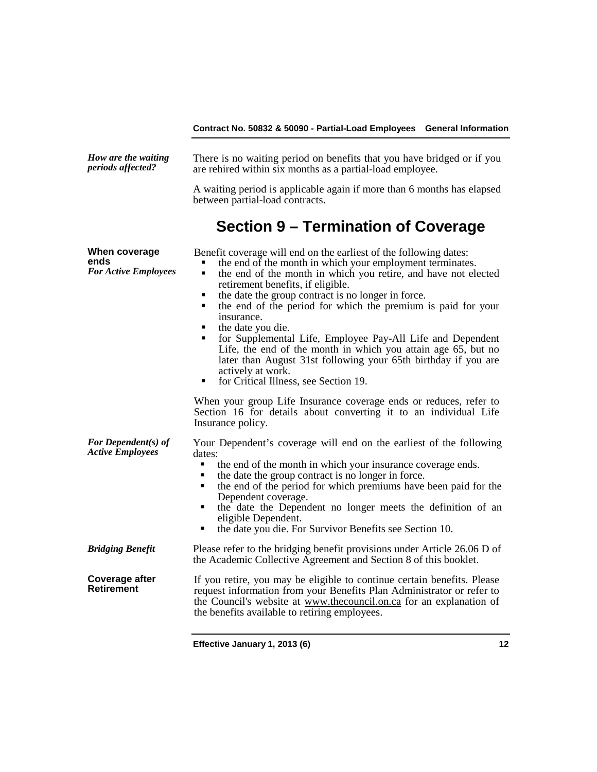***How are the waiting periods affected?***

There is no waiting period on benefits that you have bridged or if you are rehired within six months as a partial-load employee.

A waiting period is applicable again if more than 6 months has elapsed between partial-load contracts.

# Section 9 – Termination of Coverage

**When coverage ends**

***For Active Employees***

Benefit coverage will end on the earliest of the following dates:

- the end of the month in which your employment terminates.
- the end of the month in which you retire, and have not elected retirement benefits, if eligible.
- the date the group contract is no longer in force.
- the end of the period for which the premium is paid for your insurance.
- the date you die.
- for Supplemental Life, Employee Pay-All Life and Dependent Life, the end of the month in which you attain age 65, but no later than August 31st following your 65th birthday if you are actively at work.
- for Critical Illness, see Section 19.

When your group Life Insurance coverage ends or reduces, refer to Section 16 for details about converting it to an individual Life Insurance policy.

***For Dependent(s) of Active Employees***

Your Dependent's coverage will end on the earliest of the following dates:

- the end of the month in which your insurance coverage ends.
- the date the group contract is no longer in force.
- the end of the period for which premiums have been paid for the Dependent coverage.
- the date the Dependent no longer meets the definition of an eligible Dependent.
- the date you die. For Survivor Benefits see Section 10.

***Bridging Benefit***

Please refer to the bridging benefit provisions under Article 26.06 D of the Academic Collective Agreement and Section 8 of this booklet.

**Coverage after Retirement**

If you retire, you may be eligible to continue certain benefits. Please request information from your Benefits Plan Administrator or refer to the Council's website at www.thecouncil.on.ca for an explanation of the benefits available to retiring employees.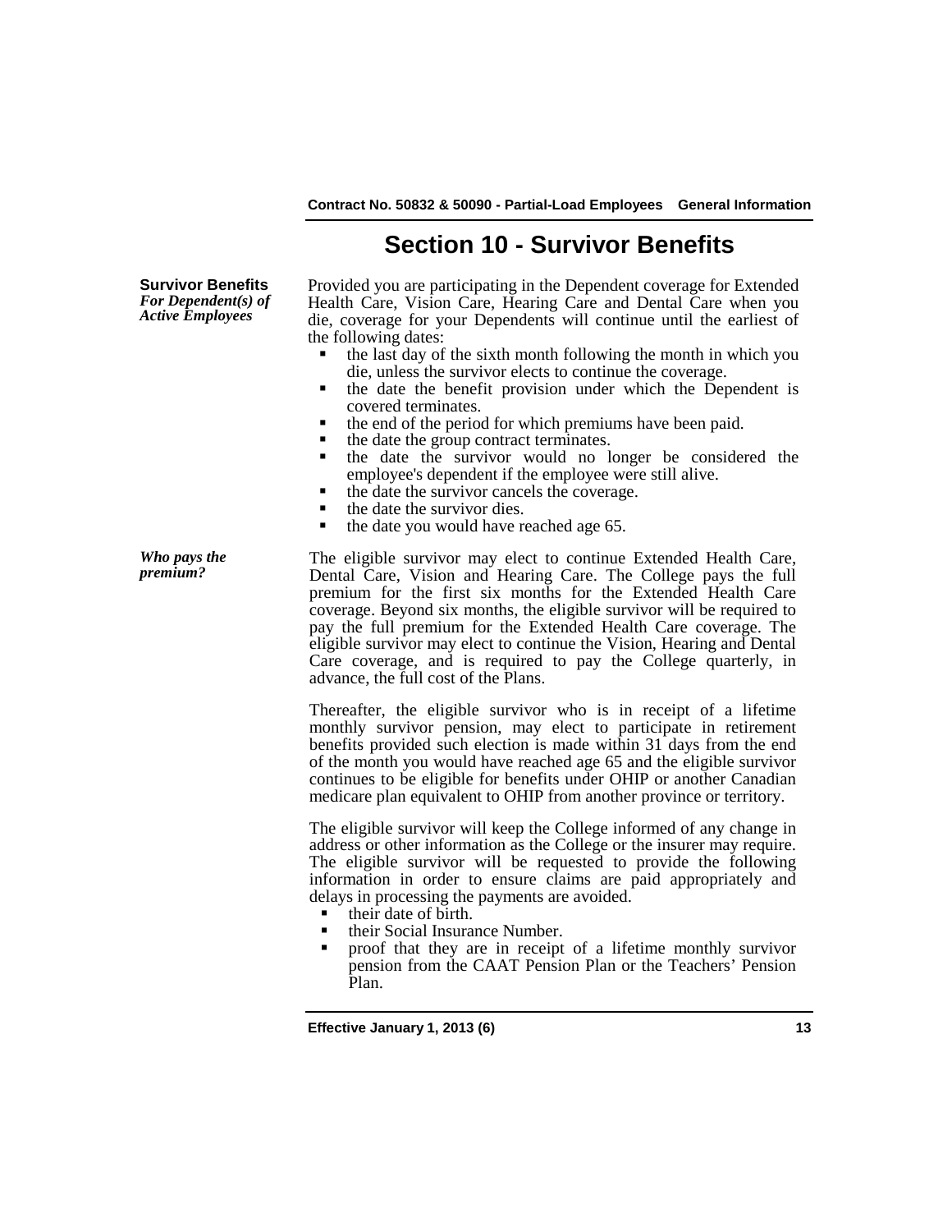# Section 10 - Survivor Benefits

**Survivor Benefits**
***For Dependent(s) of Active Employees***

Provided you are participating in the Dependent coverage for Extended Health Care, Vision Care, Hearing Care and Dental Care when you die, coverage for your Dependents will continue until the earliest of the following dates:

- the last day of the sixth month following the month in which you die, unless the survivor elects to continue the coverage.
- the date the benefit provision under which the Dependent is covered terminates.
- the end of the period for which premiums have been paid.
- the date the group contract terminates.
- the date the survivor would no longer be considered the employee's dependent if the employee were still alive.
- the date the survivor cancels the coverage.
- the date the survivor dies.
- the date you would have reached age 65.

***Who pays the premium?***

The eligible survivor may elect to continue Extended Health Care, Dental Care, Vision and Hearing Care. The College pays the full premium for the first six months for the Extended Health Care coverage. Beyond six months, the eligible survivor will be required to pay the full premium for the Extended Health Care coverage. The eligible survivor may elect to continue the Vision, Hearing and Dental Care coverage, and is required to pay the College quarterly, in advance, the full cost of the Plans.

Thereafter, the eligible survivor who is in receipt of a lifetime monthly survivor pension, may elect to participate in retirement benefits provided such election is made within 31 days from the end of the month you would have reached age 65 and the eligible survivor continues to be eligible for benefits under OHIP or another Canadian medicare plan equivalent to OHIP from another province or territory.

The eligible survivor will keep the College informed of any change in address or other information as the College or the insurer may require. The eligible survivor will be requested to provide the following information in order to ensure claims are paid appropriately and delays in processing the payments are avoided.

- their date of birth.
- their Social Insurance Number.
- proof that they are in receipt of a lifetime monthly survivor pension from the CAAT Pension Plan or the Teachers' Pension Plan.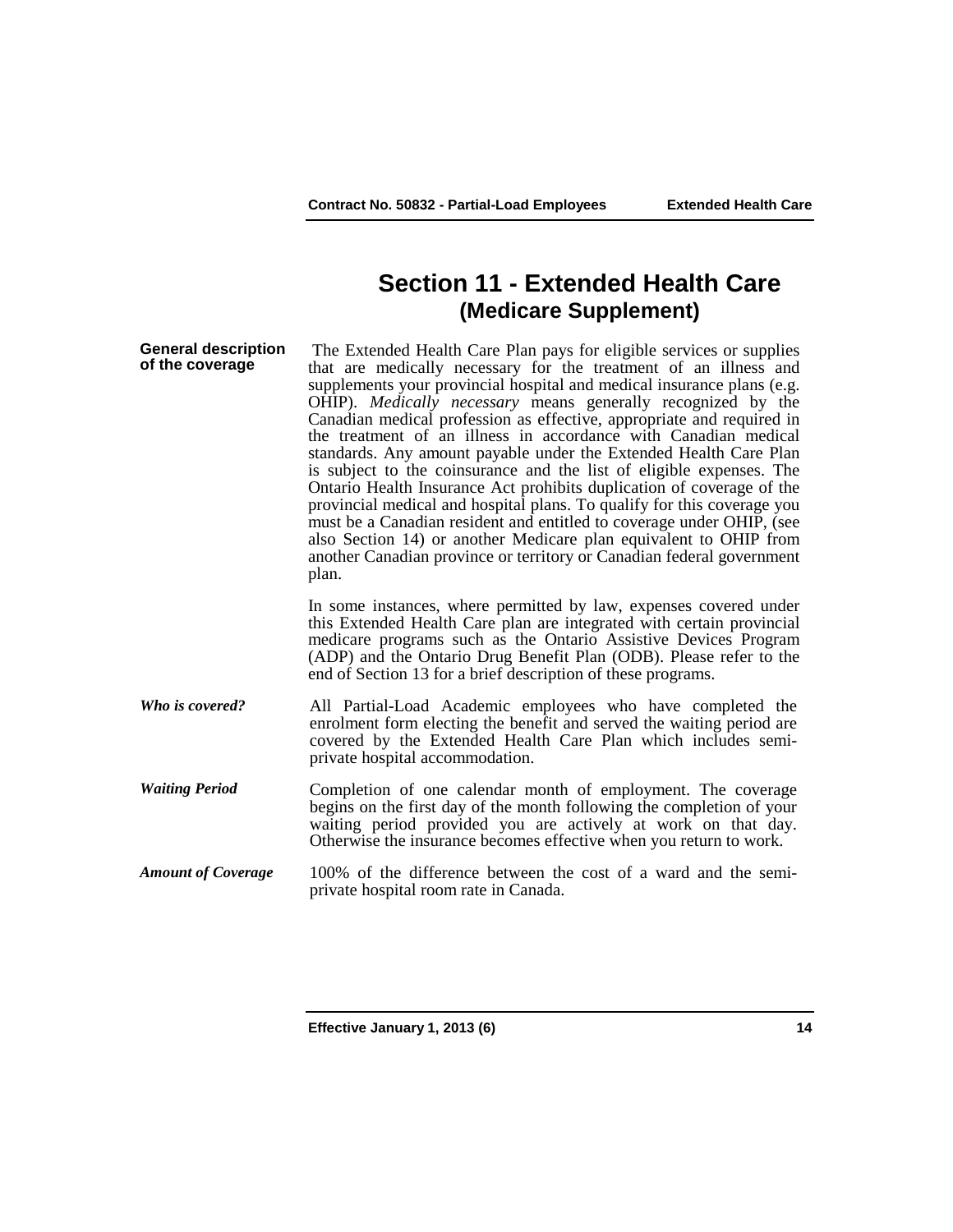# Section 11 - Extended Health Care
## (Medicare Supplement)

**General description of the coverage**

The Extended Health Care Plan pays for eligible services or supplies that are medically necessary for the treatment of an illness and supplements your provincial hospital and medical insurance plans (e.g. OHIP). *Medically necessary* means generally recognized by the Canadian medical profession as effective, appropriate and required in the treatment of an illness in accordance with Canadian medical standards. Any amount payable under the Extended Health Care Plan is subject to the coinsurance and the list of eligible expenses. The Ontario Health Insurance Act prohibits duplication of coverage of the provincial medical and hospital plans. To qualify for this coverage you must be a Canadian resident and entitled to coverage under OHIP, (see also Section 14) or another Medicare plan equivalent to OHIP from another Canadian province or territory or Canadian federal government plan.

In some instances, where permitted by law, expenses covered under this Extended Health Care plan are integrated with certain provincial medicare programs such as the Ontario Assistive Devices Program (ADP) and the Ontario Drug Benefit Plan (ODB). Please refer to the end of Section 13 for a brief description of these programs.

***Who is covered?***

All Partial-Load Academic employees who have completed the enrolment form electing the benefit and served the waiting period are covered by the Extended Health Care Plan which includes semi-private hospital accommodation.

***Waiting Period***

Completion of one calendar month of employment. The coverage begins on the first day of the month following the completion of your waiting period provided you are actively at work on that day. Otherwise the insurance becomes effective when you return to work.

***Amount of Coverage***

100% of the difference between the cost of a ward and the semi-private hospital room rate in Canada.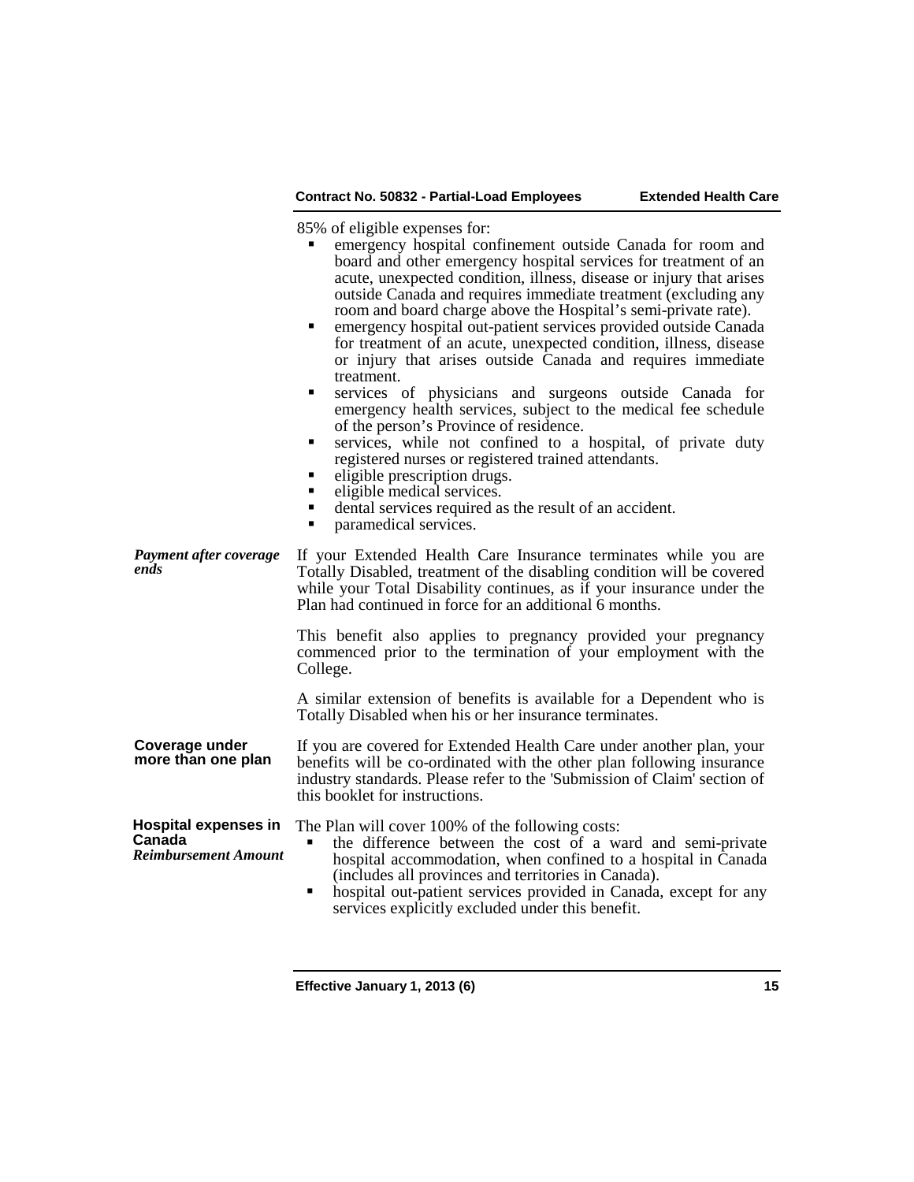85% of eligible expenses for:

- emergency hospital confinement outside Canada for room and board and other emergency hospital services for treatment of an acute, unexpected condition, illness, disease or injury that arises outside Canada and requires immediate treatment (excluding any room and board charge above the Hospital's semi-private rate).
- emergency hospital out-patient services provided outside Canada for treatment of an acute, unexpected condition, illness, disease or injury that arises outside Canada and requires immediate treatment.
- services of physicians and surgeons outside Canada for emergency health services, subject to the medical fee schedule of the person's Province of residence.
- services, while not confined to a hospital, of private duty registered nurses or registered trained attendants.
- eligible prescription drugs.
- eligible medical services.
- dental services required as the result of an accident.
- paramedical services.

***Payment after coverage ends***

If your Extended Health Care Insurance terminates while you are Totally Disabled, treatment of the disabling condition will be covered while your Total Disability continues, as if your insurance under the Plan had continued in force for an additional 6 months.

This benefit also applies to pregnancy provided your pregnancy commenced prior to the termination of your employment with the College.

A similar extension of benefits is available for a Dependent who is Totally Disabled when his or her insurance terminates.

**Coverage under more than one plan**

If you are covered for Extended Health Care under another plan, your benefits will be co-ordinated with the other plan following insurance industry standards. Please refer to the 'Submission of Claim' section of this booklet for instructions.

**Hospital expenses in Canada**

***Reimbursement Amount***

The Plan will cover 100% of the following costs:

- the difference between the cost of a ward and semi-private hospital accommodation, when confined to a hospital in Canada (includes all provinces and territories in Canada).
- hospital out-patient services provided in Canada, except for any services explicitly excluded under this benefit.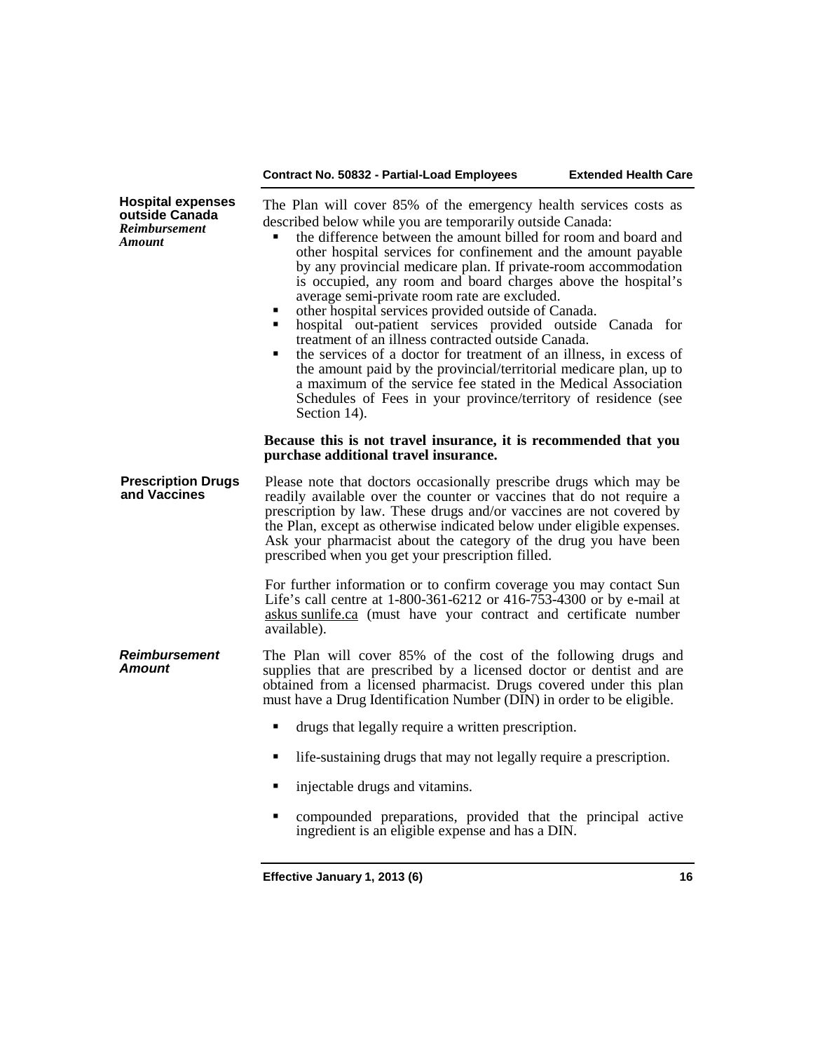**Hospital expenses outside Canada**
***Reimbursement Amount***

The Plan will cover 85% of the emergency health services costs as described below while you are temporarily outside Canada:

- the difference between the amount billed for room and board and other hospital services for confinement and the amount payable by any provincial medicare plan. If private-room accommodation is occupied, any room and board charges above the hospital's average semi-private room rate are excluded.
- other hospital services provided outside of Canada.
- hospital out-patient services provided outside Canada for treatment of an illness contracted outside Canada.
- the services of a doctor for treatment of an illness, in excess of the amount paid by the provincial/territorial medicare plan, up to a maximum of the service fee stated in the Medical Association Schedules of Fees in your province/territory of residence (see Section 14).

**Because this is not travel insurance, it is recommended that you purchase additional travel insurance.**

**Prescription Drugs and Vaccines**

Please note that doctors occasionally prescribe drugs which may be readily available over the counter or vaccines that do not require a prescription by law. These drugs and/or vaccines are not covered by the Plan, except as otherwise indicated below under eligible expenses. Ask your pharmacist about the category of the drug you have been prescribed when you get your prescription filled.

For further information or to confirm coverage you may contact Sun Life's call centre at 1-800-361-6212 or 416-753-4300 or by e-mail at askus sunlife.ca (must have your contract and certificate number available).

***Reimbursement Amount***

The Plan will cover 85% of the cost of the following drugs and supplies that are prescribed by a licensed doctor or dentist and are obtained from a licensed pharmacist. Drugs covered under this plan must have a Drug Identification Number (DIN) in order to be eligible.

- drugs that legally require a written prescription.
- life-sustaining drugs that may not legally require a prescription.
- injectable drugs and vitamins.
- compounded preparations, provided that the principal active ingredient is an eligible expense and has a DIN.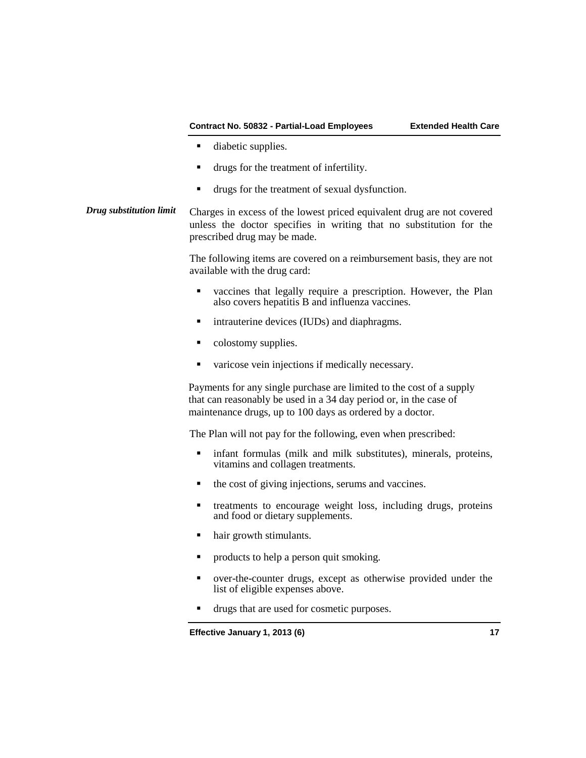- diabetic supplies.
- drugs for the treatment of infertility.
- drugs for the treatment of sexual dysfunction.

***Drug substitution limit***

Charges in excess of the lowest priced equivalent drug are not covered unless the doctor specifies in writing that no substitution for the prescribed drug may be made.

The following items are covered on a reimbursement basis, they are not available with the drug card:

- vaccines that legally require a prescription. However, the Plan also covers hepatitis B and influenza vaccines.
- intrauterine devices (IUDs) and diaphragms.
- colostomy supplies.
- varicose vein injections if medically necessary.

Payments for any single purchase are limited to the cost of a supply that can reasonably be used in a 34 day period or, in the case of maintenance drugs, up to 100 days as ordered by a doctor.

The Plan will not pay for the following, even when prescribed:

- infant formulas (milk and milk substitutes), minerals, proteins, vitamins and collagen treatments.
- the cost of giving injections, serums and vaccines.
- treatments to encourage weight loss, including drugs, proteins and food or dietary supplements.
- hair growth stimulants.
- products to help a person quit smoking.
- over-the-counter drugs, except as otherwise provided under the list of eligible expenses above.
- drugs that are used for cosmetic purposes.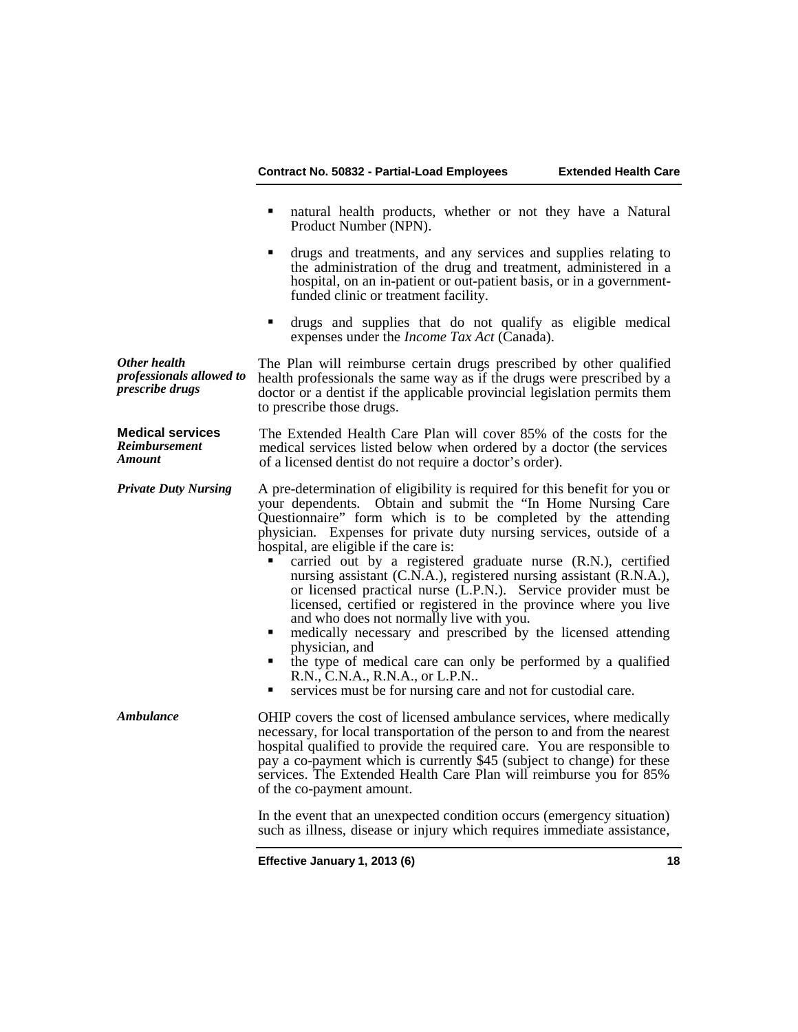- natural health products, whether or not they have a Natural Product Number (NPN).
- drugs and treatments, and any services and supplies relating to the administration of the drug and treatment, administered in a hospital, on an in-patient or out-patient basis, or in a government-funded clinic or treatment facility.
- drugs and supplies that do not qualify as eligible medical expenses under the *Income Tax Act* (Canada).

***Other health professionals allowed to prescribe drugs***

The Plan will reimburse certain drugs prescribed by other qualified health professionals the same way as if the drugs were prescribed by a doctor or a dentist if the applicable provincial legislation permits them to prescribe those drugs.

**Medical services**

***Reimbursement Amount***

The Extended Health Care Plan will cover 85% of the costs for the medical services listed below when ordered by a doctor (the services of a licensed dentist do not require a doctor's order).

***Private Duty Nursing***

A pre-determination of eligibility is required for this benefit for you or your dependents. Obtain and submit the "In Home Nursing Care Questionnaire" form which is to be completed by the attending physician. Expenses for private duty nursing services, outside of a hospital, are eligible if the care is:

- carried out by a registered graduate nurse (R.N.), certified nursing assistant (C.N.A.), registered nursing assistant (R.N.A.), or licensed practical nurse (L.P.N.). Service provider must be licensed, certified or registered in the province where you live and who does not normally live with you.
- medically necessary and prescribed by the licensed attending physician, and
- the type of medical care can only be performed by a qualified R.N., C.N.A., R.N.A., or L.P.N..
- services must be for nursing care and not for custodial care.

***Ambulance***

OHIP covers the cost of licensed ambulance services, where medically necessary, for local transportation of the person to and from the nearest hospital qualified to provide the required care. You are responsible to pay a co-payment which is currently $45 (subject to change) for these services. The Extended Health Care Plan will reimburse you for 85% of the co-payment amount.

In the event that an unexpected condition occurs (emergency situation) such as illness, disease or injury which requires immediate assistance,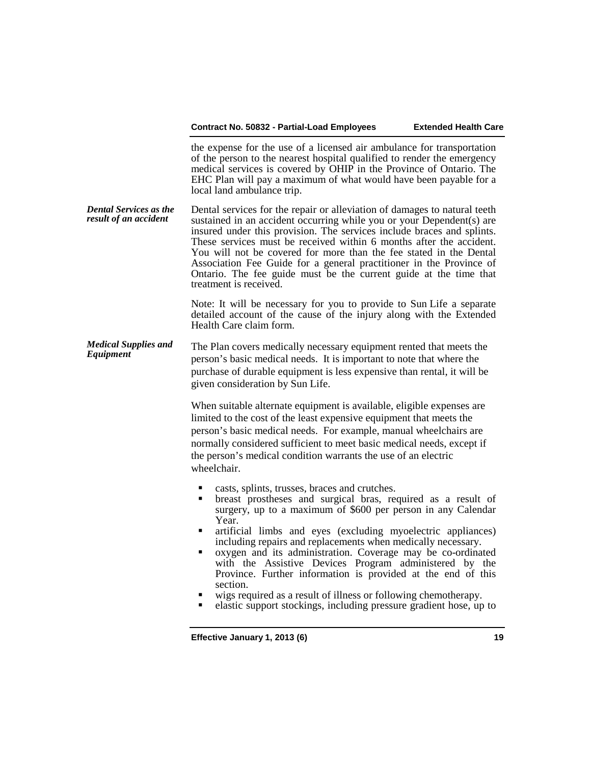the expense for the use of a licensed air ambulance for transportation of the person to the nearest hospital qualified to render the emergency medical services is covered by OHIP in the Province of Ontario. The EHC Plan will pay a maximum of what would have been payable for a local land ambulance trip.

***Dental Services as the result of an accident***

Dental services for the repair or alleviation of damages to natural teeth sustained in an accident occurring while you or your Dependent(s) are insured under this provision. The services include braces and splints. These services must be received within 6 months after the accident. You will not be covered for more than the fee stated in the Dental Association Fee Guide for a general practitioner in the Province of Ontario. The fee guide must be the current guide at the time that treatment is received.

Note: It will be necessary for you to provide to Sun Life a separate detailed account of the cause of the injury along with the Extended Health Care claim form.

***Medical Supplies and Equipment***

The Plan covers medically necessary equipment rented that meets the person's basic medical needs. It is important to note that where the purchase of durable equipment is less expensive than rental, it will be given consideration by Sun Life.

When suitable alternate equipment is available, eligible expenses are limited to the cost of the least expensive equipment that meets the person's basic medical needs. For example, manual wheelchairs are normally considered sufficient to meet basic medical needs, except if the person's medical condition warrants the use of an electric wheelchair.

- casts, splints, trusses, braces and crutches.
- breast prostheses and surgical bras, required as a result of surgery, up to a maximum of $600 per person in any Calendar Year.
- artificial limbs and eyes (excluding myoelectric appliances) including repairs and replacements when medically necessary.
- oxygen and its administration. Coverage may be co-ordinated with the Assistive Devices Program administered by the Province. Further information is provided at the end of this section.
- wigs required as a result of illness or following chemotherapy.
- elastic support stockings, including pressure gradient hose, up to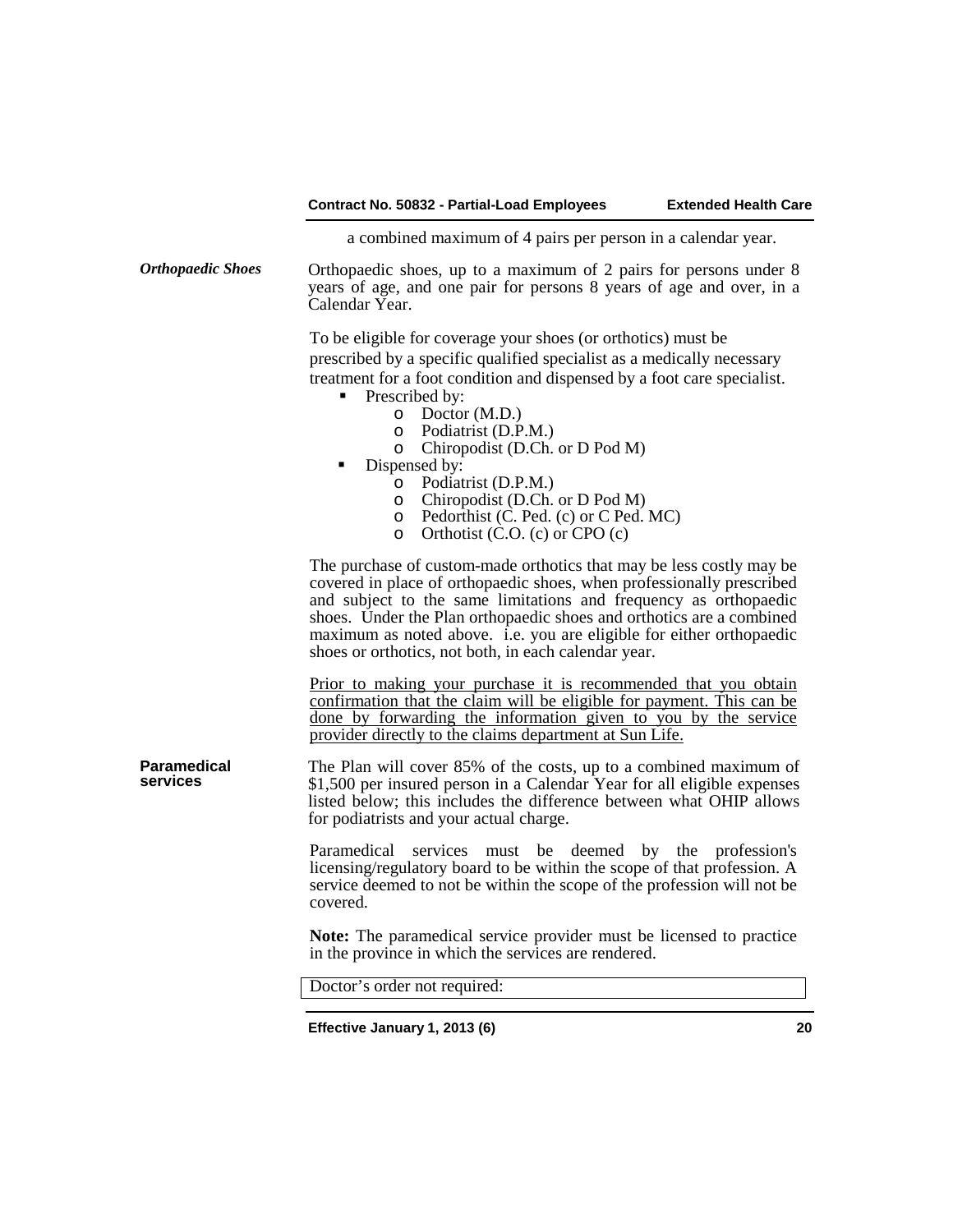a combined maximum of 4 pairs per person in a calendar year.

***Orthopaedic Shoes***

Orthopaedic shoes, up to a maximum of 2 pairs for persons under 8 years of age, and one pair for persons 8 years of age and over, in a Calendar Year.

To be eligible for coverage your shoes (or orthotics) must be prescribed by a specific qualified specialist as a medically necessary treatment for a foot condition and dispensed by a foot care specialist.

- Prescribed by:
  - Doctor (M.D.)
  - Podiatrist (D.P.M.)
  - Chiropodist (D.Ch. or D Pod M)
- Dispensed by:
  - Podiatrist (D.P.M.)
  - Chiropodist (D.Ch. or D Pod M)
  - Pedorthist (C. Ped. (c) or C Ped. MC)
  - Orthotist (C.O. (c) or CPO (c)

The purchase of custom-made orthotics that may be less costly may be covered in place of orthopaedic shoes, when professionally prescribed and subject to the same limitations and frequency as orthopaedic shoes. Under the Plan orthopaedic shoes and orthotics are a combined maximum as noted above. i.e. you are eligible for either orthopaedic shoes or orthotics, not both, in each calendar year.

<u>Prior to making your purchase it is recommended that you obtain confirmation that the claim will be eligible for payment. This can be done by forwarding the information given to you by the service provider directly to the claims department at Sun Life.</u>

**Paramedical services**

The Plan will cover 85% of the costs, up to a combined maximum of $1,500 per insured person in a Calendar Year for all eligible expenses listed below; this includes the difference between what OHIP allows for podiatrists and your actual charge.

Paramedical services must be deemed by the profession's licensing/regulatory board to be within the scope of that profession. A service deemed to not be within the scope of the profession will not be covered.

**Note:** The paramedical service provider must be licensed to practice in the province in which the services are rendered.

| Doctor's order not required: |
|---|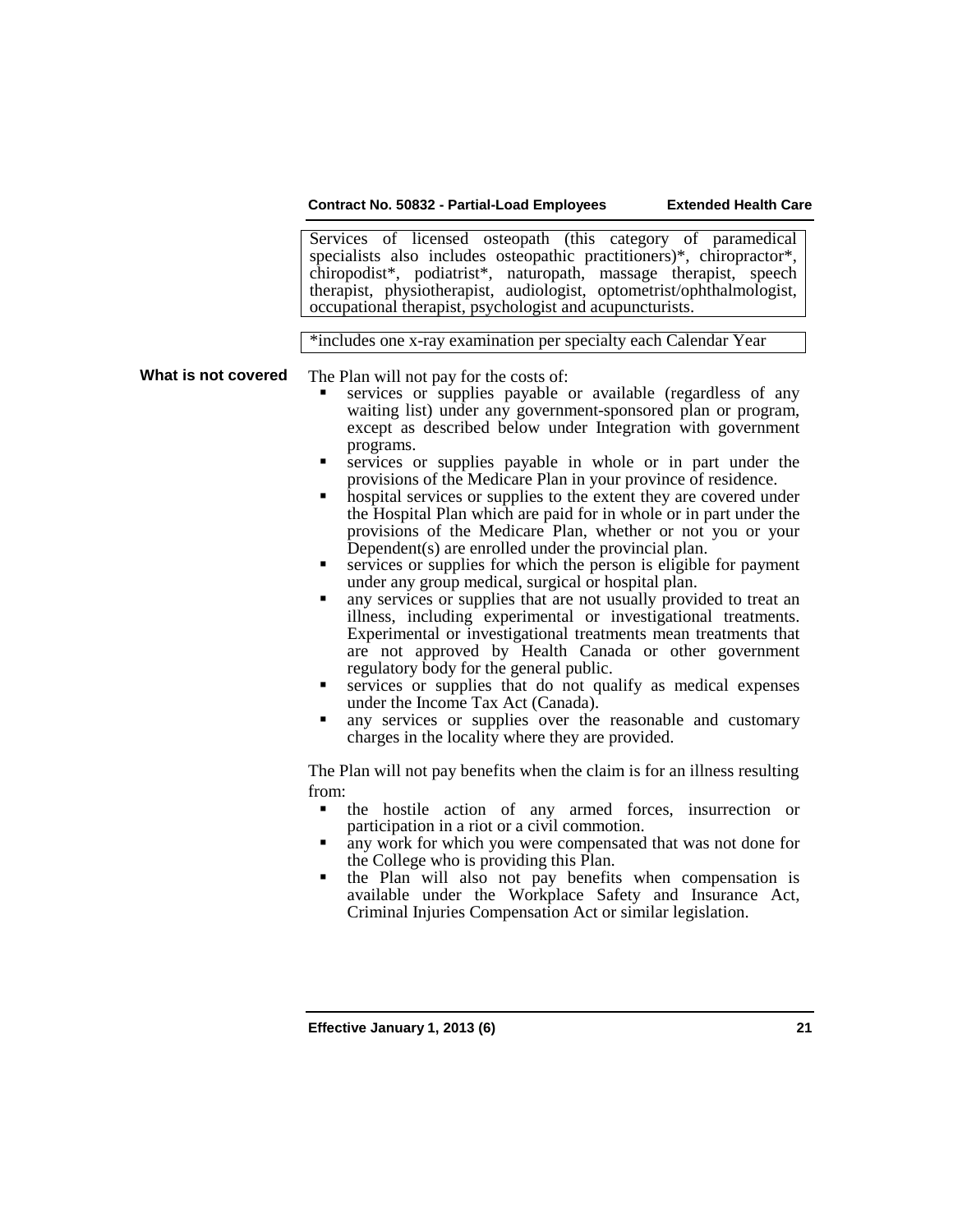| Services of licensed osteopath (this category of paramedical specialists also includes osteopathic practitioners)*, chiropractor*, chiropodist*, podiatrist*, naturopath, massage therapist, speech therapist, physiotherapist, audiologist, optometrist/ophthalmologist, occupational therapist, psychologist and acupuncturists. |
|---|

| *includes one x-ray examination per specialty each Calendar Year |
|---|

**What is not covered**

The Plan will not pay for the costs of:

- services or supplies payable or available (regardless of any waiting list) under any government-sponsored plan or program, except as described below under Integration with government programs.
- services or supplies payable in whole or in part under the provisions of the Medicare Plan in your province of residence.
- hospital services or supplies to the extent they are covered under the Hospital Plan which are paid for in whole or in part under the provisions of the Medicare Plan, whether or not you or your Dependent(s) are enrolled under the provincial plan.
- services or supplies for which the person is eligible for payment under any group medical, surgical or hospital plan.
- any services or supplies that are not usually provided to treat an illness, including experimental or investigational treatments. Experimental or investigational treatments mean treatments that are not approved by Health Canada or other government regulatory body for the general public.
- services or supplies that do not qualify as medical expenses under the Income Tax Act (Canada).
- any services or supplies over the reasonable and customary charges in the locality where they are provided.

The Plan will not pay benefits when the claim is for an illness resulting from:

- the hostile action of any armed forces, insurrection or participation in a riot or a civil commotion.
- any work for which you were compensated that was not done for the College who is providing this Plan.
- the Plan will also not pay benefits when compensation is available under the Workplace Safety and Insurance Act, Criminal Injuries Compensation Act or similar legislation.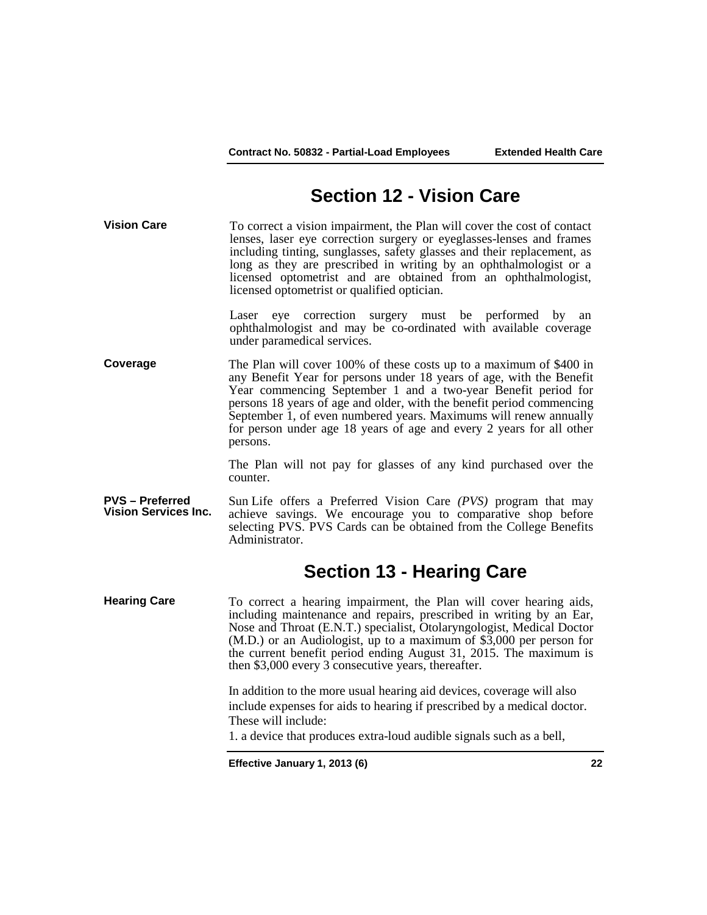## Section 12 - Vision Care

**Vision Care**

To correct a vision impairment, the Plan will cover the cost of contact lenses, laser eye correction surgery or eyeglasses-lenses and frames including tinting, sunglasses, safety glasses and their replacement, as long as they are prescribed in writing by an ophthalmologist or a licensed optometrist and are obtained from an ophthalmologist, licensed optometrist or qualified optician.

Laser eye correction surgery must be performed by an ophthalmologist and may be co-ordinated with available coverage under paramedical services.

**Coverage**

The Plan will cover 100% of these costs up to a maximum of $400 in any Benefit Year for persons under 18 years of age, with the Benefit Year commencing September 1 and a two-year Benefit period for persons 18 years of age and older, with the benefit period commencing September 1, of even numbered years. Maximums will renew annually for person under age 18 years of age and every 2 years for all other persons.

The Plan will not pay for glasses of any kind purchased over the counter.

**PVS – Preferred Vision Services Inc.**

Sun Life offers a Preferred Vision Care *(PVS)* program that may achieve savings. We encourage you to comparative shop before selecting PVS. PVS Cards can be obtained from the College Benefits Administrator.

## Section 13 - Hearing Care

**Hearing Care**

To correct a hearing impairment, the Plan will cover hearing aids, including maintenance and repairs, prescribed in writing by an Ear, Nose and Throat (E.N.T.) specialist, Otolaryngologist, Medical Doctor (M.D.) or an Audiologist, up to a maximum of $3,000 per person for the current benefit period ending August 31, 2015. The maximum is then $3,000 every 3 consecutive years, thereafter.

In addition to the more usual hearing aid devices, coverage will also include expenses for aids to hearing if prescribed by a medical doctor. These will include:

1. a device that produces extra-loud audible signals such as a bell,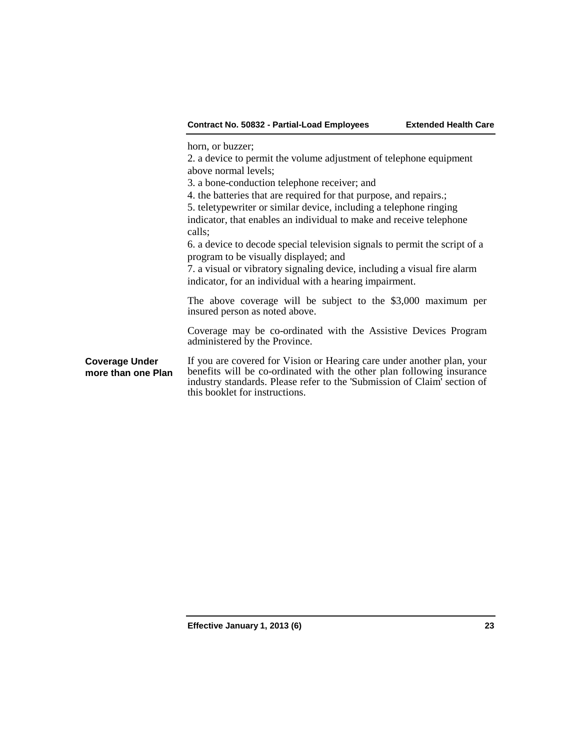horn, or buzzer;

2. a device to permit the volume adjustment of telephone equipment above normal levels;

3. a bone-conduction telephone receiver; and

4. the batteries that are required for that purpose, and repairs.;

5. teletypewriter or similar device, including a telephone ringing indicator, that enables an individual to make and receive telephone calls;

6. a device to decode special television signals to permit the script of a program to be visually displayed; and

7. a visual or vibratory signaling device, including a visual fire alarm indicator, for an individual with a hearing impairment.

The above coverage will be subject to the $3,000 maximum per insured person as noted above.

Coverage may be co-ordinated with the Assistive Devices Program administered by the Province.

**Coverage Under more than one Plan**

If you are covered for Vision or Hearing care under another plan, your benefits will be co-ordinated with the other plan following insurance industry standards. Please refer to the 'Submission of Claim' section of this booklet for instructions.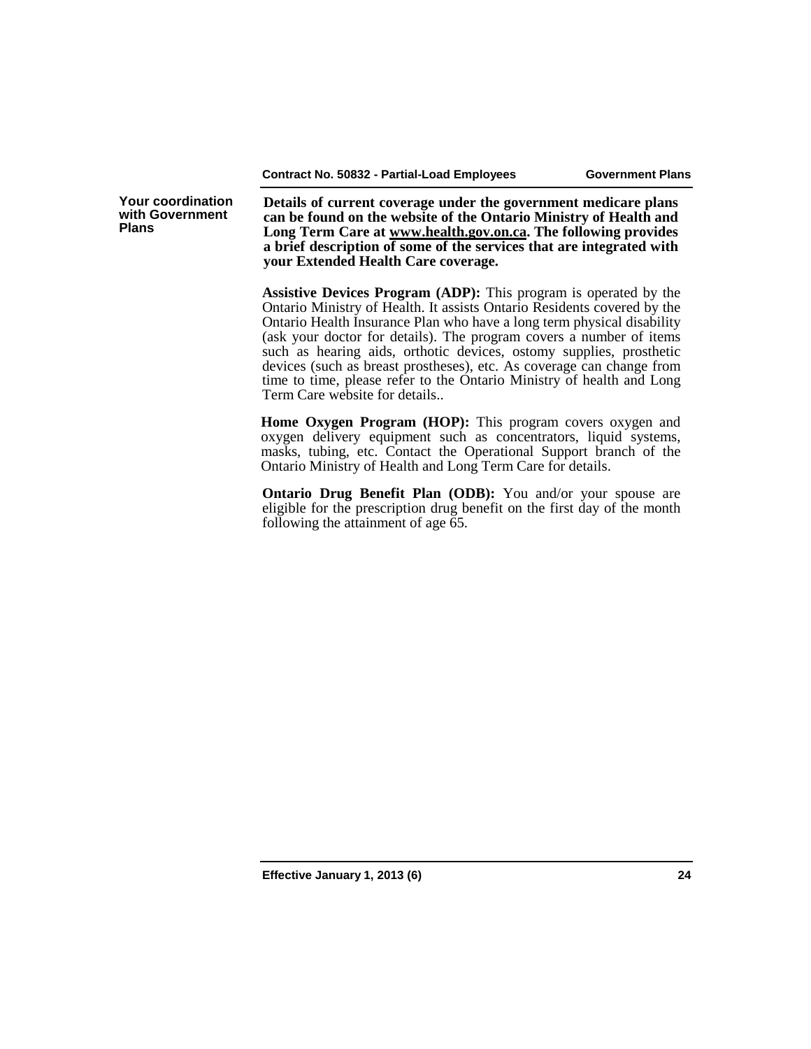## Your coordination with Government Plans

**Details of current coverage under the government medicare plans can be found on the website of the Ontario Ministry of Health and Long Term Care at www.health.gov.on.ca. The following provides a brief description of some of the services that are integrated with your Extended Health Care coverage.**

**Assistive Devices Program (ADP):** This program is operated by the Ontario Ministry of Health. It assists Ontario Residents covered by the Ontario Health Insurance Plan who have a long term physical disability (ask your doctor for details). The program covers a number of items such as hearing aids, orthotic devices, ostomy supplies, prosthetic devices (such as breast prostheses), etc. As coverage can change from time to time, please refer to the Ontario Ministry of health and Long Term Care website for details..

**Home Oxygen Program (HOP):** This program covers oxygen and oxygen delivery equipment such as concentrators, liquid systems, masks, tubing, etc. Contact the Operational Support branch of the Ontario Ministry of Health and Long Term Care for details.

**Ontario Drug Benefit Plan (ODB):** You and/or your spouse are eligible for the prescription drug benefit on the first day of the month following the attainment of age 65.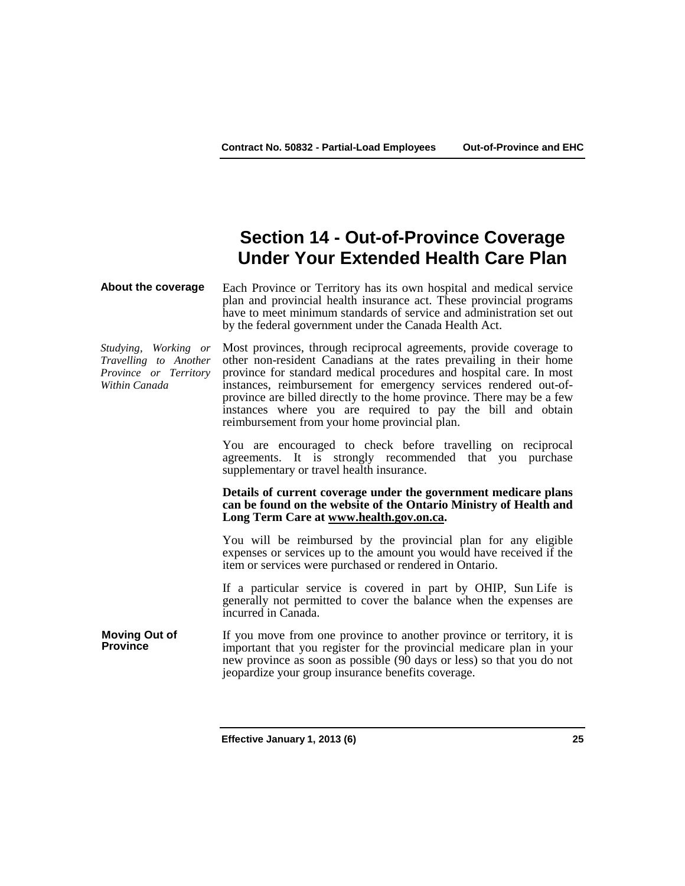# Section 14 - Out-of-Province Coverage Under Your Extended Health Care Plan

**About the coverage**

Each Province or Territory has its own hospital and medical service plan and provincial health insurance act. These provincial programs have to meet minimum standards of service and administration set out by the federal government under the Canada Health Act.

*Studying, Working or Travelling to Another Province or Territory Within Canada*

Most provinces, through reciprocal agreements, provide coverage to other non-resident Canadians at the rates prevailing in their home province for standard medical procedures and hospital care. In most instances, reimbursement for emergency services rendered out-of-province are billed directly to the home province. There may be a few instances where you are required to pay the bill and obtain reimbursement from your home provincial plan.

You are encouraged to check before travelling on reciprocal agreements. It is strongly recommended that you purchase supplementary or travel health insurance.

**Details of current coverage under the government medicare plans can be found on the website of the Ontario Ministry of Health and Long Term Care at www.health.gov.on.ca.**

You will be reimbursed by the provincial plan for any eligible expenses or services up to the amount you would have received if the item or services were purchased or rendered in Ontario.

If a particular service is covered in part by OHIP, Sun Life is generally not permitted to cover the balance when the expenses are incurred in Canada.

**Moving Out of Province**

If you move from one province to another province or territory, it is important that you register for the provincial medicare plan in your new province as soon as possible (90 days or less) so that you do not jeopardize your group insurance benefits coverage.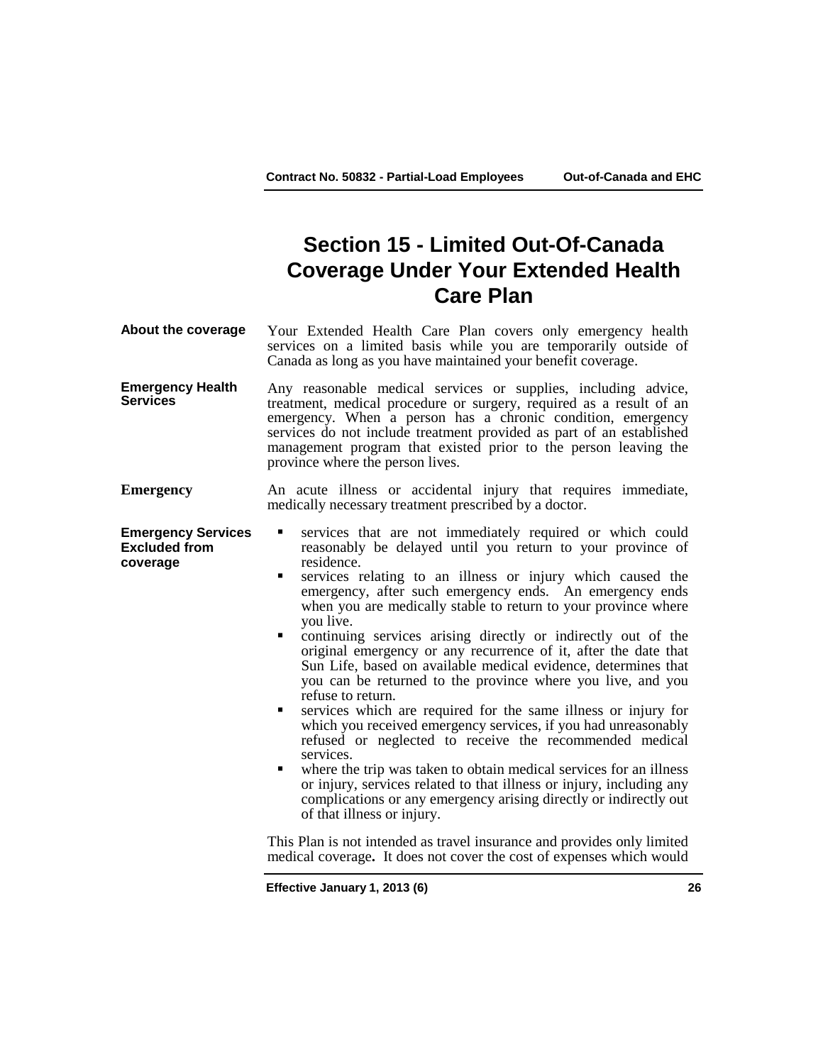# Section 15 - Limited Out-Of-Canada Coverage Under Your Extended Health Care Plan

**About the coverage**

Your Extended Health Care Plan covers only emergency health services on a limited basis while you are temporarily outside of Canada as long as you have maintained your benefit coverage.

**Emergency Health Services**

Any reasonable medical services or supplies, including advice, treatment, medical procedure or surgery, required as a result of an emergency. When a person has a chronic condition, emergency services do not include treatment provided as part of an established management program that existed prior to the person leaving the province where the person lives.

**Emergency**

An acute illness or accidental injury that requires immediate, medically necessary treatment prescribed by a doctor.

**Emergency Services Excluded from coverage**

- services that are not immediately required or which could reasonably be delayed until you return to your province of residence.
- services relating to an illness or injury which caused the emergency, after such emergency ends. An emergency ends when you are medically stable to return to your province where you live.
- continuing services arising directly or indirectly out of the original emergency or any recurrence of it, after the date that Sun Life, based on available medical evidence, determines that you can be returned to the province where you live, and you refuse to return.
- services which are required for the same illness or injury for which you received emergency services, if you had unreasonably refused or neglected to receive the recommended medical services.
- where the trip was taken to obtain medical services for an illness or injury, services related to that illness or injury, including any complications or any emergency arising directly or indirectly out of that illness or injury.

This Plan is not intended as travel insurance and provides only limited medical coverage**.** It does not cover the cost of expenses which would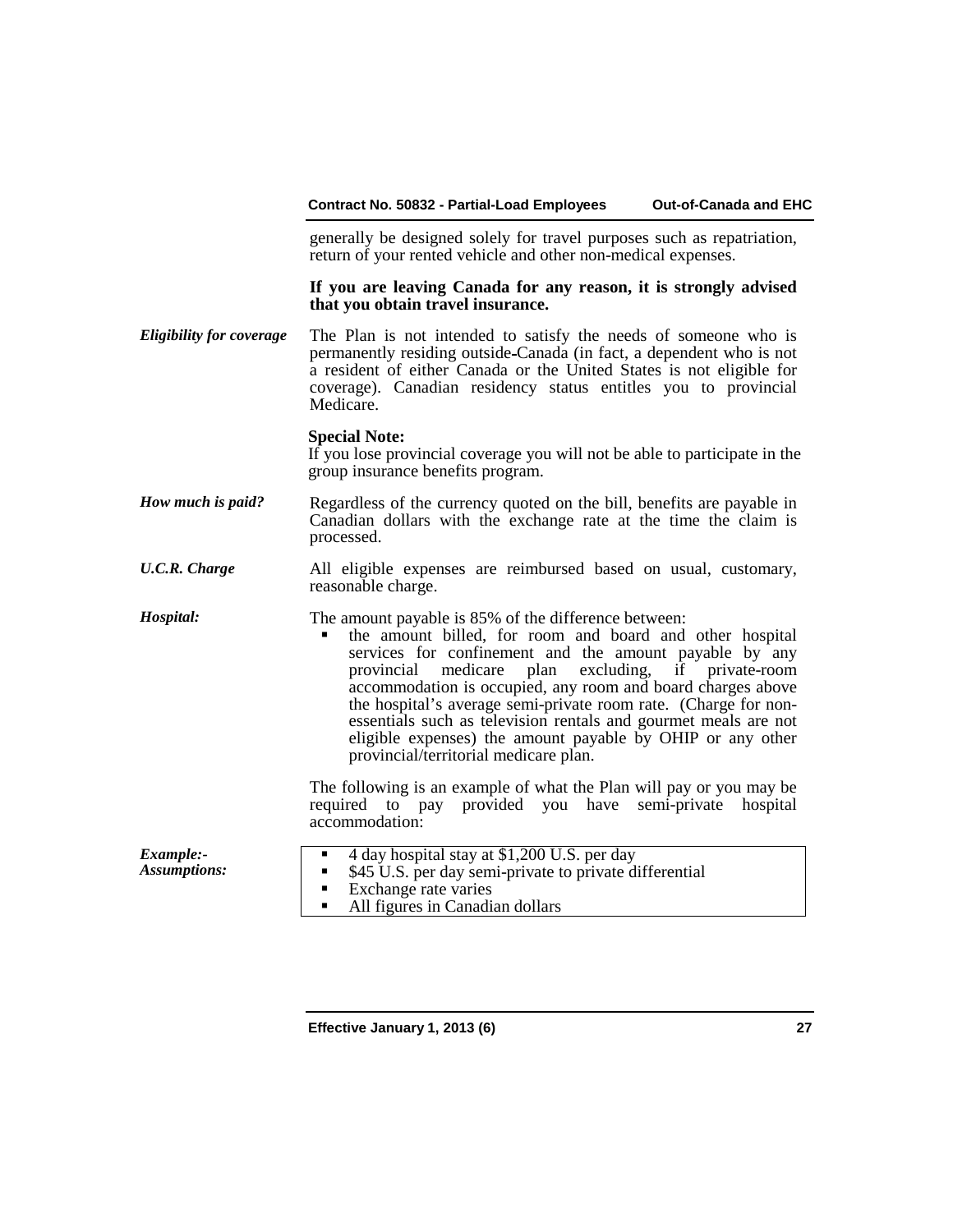generally be designed solely for travel purposes such as repatriation, return of your rented vehicle and other non-medical expenses.

**If you are leaving Canada for any reason, it is strongly advised that you obtain travel insurance.**

***Eligibility for coverage***

The Plan is not intended to satisfy the needs of someone who is permanently residing outside Canada (in fact, a dependent who is not a resident of either Canada or the United States is not eligible for coverage). Canadian residency status entitles you to provincial Medicare.

**Special Note:**
If you lose provincial coverage you will not be able to participate in the group insurance benefits program.

***How much is paid?***

Regardless of the currency quoted on the bill, benefits are payable in Canadian dollars with the exchange rate at the time the claim is processed.

***U.C.R. Charge***

All eligible expenses are reimbursed based on usual, customary, reasonable charge.

***Hospital:***

The amount payable is 85% of the difference between:

- the amount billed, for room and board and other hospital services for confinement and the amount payable by any provincial medicare plan excluding, if private-room accommodation is occupied, any room and board charges above the hospital's average semi-private room rate. (Charge for non-essentials such as television rentals and gourmet meals are not eligible expenses) the amount payable by OHIP or any other provincial/territorial medicare plan.

The following is an example of what the Plan will pay or you may be required to pay provided you have semi-private hospital accommodation:

***Example:- Assumptions:***

- 4 day hospital stay at $1,200 U.S. per day
- $45 U.S. per day semi-private to private differential
- Exchange rate varies
- All figures in Canadian dollars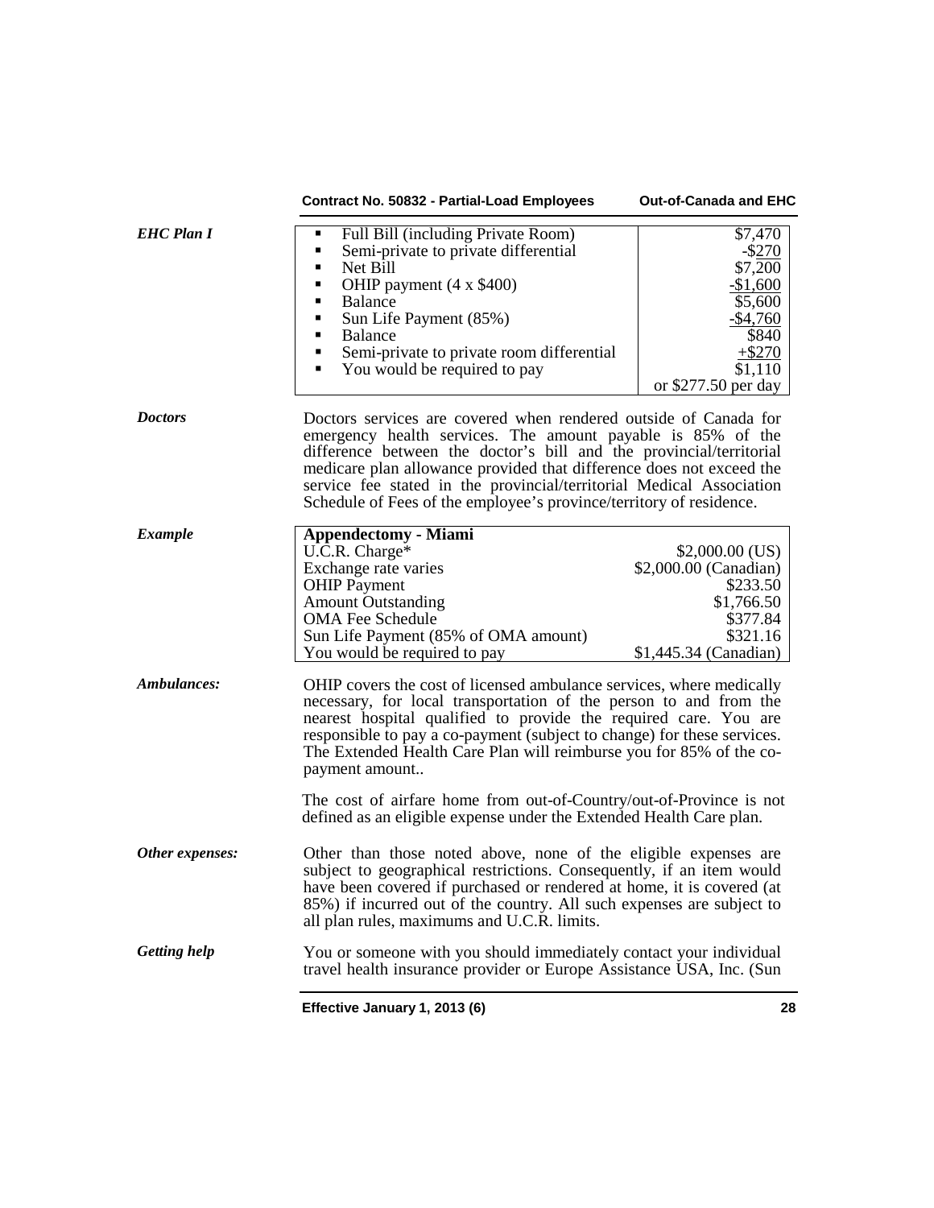***EHC Plan I***

| | |
|---|---|
| Full Bill (including Private Room) | $7,470 |
| Semi-private to private differential | -$270 |
| Net Bill | $7,200 |
| OHIP payment (4 x $400) | -$1,600 |
| Balance | $5,600 |
| Sun Life Payment (85%) | -$4,760 |
| Balance | $840 |
| Semi-private to private room differential | +$270 |
| You would be required to pay | $1,110 or $277.50 per day |

***Doctors***

Doctors services are covered when rendered outside of Canada for emergency health services. The amount payable is 85% of the difference between the doctor's bill and the provincial/territorial medicare plan allowance provided that difference does not exceed the service fee stated in the provincial/territorial Medical Association Schedule of Fees of the employee's province/territory of residence.

***Example***

| **Appendectomy - Miami** | |
|---|---|
| U.C.R. Charge* | $2,000.00 (US) |
| Exchange rate varies | $2,000.00 (Canadian) |
| OHIP Payment | $233.50 |
| Amount Outstanding | $1,766.50 |
| OMA Fee Schedule | $377.84 |
| Sun Life Payment (85% of OMA amount) | $321.16 |
| You would be required to pay | $1,445.34 (Canadian) |

***Ambulances:***

OHIP covers the cost of licensed ambulance services, where medically necessary, for local transportation of the person to and from the nearest hospital qualified to provide the required care. You are responsible to pay a co-payment (subject to change) for these services. The Extended Health Care Plan will reimburse you for 85% of the co-payment amount..

The cost of airfare home from out-of-Country/out-of-Province is not defined as an eligible expense under the Extended Health Care plan.

***Other expenses:***

Other than those noted above, none of the eligible expenses are subject to geographical restrictions. Consequently, if an item would have been covered if purchased or rendered at home, it is covered (at 85%) if incurred out of the country. All such expenses are subject to all plan rules, maximums and U.C.R. limits.

***Getting help***

You or someone with you should immediately contact your individual travel health insurance provider or Europe Assistance USA, Inc. (Sun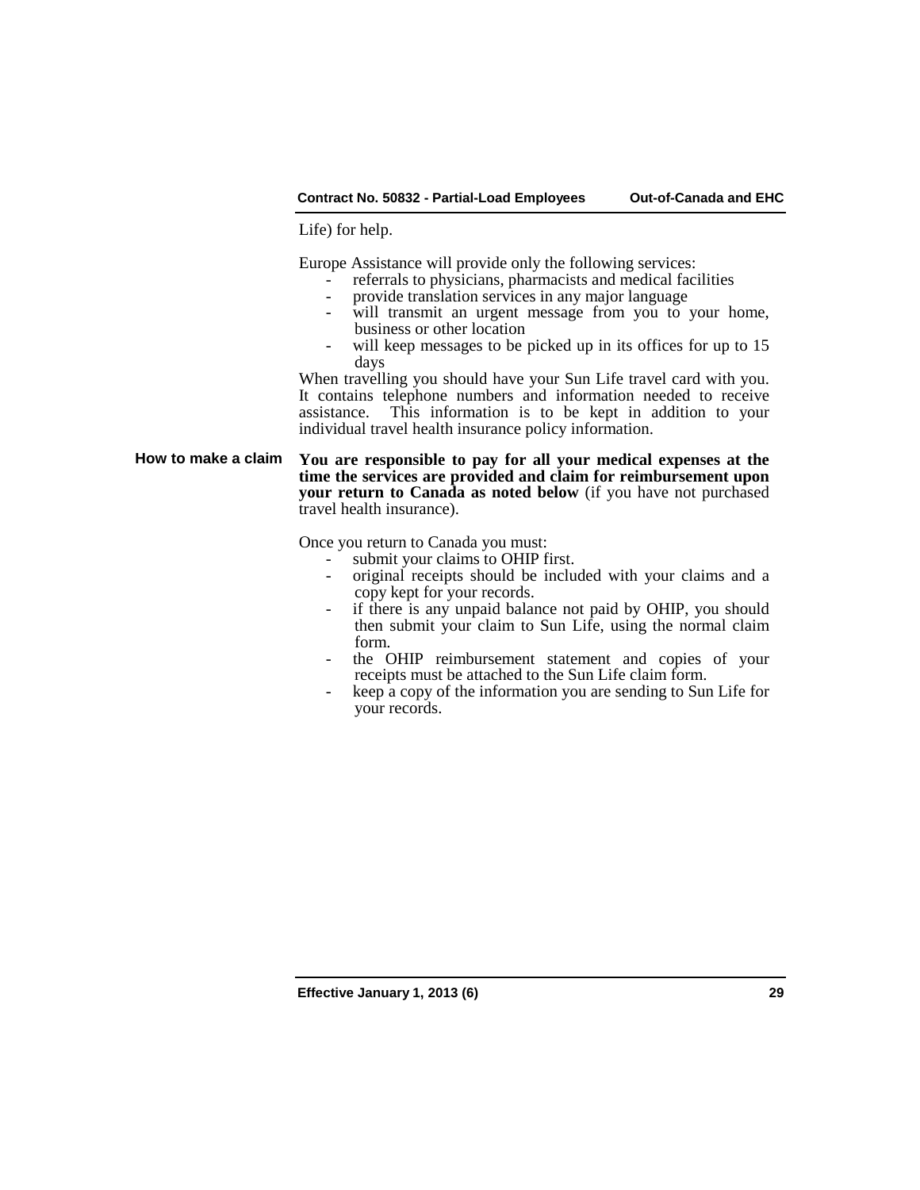Life) for help.

Europe Assistance will provide only the following services:

- referrals to physicians, pharmacists and medical facilities
- provide translation services in any major language
- will transmit an urgent message from you to your home, business or other location
- will keep messages to be picked up in its offices for up to 15 days

When travelling you should have your Sun Life travel card with you. It contains telephone numbers and information needed to receive assistance. This information is to be kept in addition to your individual travel health insurance policy information.

### How to make a claim

**You are responsible to pay for all your medical expenses at the time the services are provided and claim for reimbursement upon your return to Canada as noted below** (if you have not purchased travel health insurance).

Once you return to Canada you must:

- submit your claims to OHIP first.
- original receipts should be included with your claims and a copy kept for your records.
- if there is any unpaid balance not paid by OHIP, you should then submit your claim to Sun Life, using the normal claim form.
- the OHIP reimbursement statement and copies of your receipts must be attached to the Sun Life claim form.
- keep a copy of the information you are sending to Sun Life for your records.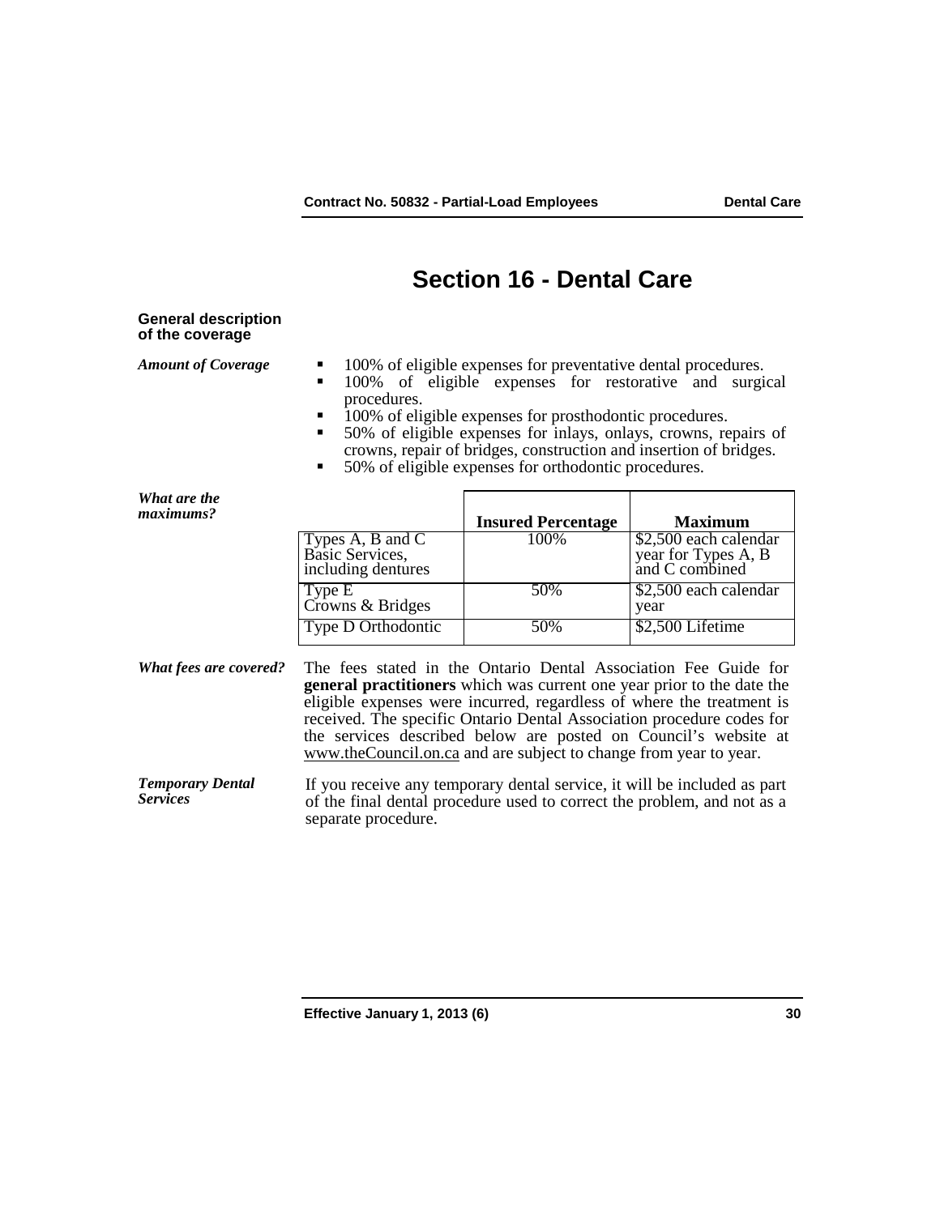# Section 16 - Dental Care

## General description of the coverage

***Amount of Coverage***

- 100% of eligible expenses for preventative dental procedures.
- 100% of eligible expenses for restorative and surgical procedures.
- 100% of eligible expenses for prosthodontic procedures.
- 50% of eligible expenses for inlays, onlays, crowns, repairs of crowns, repair of bridges, construction and insertion of bridges.
- 50% of eligible expenses for orthodontic procedures.

***What are the maximums?***

| | **Insured Percentage** | **Maximum** |
|---|---|---|
| Types A, B and C Basic Services, including dentures | 100% | $2,500 each calendar year for Types A, B and C combined |
| Type E Crowns & Bridges | 50% | $2,500 each calendar year |
| Type D Orthodontic | 50% | $2,500 Lifetime |

***What fees are covered?***

The fees stated in the Ontario Dental Association Fee Guide for **general practitioners** which was current one year prior to the date the eligible expenses were incurred, regardless of where the treatment is received. The specific Ontario Dental Association procedure codes for the services described below are posted on Council's website at www.theCouncil.on.ca and are subject to change from year to year.

***Temporary Dental Services***

If you receive any temporary dental service, it will be included as part of the final dental procedure used to correct the problem, and not as a separate procedure.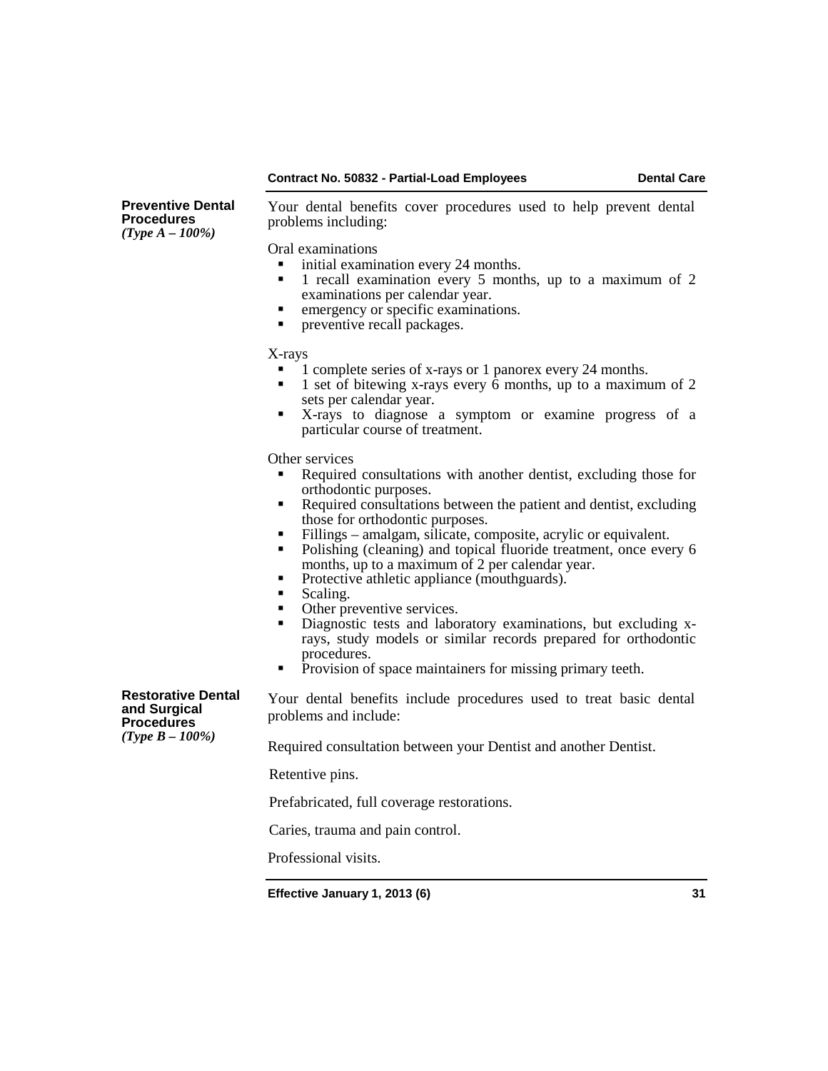### Preventive Dental Procedures
*(Type A – 100%)*

Your dental benefits cover procedures used to help prevent dental problems including:

Oral examinations

- initial examination every 24 months.
- 1 recall examination every 5 months, up to a maximum of 2 examinations per calendar year.
- emergency or specific examinations.
- preventive recall packages.

X-rays

- 1 complete series of x-rays or 1 panorex every 24 months.
- 1 set of bitewing x-rays every 6 months, up to a maximum of 2 sets per calendar year.
- X-rays to diagnose a symptom or examine progress of a particular course of treatment.

Other services

- Required consultations with another dentist, excluding those for orthodontic purposes.
- Required consultations between the patient and dentist, excluding those for orthodontic purposes.
- Fillings – amalgam, silicate, composite, acrylic or equivalent.
- Polishing (cleaning) and topical fluoride treatment, once every 6 months, up to a maximum of 2 per calendar year.
- Protective athletic appliance (mouthguards).
- Scaling.
- Other preventive services.
- Diagnostic tests and laboratory examinations, but excluding x-rays, study models or similar records prepared for orthodontic procedures.
- Provision of space maintainers for missing primary teeth.

### Restorative Dental and Surgical Procedures
*(Type B – 100%)*

Your dental benefits include procedures used to treat basic dental problems and include:

Required consultation between your Dentist and another Dentist.

Retentive pins.

Prefabricated, full coverage restorations.

Caries, trauma and pain control.

Professional visits.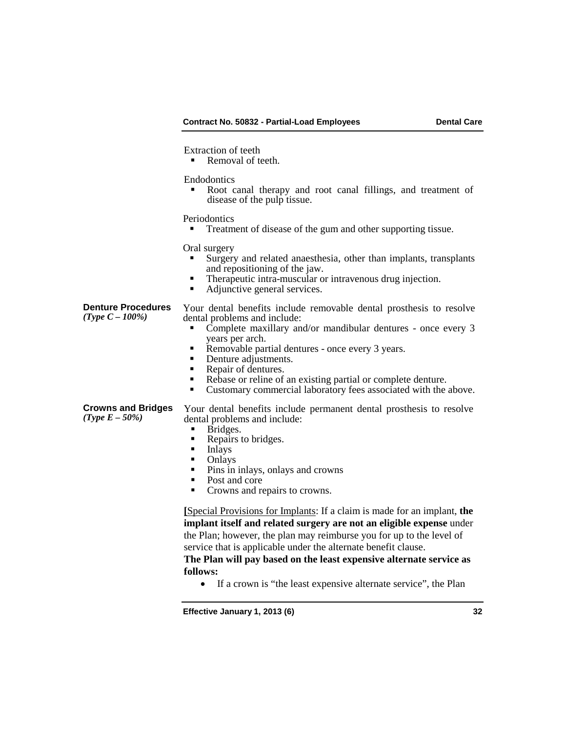Extraction of teeth

- Removal of teeth.

Endodontics

- Root canal therapy and root canal fillings, and treatment of disease of the pulp tissue.

Periodontics

- Treatment of disease of the gum and other supporting tissue.

Oral surgery

- Surgery and related anaesthesia, other than implants, transplants and repositioning of the jaw.
- Therapeutic intra-muscular or intravenous drug injection.
- Adjunctive general services.

**Denture Procedures**
*(Type C – 100%)*

Your dental benefits include removable dental prosthesis to resolve dental problems and include:

- Complete maxillary and/or mandibular dentures - once every 3 years per arch.
- Removable partial dentures - once every 3 years.
- Denture adjustments.
- Repair of dentures.
- Rebase or reline of an existing partial or complete denture.
- Customary commercial laboratory fees associated with the above.

**Crowns and Bridges**
*(Type E – 50%)*

Your dental benefits include permanent dental prosthesis to resolve dental problems and include:

- Bridges.
- Repairs to bridges.
- Inlays
- Onlays
- Pins in inlays, onlays and crowns
- Post and core
- Crowns and repairs to crowns.

**[**Special Provisions for Implants: If a claim is made for an implant, **the implant itself and related surgery are not an eligible expense** under the Plan; however, the plan may reimburse you for up to the level of service that is applicable under the alternate benefit clause.
**The Plan will pay based on the least expensive alternate service as follows:**

- If a crown is "the least expensive alternate service", the Plan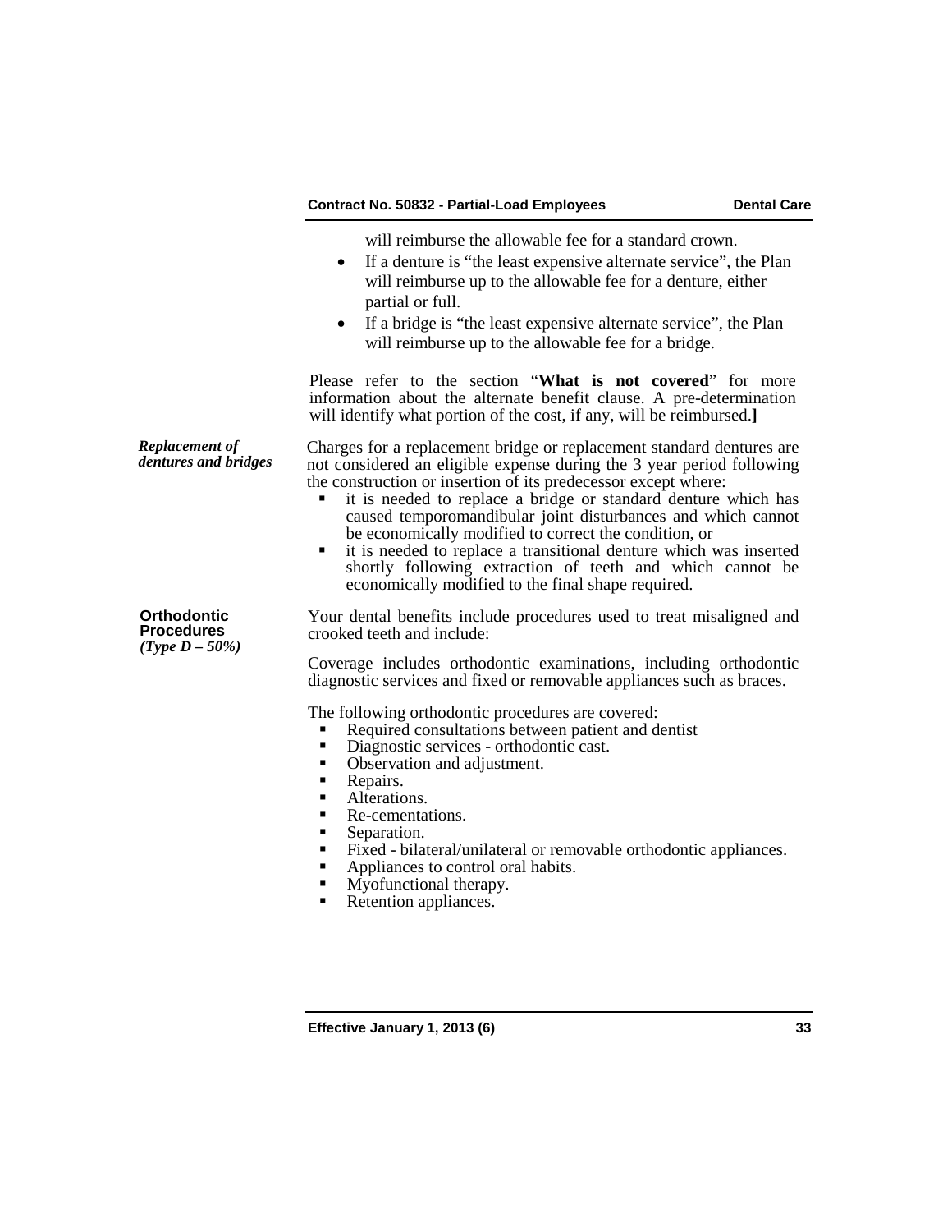will reimburse the allowable fee for a standard crown.

- If a denture is "the least expensive alternate service", the Plan will reimburse up to the allowable fee for a denture, either partial or full.
- If a bridge is "the least expensive alternate service", the Plan will reimburse up to the allowable fee for a bridge.

Please refer to the section "**What is not covered**" for more information about the alternate benefit clause. A pre-determination will identify what portion of the cost, if any, will be reimbursed.**]**

***Replacement of dentures and bridges***

Charges for a replacement bridge or replacement standard dentures are not considered an eligible expense during the 3 year period following the construction or insertion of its predecessor except where:

- it is needed to replace a bridge or standard denture which has caused temporomandibular joint disturbances and which cannot be economically modified to correct the condition, or
- it is needed to replace a transitional denture which was inserted shortly following extraction of teeth and which cannot be economically modified to the final shape required.

**Orthodontic Procedures**
*(Type D – 50%)*

Your dental benefits include procedures used to treat misaligned and crooked teeth and include:

Coverage includes orthodontic examinations, including orthodontic diagnostic services and fixed or removable appliances such as braces.

The following orthodontic procedures are covered:

- Required consultations between patient and dentist
- Diagnostic services - orthodontic cast.
- Observation and adjustment.
- Repairs.
- Alterations.
- Re-cementations.
- Separation.
- Fixed - bilateral/unilateral or removable orthodontic appliances.
- Appliances to control oral habits.
- Myofunctional therapy.
- Retention appliances.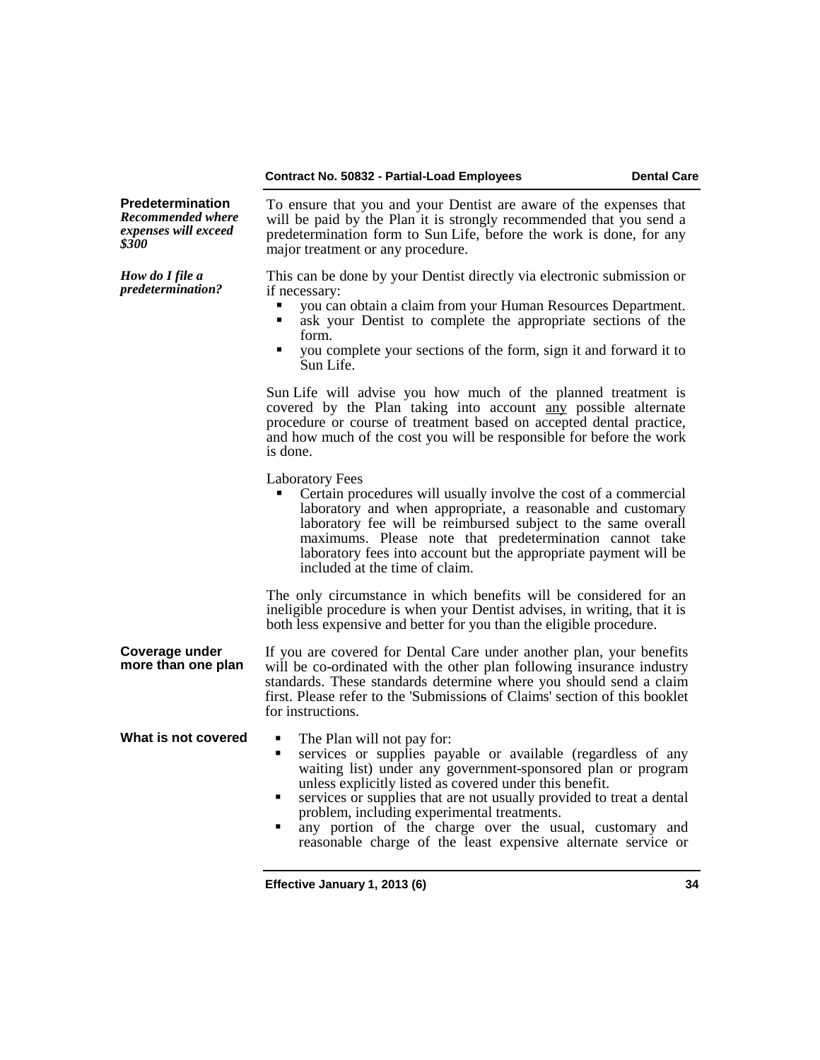**Predetermination**
***Recommended where expenses will exceed $300***

To ensure that you and your Dentist are aware of the expenses that will be paid by the Plan it is strongly recommended that you send a predetermination form to Sun Life, before the work is done, for any major treatment or any procedure.

***How do I file a predetermination?***

This can be done by your Dentist directly via electronic submission or if necessary:

- you can obtain a claim from your Human Resources Department.
- ask your Dentist to complete the appropriate sections of the form.
- you complete your sections of the form, sign it and forward it to Sun Life.

Sun Life will advise you how much of the planned treatment is covered by the Plan taking into account <u>any</u> possible alternate procedure or course of treatment based on accepted dental practice, and how much of the cost you will be responsible for before the work is done.

Laboratory Fees

- Certain procedures will usually involve the cost of a commercial laboratory and when appropriate, a reasonable and customary laboratory fee will be reimbursed subject to the same overall maximums. Please note that predetermination cannot take laboratory fees into account but the appropriate payment will be included at the time of claim.

The only circumstance in which benefits will be considered for an ineligible procedure is when your Dentist advises, in writing, that it is both less expensive and better for you than the eligible procedure.

**Coverage under more than one plan**

If you are covered for Dental Care under another plan, your benefits will be co-ordinated with the other plan following insurance industry standards. These standards determine where you should send a claim first. Please refer to the 'Submissions of Claims' section of this booklet for instructions.

**What is not covered**

- The Plan will not pay for:
- services or supplies payable or available (regardless of any waiting list) under any government-sponsored plan or program unless explicitly listed as covered under this benefit.
- services or supplies that are not usually provided to treat a dental problem, including experimental treatments.
- any portion of the charge over the usual, customary and reasonable charge of the least expensive alternate service or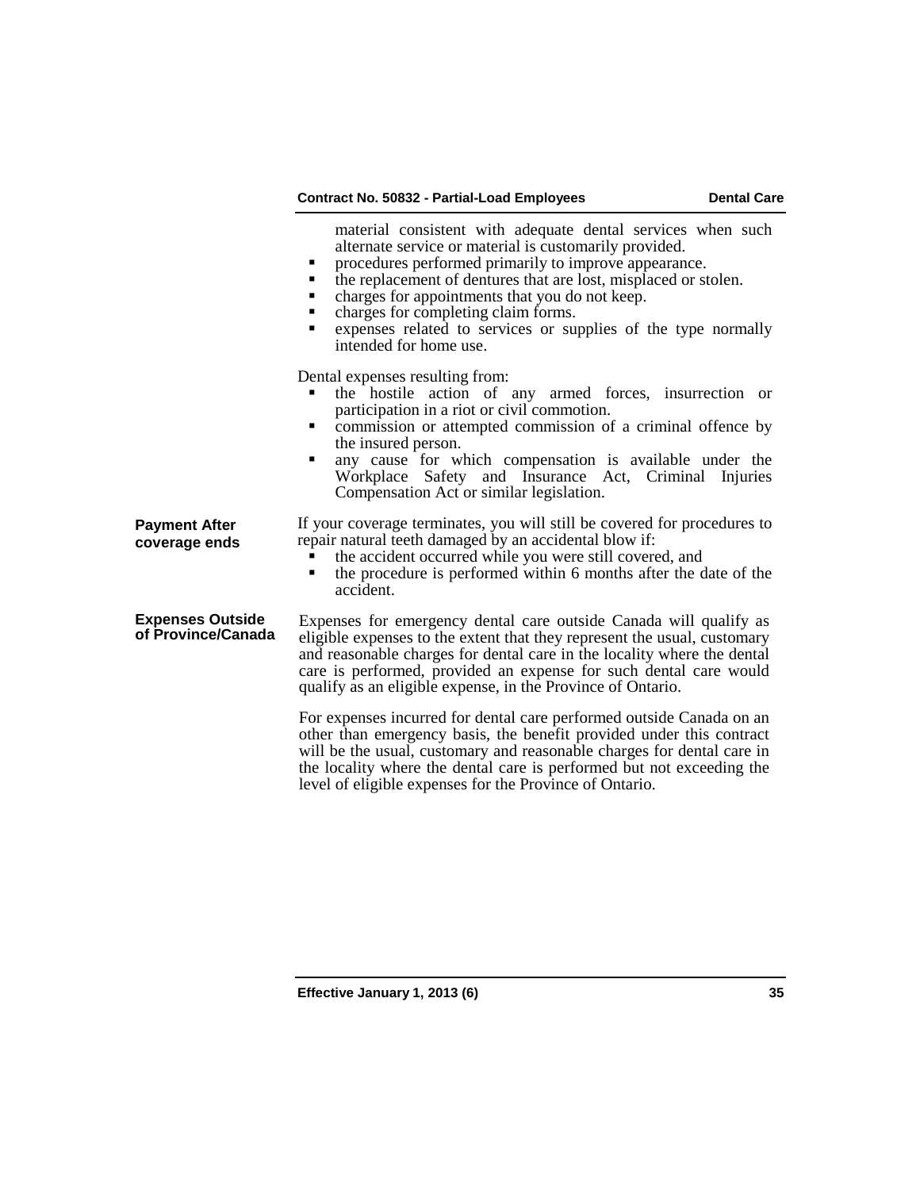material consistent with adequate dental services when such alternate service or material is customarily provided.

- procedures performed primarily to improve appearance.
- the replacement of dentures that are lost, misplaced or stolen.
- charges for appointments that you do not keep.
- charges for completing claim forms.
- expenses related to services or supplies of the type normally intended for home use.

Dental expenses resulting from:

- the hostile action of any armed forces, insurrection or participation in a riot or civil commotion.
- commission or attempted commission of a criminal offence by the insured person.
- any cause for which compensation is available under the Workplace Safety and Insurance Act, Criminal Injuries Compensation Act or similar legislation.

**Payment After coverage ends**

If your coverage terminates, you will still be covered for procedures to repair natural teeth damaged by an accidental blow if:

- the accident occurred while you were still covered, and
- the procedure is performed within 6 months after the date of the accident.

**Expenses Outside of Province/Canada**

Expenses for emergency dental care outside Canada will qualify as eligible expenses to the extent that they represent the usual, customary and reasonable charges for dental care in the locality where the dental care is performed, provided an expense for such dental care would qualify as an eligible expense, in the Province of Ontario.

For expenses incurred for dental care performed outside Canada on an other than emergency basis, the benefit provided under this contract will be the usual, customary and reasonable charges for dental care in the locality where the dental care is performed but not exceeding the level of eligible expenses for the Province of Ontario.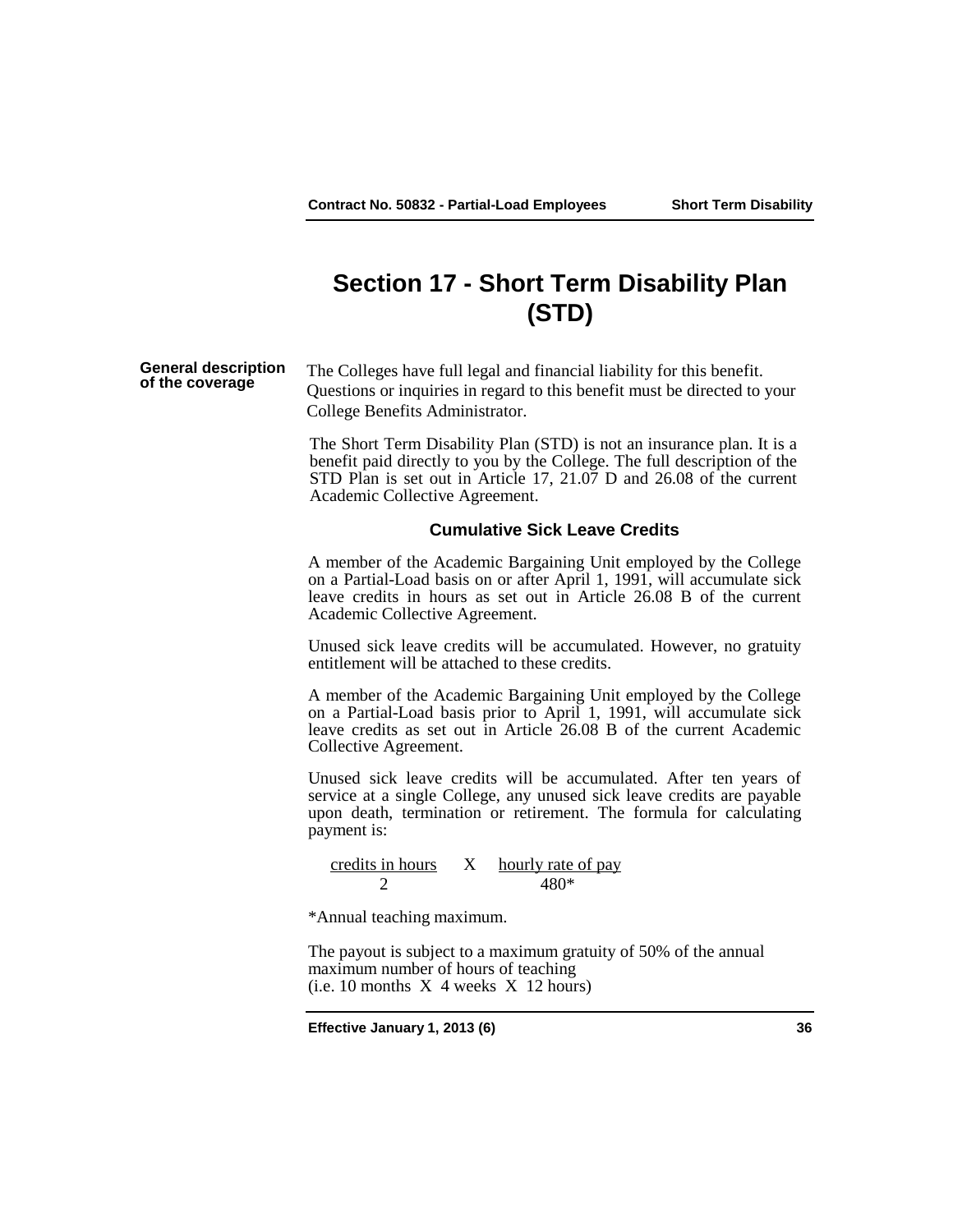# Section 17 - Short Term Disability Plan (STD)

**General description of the coverage**

The Colleges have full legal and financial liability for this benefit. Questions or inquiries in regard to this benefit must be directed to your College Benefits Administrator.

The Short Term Disability Plan (STD) is not an insurance plan. It is a benefit paid directly to you by the College. The full description of the STD Plan is set out in Article 17, 21.07 D and 26.08 of the current Academic Collective Agreement.

### Cumulative Sick Leave Credits

A member of the Academic Bargaining Unit employed by the College on a Partial-Load basis on or after April 1, 1991, will accumulate sick leave credits in hours as set out in Article 26.08 B of the current Academic Collective Agreement.

Unused sick leave credits will be accumulated. However, no gratuity entitlement will be attached to these credits.

A member of the Academic Bargaining Unit employed by the College on a Partial-Load basis prior to April 1, 1991, will accumulate sick leave credits as set out in Article 26.08 B of the current Academic Collective Agreement.

Unused sick leave credits will be accumulated. After ten years of service at a single College, any unused sick leave credits are payable upon death, termination or retirement. The formula for calculating payment is:

$$\frac{\text{credits in hours}}{2} \times \frac{\text{hourly rate of pay}}{480^*}$$

*Annual teaching maximum.

The payout is subject to a maximum gratuity of 50% of the annual maximum number of hours of teaching
(i.e. 10 months X 4 weeks X 12 hours)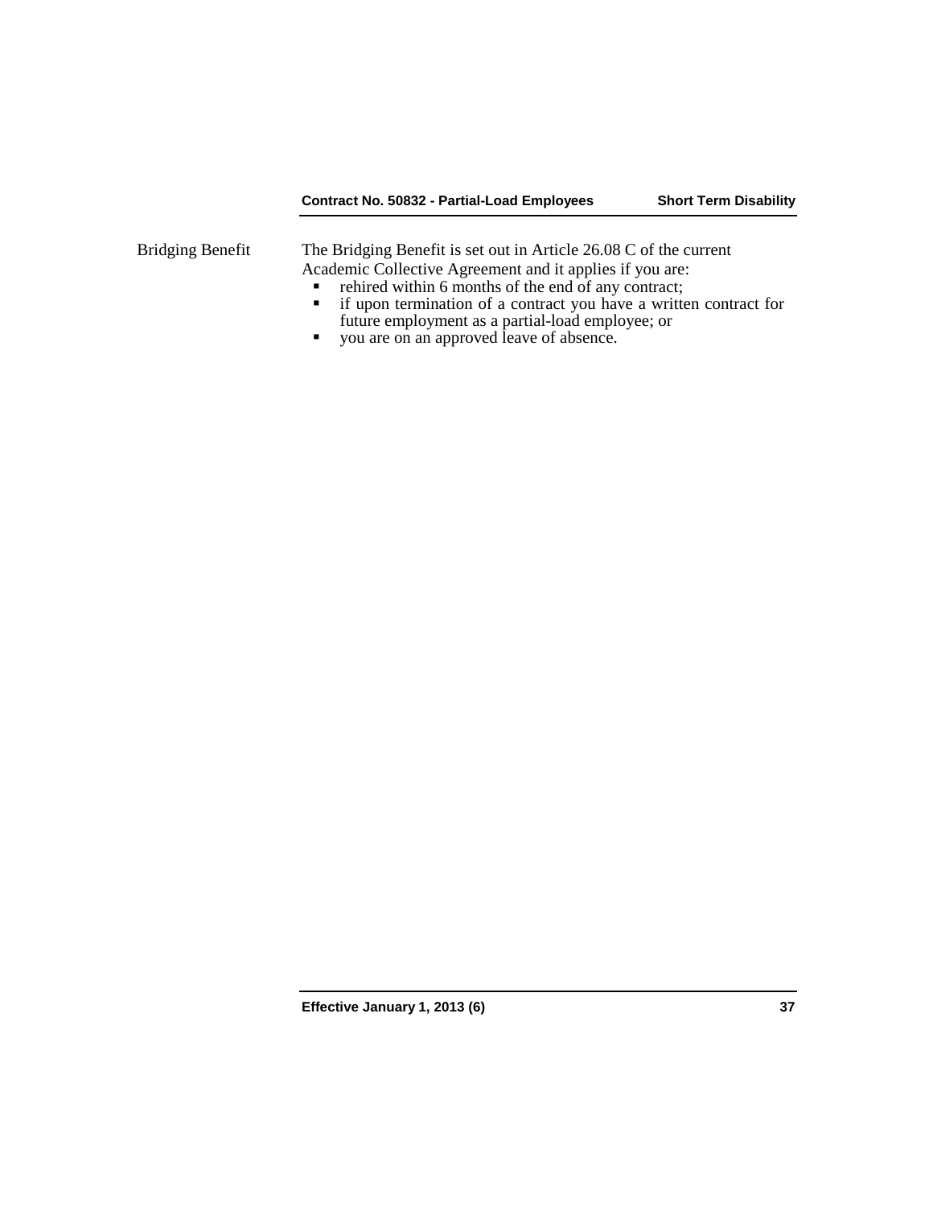**Bridging Benefit**

The Bridging Benefit is set out in Article 26.08 C of the current Academic Collective Agreement and it applies if you are:

- rehired within 6 months of the end of any contract;
- if upon termination of a contract you have a written contract for future employment as a partial-load employee; or
- you are on an approved leave of absence.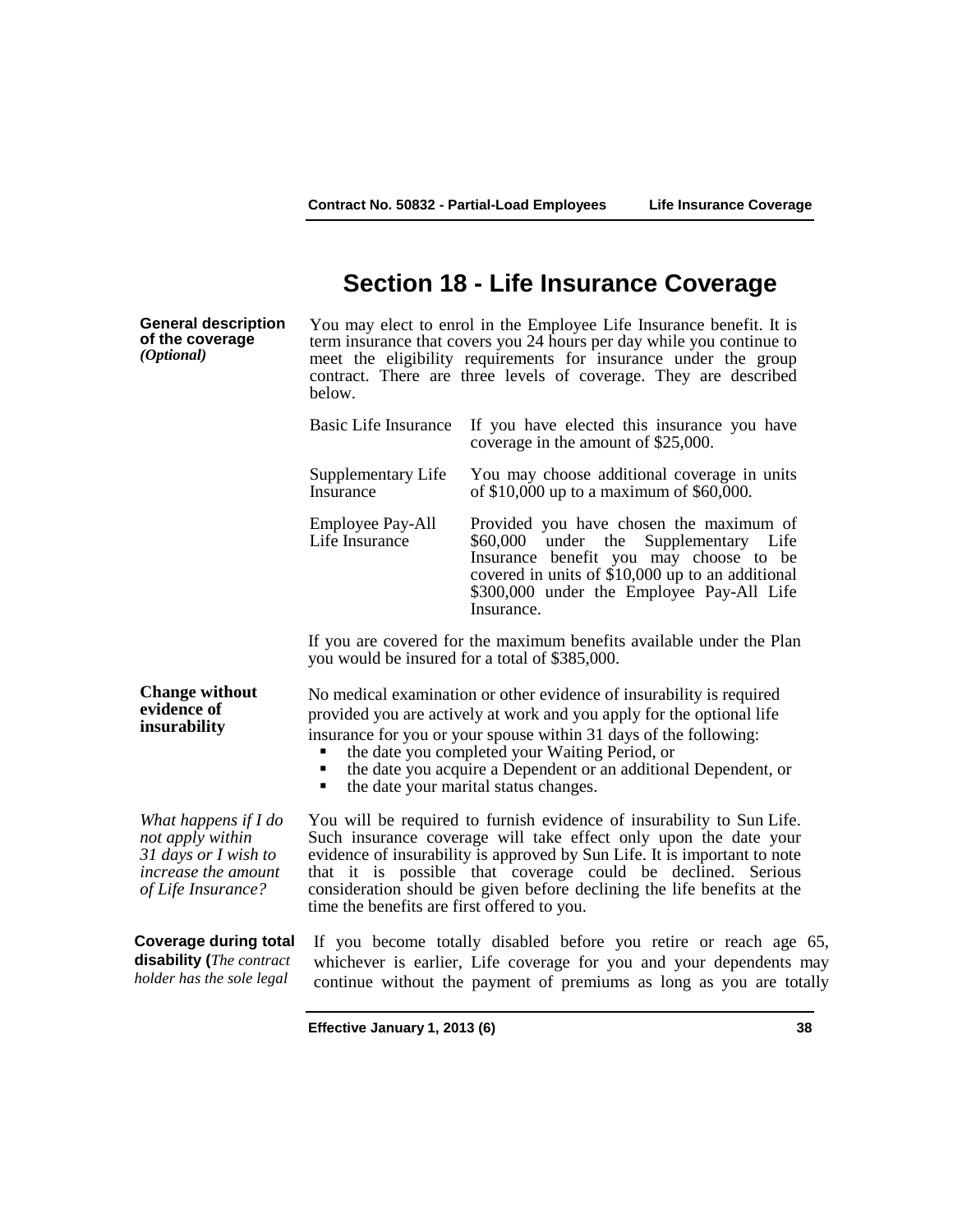# Section 18 - Life Insurance Coverage

**General description of the coverage** *(Optional)*

You may elect to enrol in the Employee Life Insurance benefit. It is term insurance that covers you 24 hours per day while you continue to meet the eligibility requirements for insurance under the group contract. There are three levels of coverage. They are described below.

| | |
|---|---|
| Basic Life Insurance | If you have elected this insurance you have coverage in the amount of $25,000. |
| Supplementary Life Insurance | You may choose additional coverage in units of $10,000 up to a maximum of $60,000. |
| Employee Pay-All Life Insurance | Provided you have chosen the maximum of $60,000 under the Supplementary Life Insurance benefit you may choose to be covered in units of $10,000 up to an additional $300,000 under the Employee Pay-All Life Insurance. |

If you are covered for the maximum benefits available under the Plan you would be insured for a total of $385,000.

**Change without evidence of insurability**

No medical examination or other evidence of insurability is required provided you are actively at work and you apply for the optional life insurance for you or your spouse within 31 days of the following:

- the date you completed your Waiting Period, or
- the date you acquire a Dependent or an additional Dependent, or
- the date your marital status changes.

*What happens if I do not apply within 31 days or I wish to increase the amount of Life Insurance?*

You will be required to furnish evidence of insurability to Sun Life. Such insurance coverage will take effect only upon the date your evidence of insurability is approved by Sun Life. It is important to note that it is possible that coverage could be declined. Serious consideration should be given before declining the life benefits at the time the benefits are first offered to you.

**Coverage during total disability (***The contract holder has the sole legal*

If you become totally disabled before you retire or reach age 65, whichever is earlier, Life coverage for you and your dependents may continue without the payment of premiums as long as you are totally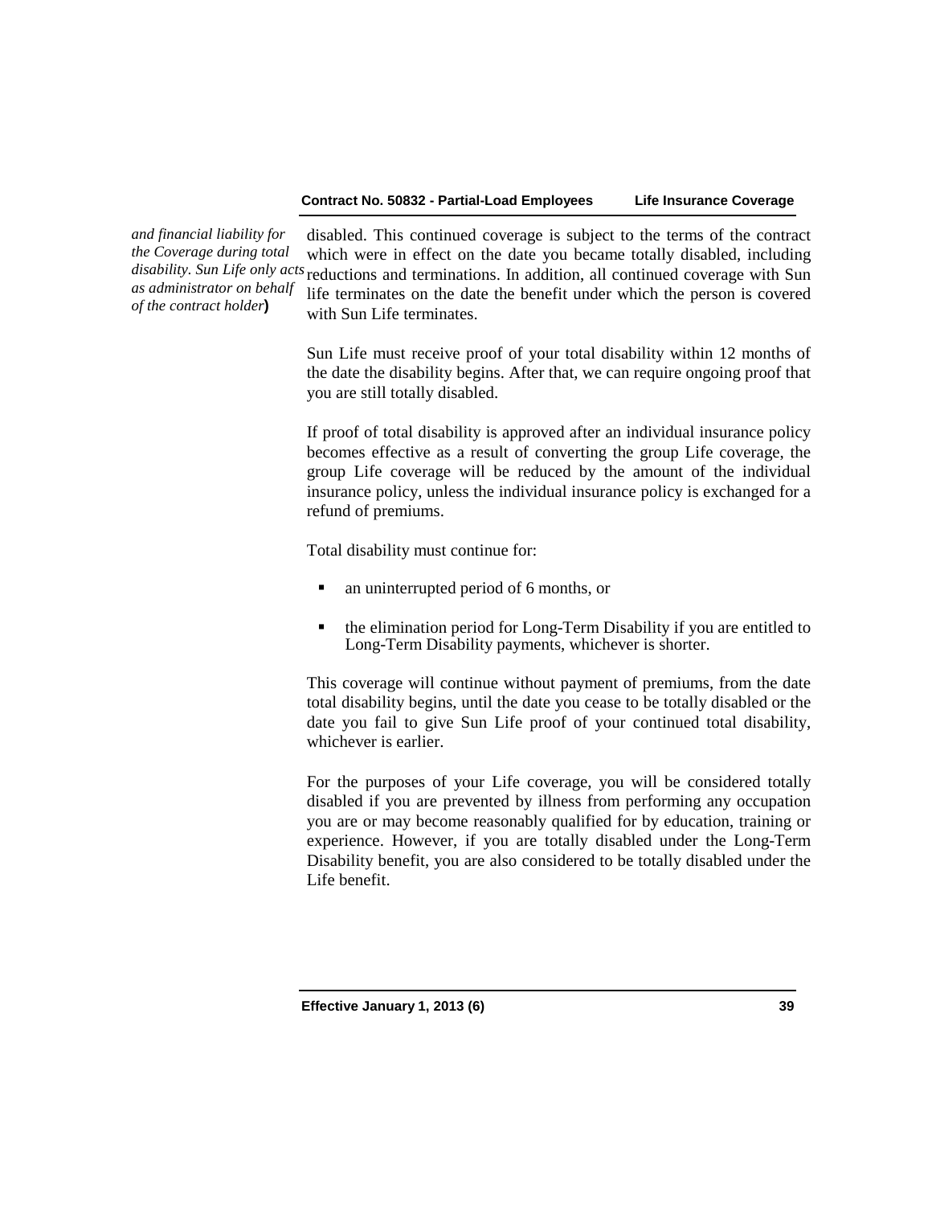*and financial liability for the Coverage during total disability. Sun Life only acts as administrator on behalf of the contract holder***)**

disabled. This continued coverage is subject to the terms of the contract which were in effect on the date you became totally disabled, including reductions and terminations. In addition, all continued coverage with Sun life terminates on the date the benefit under which the person is covered with Sun Life terminates.

Sun Life must receive proof of your total disability within 12 months of the date the disability begins. After that, we can require ongoing proof that you are still totally disabled.

If proof of total disability is approved after an individual insurance policy becomes effective as a result of converting the group Life coverage, the group Life coverage will be reduced by the amount of the individual insurance policy, unless the individual insurance policy is exchanged for a refund of premiums.

Total disability must continue for:

- an uninterrupted period of 6 months, or
- the elimination period for Long-Term Disability if you are entitled to Long-Term Disability payments, whichever is shorter.

This coverage will continue without payment of premiums, from the date total disability begins, until the date you cease to be totally disabled or the date you fail to give Sun Life proof of your continued total disability, whichever is earlier.

For the purposes of your Life coverage, you will be considered totally disabled if you are prevented by illness from performing any occupation you are or may become reasonably qualified for by education, training or experience. However, if you are totally disabled under the Long-Term Disability benefit, you are also considered to be totally disabled under the Life benefit.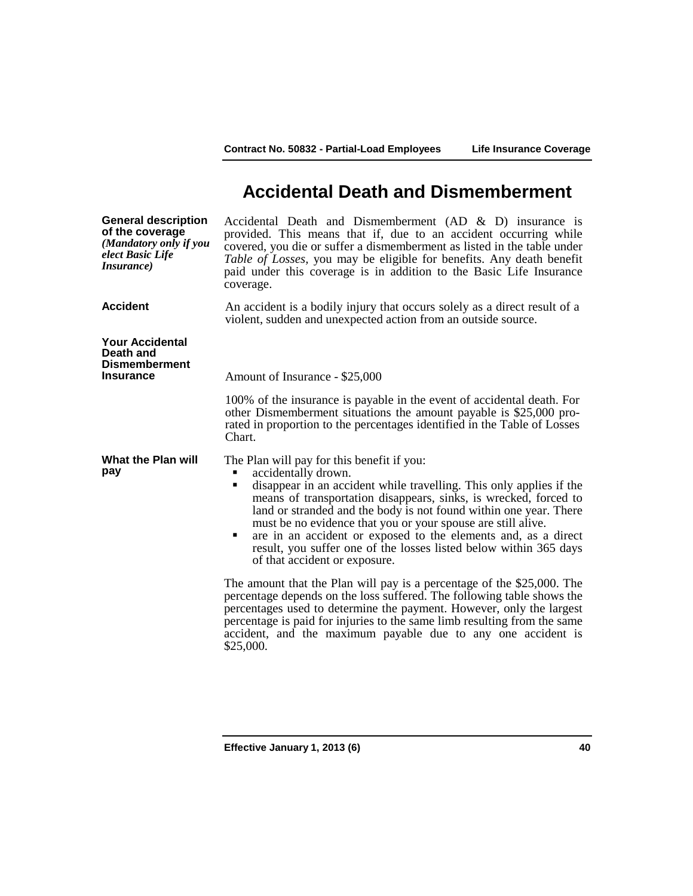# Accidental Death and Dismemberment

**General description of the coverage**
*(Mandatory only if you elect Basic Life Insurance)*

Accidental Death and Dismemberment (AD & D) insurance is provided. This means that if, due to an accident occurring while covered, you die or suffer a dismemberment as listed in the table under *Table of Losses*, you may be eligible for benefits. Any death benefit paid under this coverage is in addition to the Basic Life Insurance coverage.

**Accident**

An accident is a bodily injury that occurs solely as a direct result of a violent, sudden and unexpected action from an outside source.

**Your Accidental Death and Dismemberment Insurance**

Amount of Insurance - $25,000

100% of the insurance is payable in the event of accidental death. For other Dismemberment situations the amount payable is $25,000 pro-rated in proportion to the percentages identified in the Table of Losses Chart.

**What the Plan will pay**

The Plan will pay for this benefit if you:

- accidentally drown.
- disappear in an accident while travelling. This only applies if the means of transportation disappears, sinks, is wrecked, forced to land or stranded and the body is not found within one year. There must be no evidence that you or your spouse are still alive.
- are in an accident or exposed to the elements and, as a direct result, you suffer one of the losses listed below within 365 days of that accident or exposure.

The amount that the Plan will pay is a percentage of the $25,000. The percentage depends on the loss suffered. The following table shows the percentages used to determine the payment. However, only the largest percentage is paid for injuries to the same limb resulting from the same accident, and the maximum payable due to any one accident is $25,000.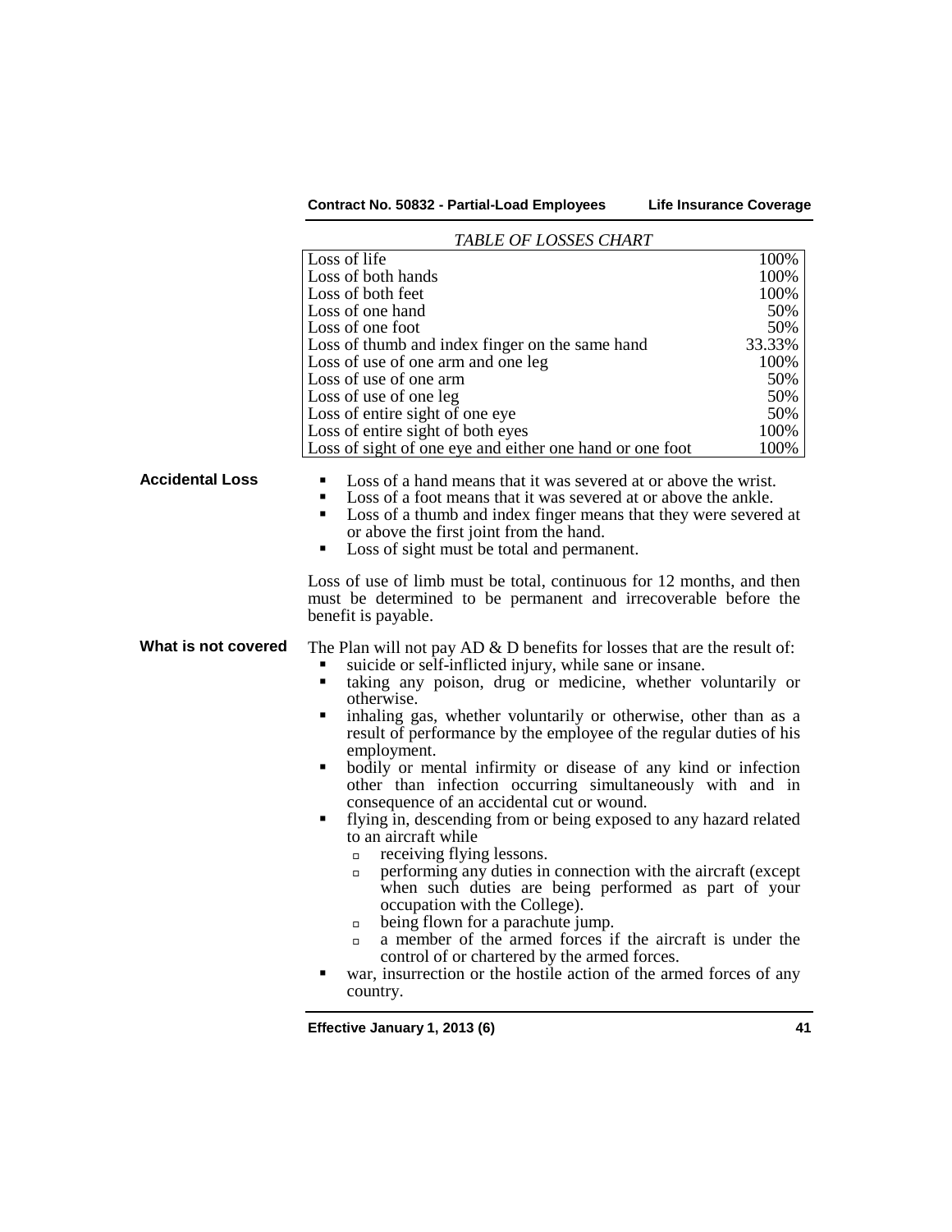*TABLE OF LOSSES CHART*

| | |
|---|---|
| Loss of life | 100% |
| Loss of both hands | 100% |
| Loss of both feet | 100% |
| Loss of one hand | 50% |
| Loss of one foot | 50% |
| Loss of thumb and index finger on the same hand | 33.33% |
| Loss of use of one arm and one leg | 100% |
| Loss of use of one arm | 50% |
| Loss of use of one leg | 50% |
| Loss of entire sight of one eye | 50% |
| Loss of entire sight of both eyes | 100% |
| Loss of sight of one eye and either one hand or one foot | 100% |

**Accidental Loss**

- Loss of a hand means that it was severed at or above the wrist.
- Loss of a foot means that it was severed at or above the ankle.
- Loss of a thumb and index finger means that they were severed at or above the first joint from the hand.
- Loss of sight must be total and permanent.

Loss of use of limb must be total, continuous for 12 months, and then must be determined to be permanent and irrecoverable before the benefit is payable.

**What is not covered**

The Plan will not pay AD & D benefits for losses that are the result of:

- suicide or self-inflicted injury, while sane or insane.
- taking any poison, drug or medicine, whether voluntarily or otherwise.
- inhaling gas, whether voluntarily or otherwise, other than as a result of performance by the employee of the regular duties of his employment.
- bodily or mental infirmity or disease of any kind or infection other than infection occurring simultaneously with and in consequence of an accidental cut or wound.
- flying in, descending from or being exposed to any hazard related to an aircraft while
  - receiving flying lessons.
  - performing any duties in connection with the aircraft (except when such duties are being performed as part of your occupation with the College).
  - being flown for a parachute jump.
  - a member of the armed forces if the aircraft is under the control of or chartered by the armed forces.
- war, insurrection or the hostile action of the armed forces of any country.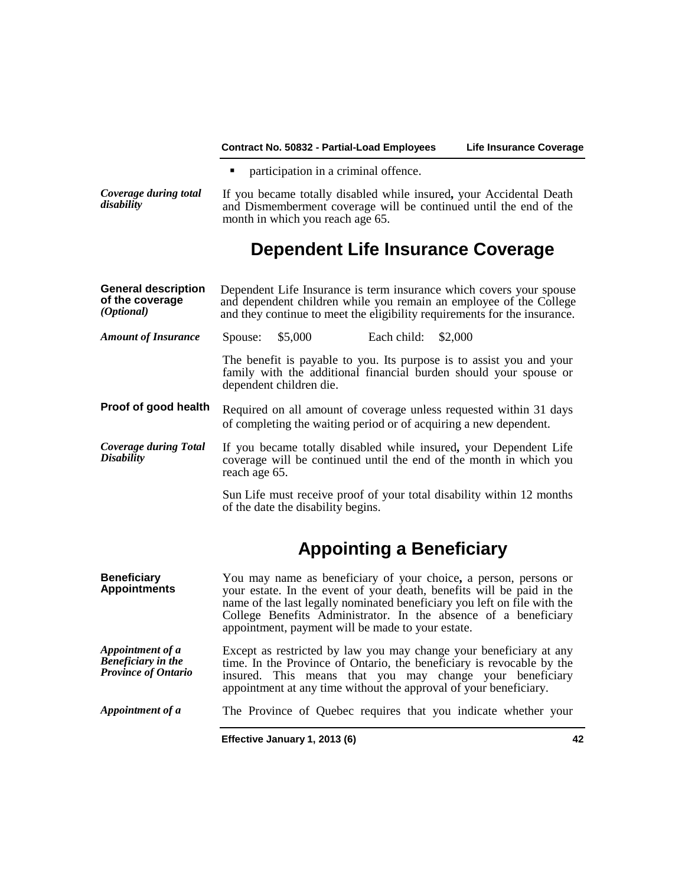- participation in a criminal offence.

***Coverage during total disability***

If you became totally disabled while insured**,** your Accidental Death and Dismemberment coverage will be continued until the end of the month in which you reach age 65.

## Dependent Life Insurance Coverage

**General description of the coverage** ***(Optional)***

Dependent Life Insurance is term insurance which covers your spouse and dependent children while you remain an employee of the College and they continue to meet the eligibility requirements for the insurance.

***Amount of Insurance***

Spouse: $5,000 Each child: $2,000

The benefit is payable to you. Its purpose is to assist you and your family with the additional financial burden should your spouse or dependent children die.

**Proof of good health**

Required on all amount of coverage unless requested within 31 days of completing the waiting period or of acquiring a new dependent.

***Coverage during Total Disability***

If you became totally disabled while insured**,** your Dependent Life coverage will be continued until the end of the month in which you reach age 65.

Sun Life must receive proof of your total disability within 12 months of the date the disability begins.

## Appointing a Beneficiary

**Beneficiary Appointments**

You may name as beneficiary of your choice**,** a person, persons or your estate. In the event of your death, benefits will be paid in the name of the last legally nominated beneficiary you left on file with the College Benefits Administrator. In the absence of a beneficiary appointment, payment will be made to your estate.

***Appointment of a Beneficiary in the Province of Ontario***

Except as restricted by law you may change your beneficiary at any time. In the Province of Ontario, the beneficiary is revocable by the insured. This means that you may change your beneficiary appointment at any time without the approval of your beneficiary.

***Appointment of a***

The Province of Quebec requires that you indicate whether your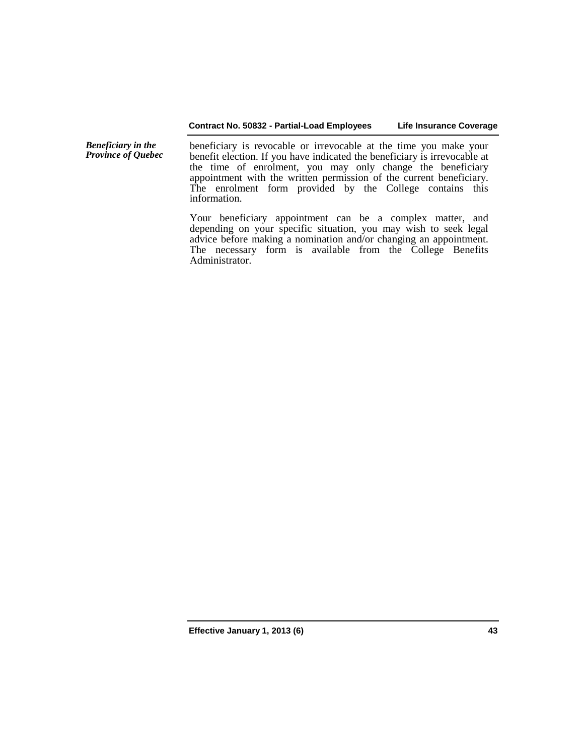***Beneficiary in the Province of Quebec***

beneficiary is revocable or irrevocable at the time you make your benefit election. If you have indicated the beneficiary is irrevocable at the time of enrolment, you may only change the beneficiary appointment with the written permission of the current beneficiary. The enrolment form provided by the College contains this information.

Your beneficiary appointment can be a complex matter, and depending on your specific situation, you may wish to seek legal advice before making a nomination and/or changing an appointment. The necessary form is available from the College Benefits Administrator.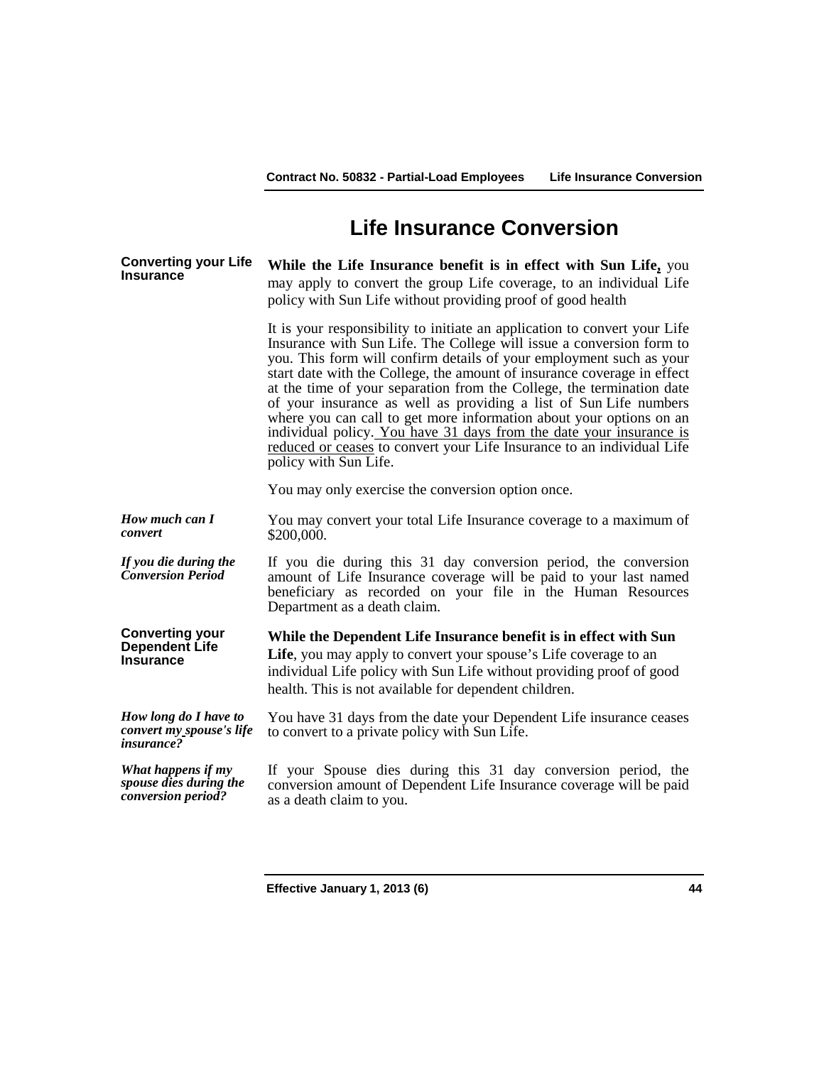# Life Insurance Conversion

**Converting your Life Insurance**

**While the Life Insurance benefit is in effect with Sun Life,** you may apply to convert the group Life coverage, to an individual Life policy with Sun Life without providing proof of good health

It is your responsibility to initiate an application to convert your Life Insurance with Sun Life. The College will issue a conversion form to you. This form will confirm details of your employment such as your start date with the College, the amount of insurance coverage in effect at the time of your separation from the College, the termination date of your insurance as well as providing a list of Sun Life numbers where you can call to get more information about your options on an individual policy. You have 31 days from the date your insurance is reduced or ceases to convert your Life Insurance to an individual Life policy with Sun Life.

You may only exercise the conversion option once.

***How much can I convert***

You may convert your total Life Insurance coverage to a maximum of $200,000.

***If you die during the Conversion Period***

If you die during this 31 day conversion period, the conversion amount of Life Insurance coverage will be paid to your last named beneficiary as recorded on your file in the Human Resources Department as a death claim.

**Converting your Dependent Life Insurance**

**While the Dependent Life Insurance benefit is in effect with Sun Life**, you may apply to convert your spouse's Life coverage to an individual Life policy with Sun Life without providing proof of good health. This is not available for dependent children.

***How long do I have to convert my spouse's life insurance?***

You have 31 days from the date your Dependent Life insurance ceases to convert to a private policy with Sun Life.

***What happens if my spouse dies during the conversion period?***

If your Spouse dies during this 31 day conversion period, the conversion amount of Dependent Life Insurance coverage will be paid as a death claim to you.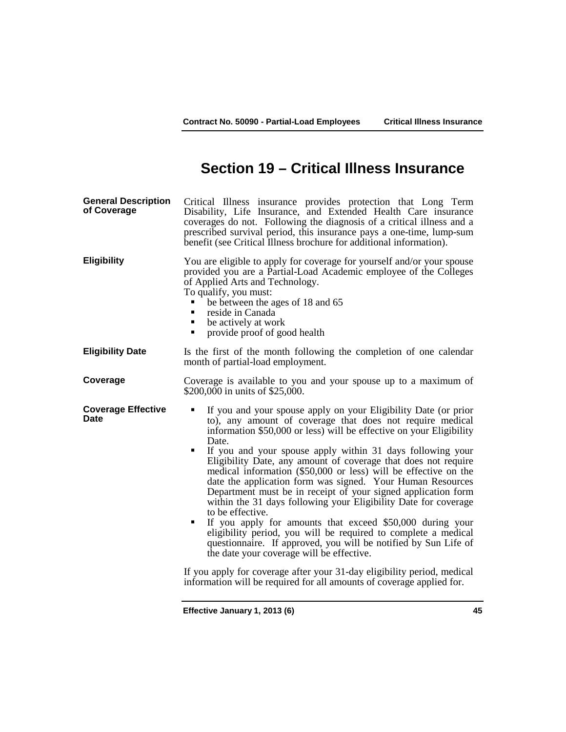# Section 19 – Critical Illness Insurance

**General Description of Coverage**

Critical Illness insurance provides protection that Long Term Disability, Life Insurance, and Extended Health Care insurance coverages do not. Following the diagnosis of a critical illness and a prescribed survival period, this insurance pays a one-time, lump-sum benefit (see Critical Illness brochure for additional information).

**Eligibility**

You are eligible to apply for coverage for yourself and/or your spouse provided you are a Partial-Load Academic employee of the Colleges of Applied Arts and Technology.
To qualify, you must:

- be between the ages of 18 and 65
- reside in Canada
- be actively at work
- provide proof of good health

**Eligibility Date**

Is the first of the month following the completion of one calendar month of partial-load employment.

**Coverage**

Coverage is available to you and your spouse up to a maximum of \$200,000 in units of \$25,000.

**Coverage Effective Date**

- If you and your spouse apply on your Eligibility Date (or prior to), any amount of coverage that does not require medical information \$50,000 or less) will be effective on your Eligibility Date.
- If you and your spouse apply within 31 days following your Eligibility Date, any amount of coverage that does not require medical information (\$50,000 or less) will be effective on the date the application form was signed. Your Human Resources Department must be in receipt of your signed application form within the 31 days following your Eligibility Date for coverage to be effective.
- If you apply for amounts that exceed \$50,000 during your eligibility period, you will be required to complete a medical questionnaire. If approved, you will be notified by Sun Life of the date your coverage will be effective.

If you apply for coverage after your 31-day eligibility period, medical information will be required for all amounts of coverage applied for.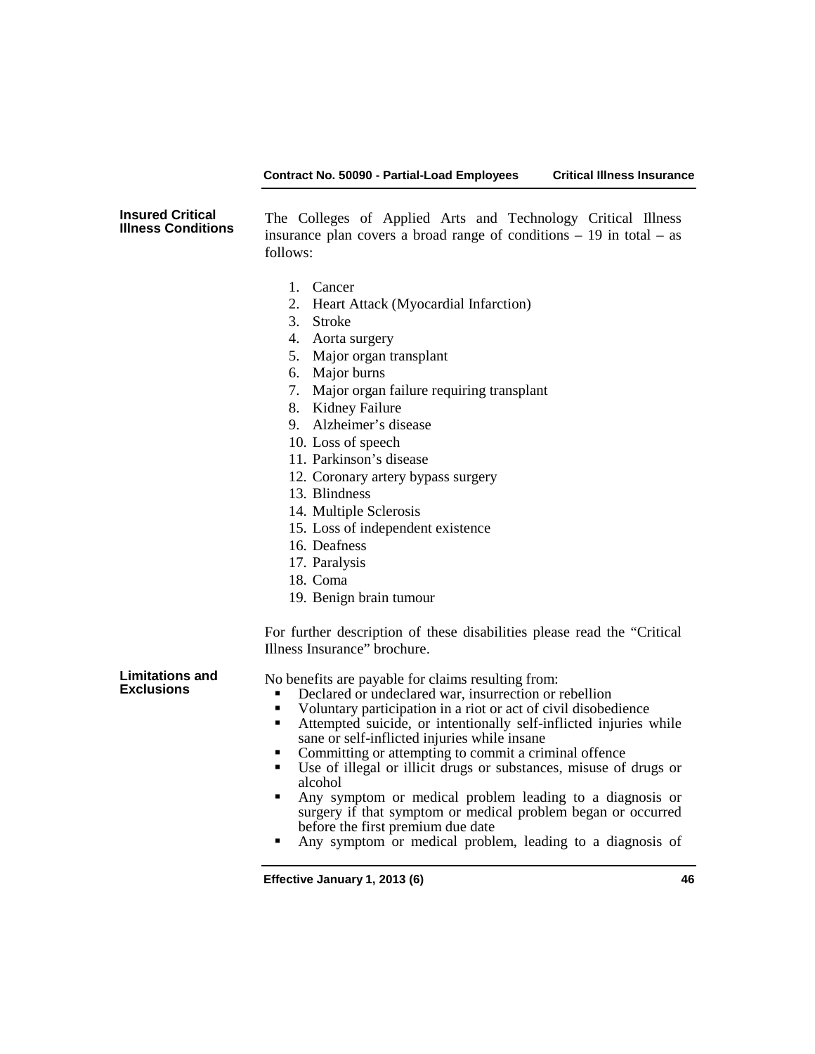### Insured Critical Illness Conditions

The Colleges of Applied Arts and Technology Critical Illness insurance plan covers a broad range of conditions – 19 in total – as follows:

1. Cancer
2. Heart Attack (Myocardial Infarction)
3. Stroke
4. Aorta surgery
5. Major organ transplant
6. Major burns
7. Major organ failure requiring transplant
8. Kidney Failure
9. Alzheimer's disease
10. Loss of speech
11. Parkinson's disease
12. Coronary artery bypass surgery
13. Blindness
14. Multiple Sclerosis
15. Loss of independent existence
16. Deafness
17. Paralysis
18. Coma
19. Benign brain tumour

For further description of these disabilities please read the "Critical Illness Insurance" brochure.

### Limitations and Exclusions

No benefits are payable for claims resulting from:

- Declared or undeclared war, insurrection or rebellion
- Voluntary participation in a riot or act of civil disobedience
- Attempted suicide, or intentionally self-inflicted injuries while sane or self-inflicted injuries while insane
- Committing or attempting to commit a criminal offence
- Use of illegal or illicit drugs or substances, misuse of drugs or alcohol
- Any symptom or medical problem leading to a diagnosis or surgery if that symptom or medical problem began or occurred before the first premium due date
- Any symptom or medical problem, leading to a diagnosis of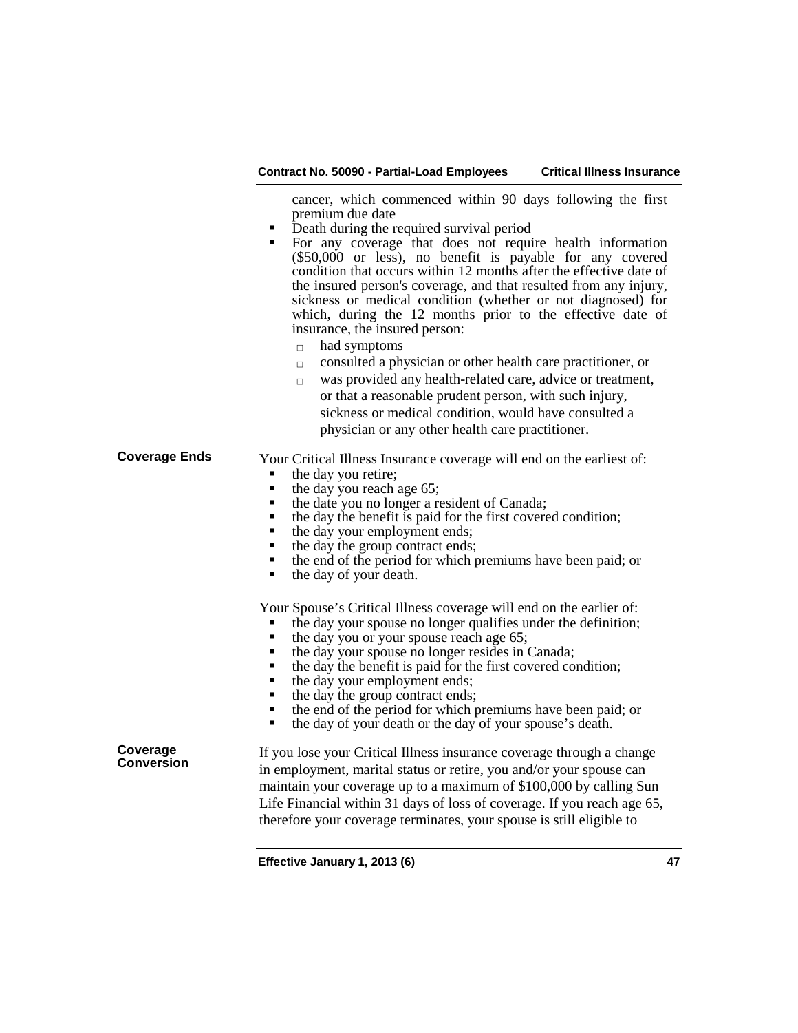cancer, which commenced within 90 days following the first premium due date

- Death during the required survival period
- For any coverage that does not require health information ($50,000 or less), no benefit is payable for any covered condition that occurs within 12 months after the effective date of the insured person's coverage, and that resulted from any injury, sickness or medical condition (whether or not diagnosed) for which, during the 12 months prior to the effective date of insurance, the insured person:
  - had symptoms
  - consulted a physician or other health care practitioner, or
  - was provided any health-related care, advice or treatment,

  or that a reasonable prudent person, with such injury, sickness or medical condition, would have consulted a physician or any other health care practitioner.

**Coverage Ends**

Your Critical Illness Insurance coverage will end on the earliest of:

- the day you retire;
- the day you reach age 65;
- the date you no longer a resident of Canada;
- the day the benefit is paid for the first covered condition;
- the day your employment ends;
- the day the group contract ends;
- the end of the period for which premiums have been paid; or
- the day of your death.

Your Spouse's Critical Illness coverage will end on the earlier of:

- the day your spouse no longer qualifies under the definition;
- the day you or your spouse reach age 65;
- the day your spouse no longer resides in Canada;
- the day the benefit is paid for the first covered condition;
- the day your employment ends;
- the day the group contract ends;
- the end of the period for which premiums have been paid; or
- the day of your death or the day of your spouse's death.

**Coverage Conversion**

If you lose your Critical Illness insurance coverage through a change in employment, marital status or retire, you and/or your spouse can maintain your coverage up to a maximum of $100,000 by calling Sun Life Financial within 31 days of loss of coverage. If you reach age 65, therefore your coverage terminates, your spouse is still eligible to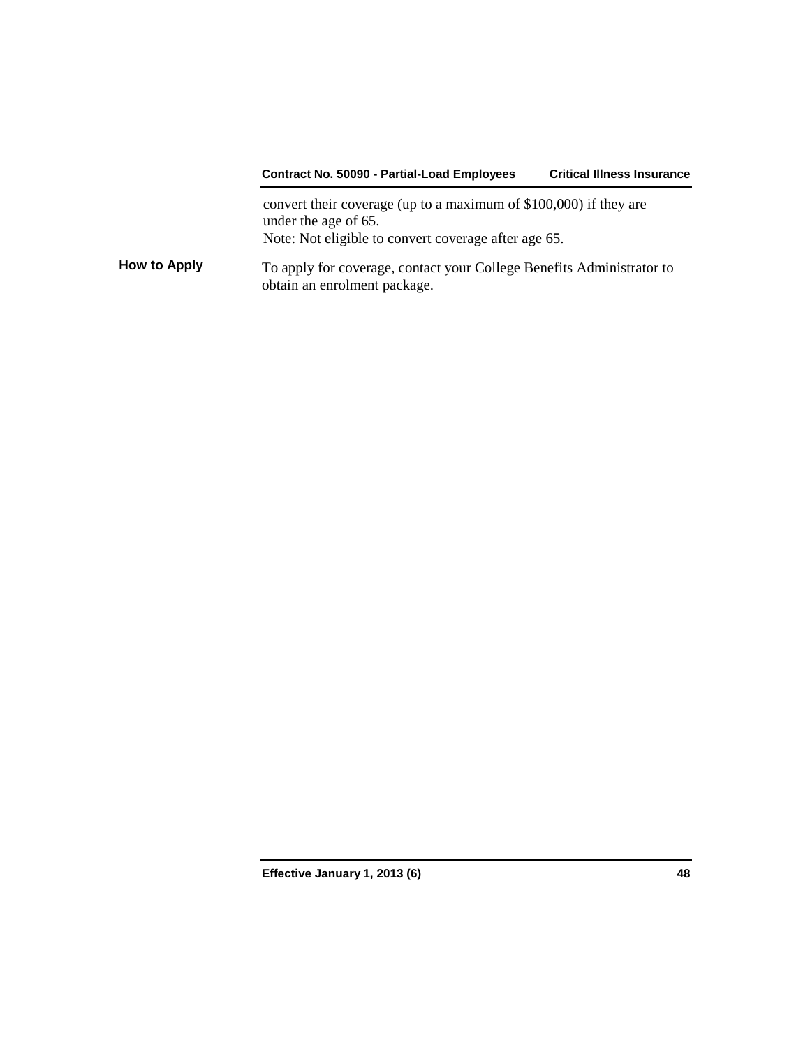convert their coverage (up to a maximum of $100,000) if they are under the age of 65.
Note: Not eligible to convert coverage after age 65.

**How to Apply**

To apply for coverage, contact your College Benefits Administrator to obtain an enrolment package.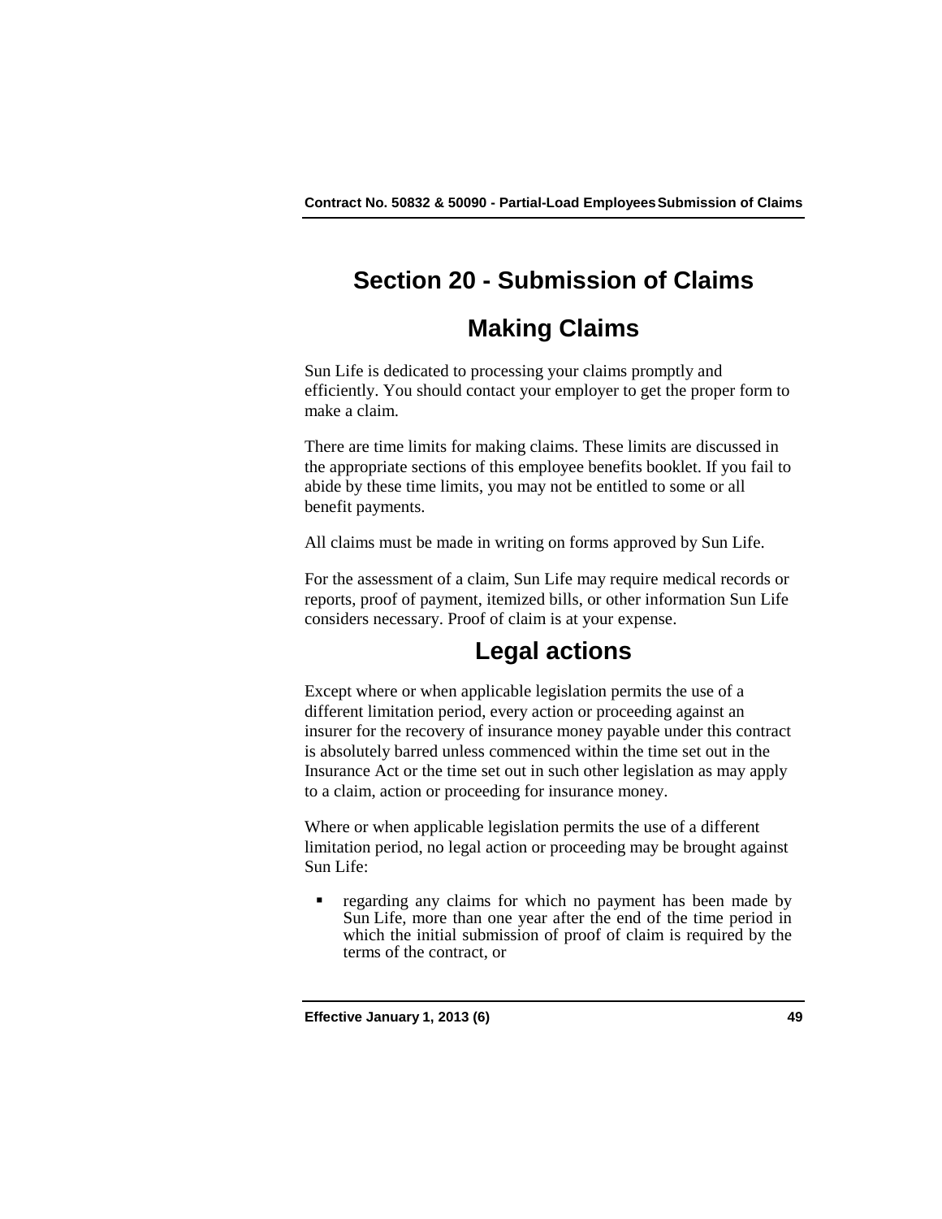# Section 20 - Submission of Claims

## Making Claims

Sun Life is dedicated to processing your claims promptly and efficiently. You should contact your employer to get the proper form to make a claim.

There are time limits for making claims. These limits are discussed in the appropriate sections of this employee benefits booklet. If you fail to abide by these time limits, you may not be entitled to some or all benefit payments.

All claims must be made in writing on forms approved by Sun Life.

For the assessment of a claim, Sun Life may require medical records or reports, proof of payment, itemized bills, or other information Sun Life considers necessary. Proof of claim is at your expense.

## Legal actions

Except where or when applicable legislation permits the use of a different limitation period, every action or proceeding against an insurer for the recovery of insurance money payable under this contract is absolutely barred unless commenced within the time set out in the Insurance Act or the time set out in such other legislation as may apply to a claim, action or proceeding for insurance money.

Where or when applicable legislation permits the use of a different limitation period, no legal action or proceeding may be brought against Sun Life:

- regarding any claims for which no payment has been made by Sun Life, more than one year after the end of the time period in which the initial submission of proof of claim is required by the terms of the contract, or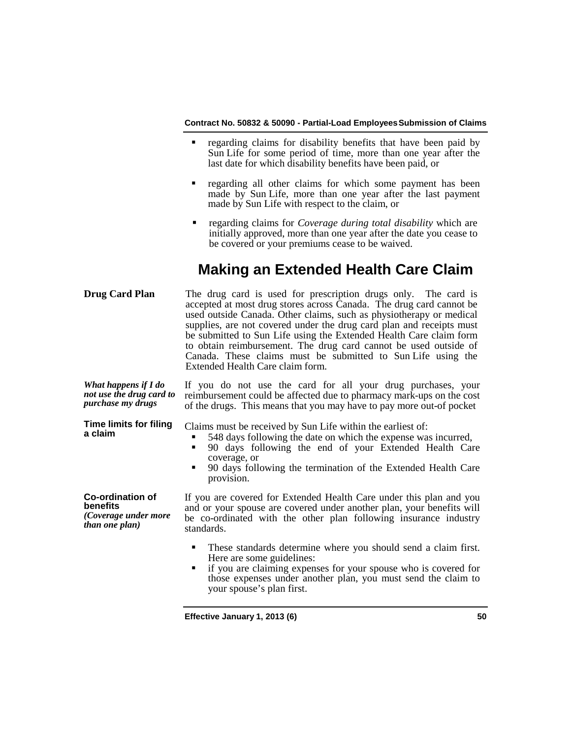- regarding claims for disability benefits that have been paid by Sun Life for some period of time, more than one year after the last date for which disability benefits have been paid, or
- regarding all other claims for which some payment has been made by Sun Life, more than one year after the last payment made by Sun Life with respect to the claim, or
- regarding claims for *Coverage during total disability* which are initially approved, more than one year after the date you cease to be covered or your premiums cease to be waived.

## Making an Extended Health Care Claim

**Drug Card Plan**

The drug card is used for prescription drugs only. The card is accepted at most drug stores across Canada. The drug card cannot be used outside Canada. Other claims, such as physiotherapy or medical supplies, are not covered under the drug card plan and receipts must be submitted to Sun Life using the Extended Health Care claim form to obtain reimbursement. The drug card cannot be used outside of Canada. These claims must be submitted to Sun Life using the Extended Health Care claim form.

***What happens if I do not use the drug card to purchase my drugs***

If you do not use the card for all your drug purchases, your reimbursement could be affected due to pharmacy mark-ups on the cost of the drugs. This means that you may have to pay more out-of pocket

**Time limits for filing a claim**

Claims must be received by Sun Life within the earliest of:

- 548 days following the date on which the expense was incurred,
- 90 days following the end of your Extended Health Care coverage, or
- 90 days following the termination of the Extended Health Care provision.

**Co-ordination of benefits** ***(Coverage under more than one plan)***

If you are covered for Extended Health Care under this plan and you and or your spouse are covered under another plan, your benefits will be co-ordinated with the other plan following insurance industry standards.

- These standards determine where you should send a claim first. Here are some guidelines:
- if you are claiming expenses for your spouse who is covered for those expenses under another plan, you must send the claim to your spouse's plan first.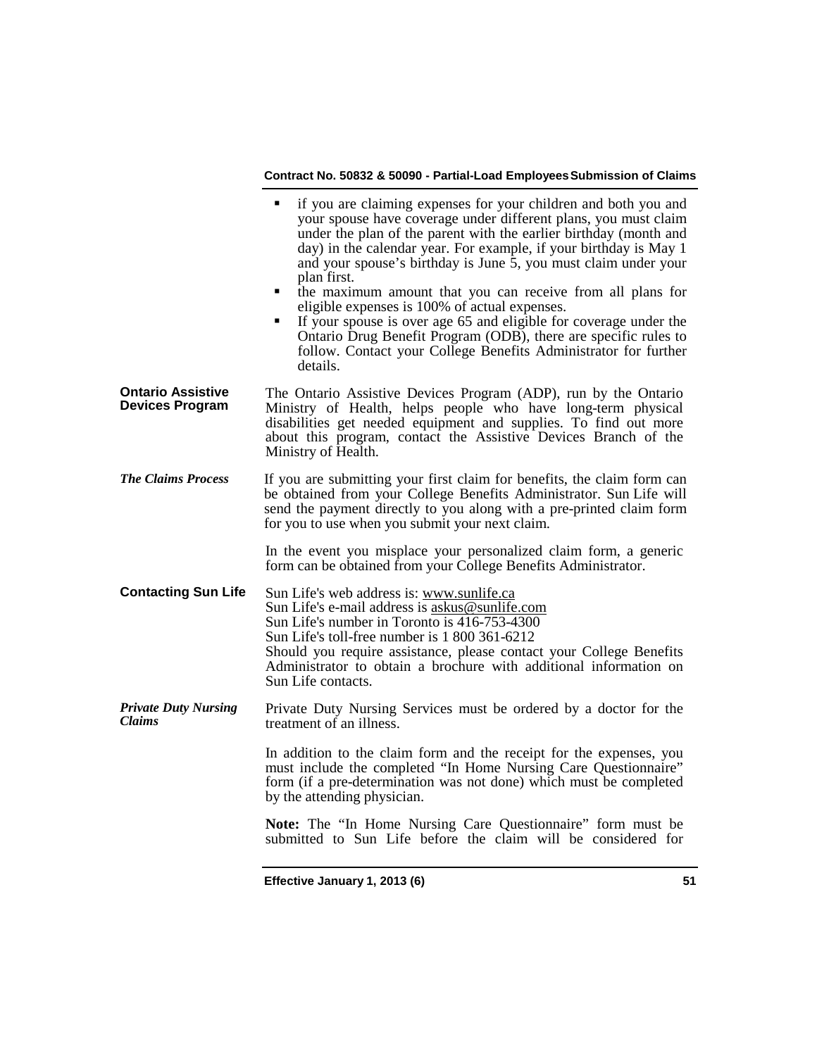- if you are claiming expenses for your children and both you and your spouse have coverage under different plans, you must claim under the plan of the parent with the earlier birthday (month and day) in the calendar year. For example, if your birthday is May 1 and your spouse's birthday is June 5, you must claim under your plan first.
- the maximum amount that you can receive from all plans for eligible expenses is 100% of actual expenses.
- If your spouse is over age 65 and eligible for coverage under the Ontario Drug Benefit Program (ODB), there are specific rules to follow. Contact your College Benefits Administrator for further details.

**Ontario Assistive Devices Program**

The Ontario Assistive Devices Program (ADP), run by the Ontario Ministry of Health, helps people who have long-term physical disabilities get needed equipment and supplies. To find out more about this program, contact the Assistive Devices Branch of the Ministry of Health.

***The Claims Process***

If you are submitting your first claim for benefits, the claim form can be obtained from your College Benefits Administrator. Sun Life will send the payment directly to you along with a pre-printed claim form for you to use when you submit your next claim.

In the event you misplace your personalized claim form, a generic form can be obtained from your College Benefits Administrator.

**Contacting Sun Life**

Sun Life's web address is: www.sunlife.ca
Sun Life's e-mail address is askus@sunlife.com
Sun Life's number in Toronto is 416-753-4300
Sun Life's toll-free number is 1 800 361-6212
Should you require assistance, please contact your College Benefits Administrator to obtain a brochure with additional information on Sun Life contacts.

***Private Duty Nursing Claims***

Private Duty Nursing Services must be ordered by a doctor for the treatment of an illness.

In addition to the claim form and the receipt for the expenses, you must include the completed "In Home Nursing Care Questionnaire" form (if a pre-determination was not done) which must be completed by the attending physician.

**Note:** The "In Home Nursing Care Questionnaire" form must be submitted to Sun Life before the claim will be considered for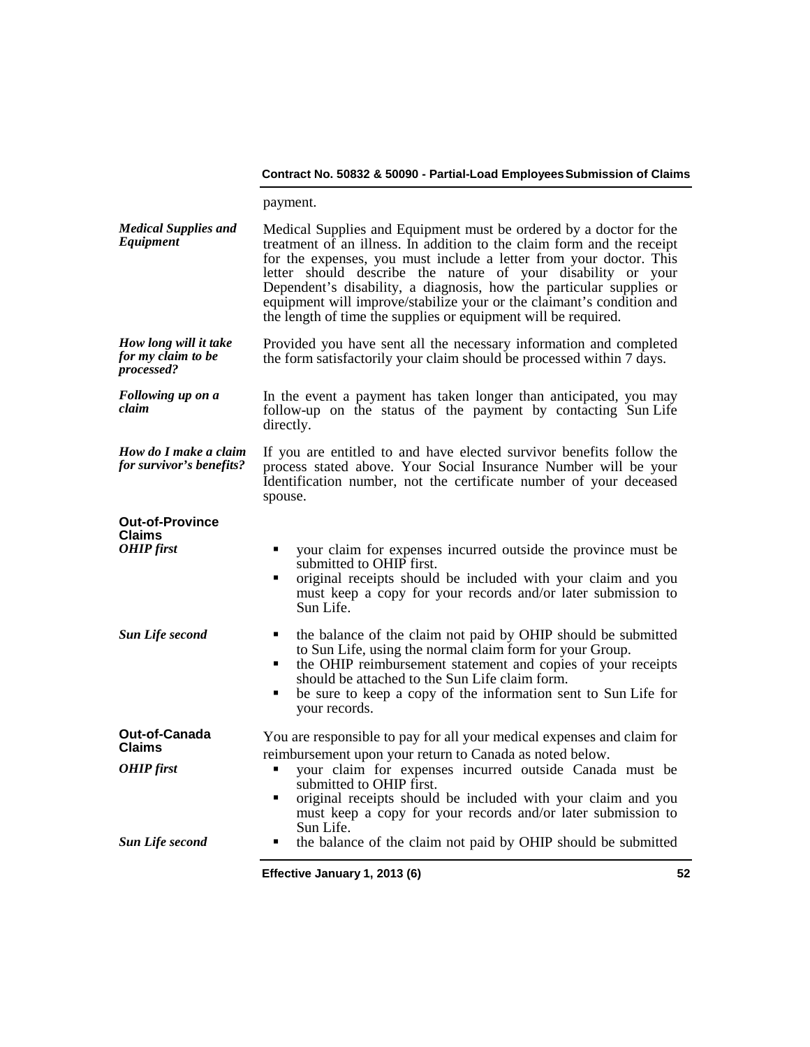payment.

***Medical Supplies and Equipment***

Medical Supplies and Equipment must be ordered by a doctor for the treatment of an illness. In addition to the claim form and the receipt for the expenses, you must include a letter from your doctor. This letter should describe the nature of your disability or your Dependent's disability, a diagnosis, how the particular supplies or equipment will improve/stabilize your or the claimant's condition and the length of time the supplies or equipment will be required.

***How long will it take for my claim to be processed?***

Provided you have sent all the necessary information and completed the form satisfactorily your claim should be processed within 7 days.

***Following up on a claim***

In the event a payment has taken longer than anticipated, you may follow-up on the status of the payment by contacting Sun Life directly.

***How do I make a claim for survivor's benefits?***

If you are entitled to and have elected survivor benefits follow the process stated above. Your Social Insurance Number will be your Identification number, not the certificate number of your deceased spouse.

## Out-of-Province Claims

***OHIP first***

- your claim for expenses incurred outside the province must be submitted to OHIP first.
- original receipts should be included with your claim and you must keep a copy for your records and/or later submission to Sun Life.

***Sun Life second***

- the balance of the claim not paid by OHIP should be submitted to Sun Life, using the normal claim form for your Group.
- the OHIP reimbursement statement and copies of your receipts should be attached to the Sun Life claim form.
- be sure to keep a copy of the information sent to Sun Life for your records.

## Out-of-Canada Claims

You are responsible to pay for all your medical expenses and claim for reimbursement upon your return to Canada as noted below.

***OHIP first***

- your claim for expenses incurred outside Canada must be submitted to OHIP first.
- original receipts should be included with your claim and you must keep a copy for your records and/or later submission to Sun Life.

***Sun Life second***

- the balance of the claim not paid by OHIP should be submitted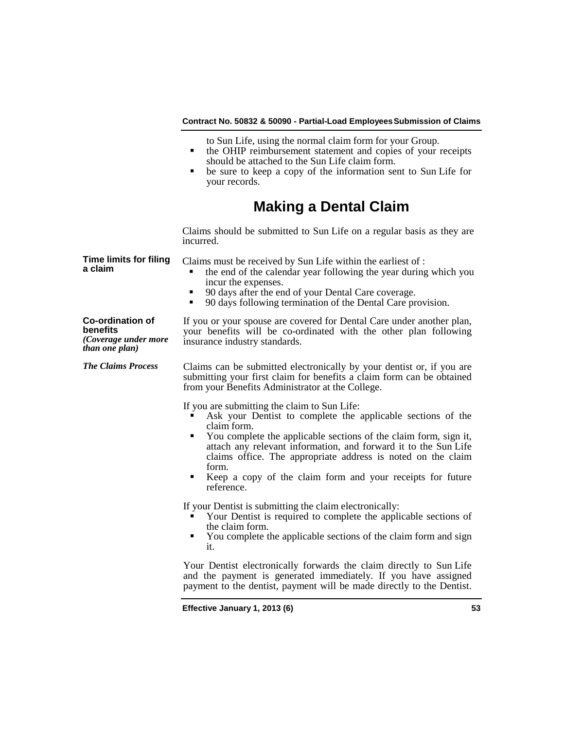to Sun Life, using the normal claim form for your Group.

- the OHIP reimbursement statement and copies of your receipts should be attached to the Sun Life claim form.
- be sure to keep a copy of the information sent to Sun Life for your records.

# Making a Dental Claim

Claims should be submitted to Sun Life on a regular basis as they are incurred.

**Time limits for filing a claim**

Claims must be received by Sun Life within the earliest of :

- the end of the calendar year following the year during which you incur the expenses.
- 90 days after the end of your Dental Care coverage.
- 90 days following termination of the Dental Care provision.

**Co-ordination of benefits**
***(Coverage under more than one plan)***

If you or your spouse are covered for Dental Care under another plan, your benefits will be co-ordinated with the other plan following insurance industry standards.

***The Claims Process***

Claims can be submitted electronically by your dentist or, if you are submitting your first claim for benefits a claim form can be obtained from your Benefits Administrator at the College.

If you are submitting the claim to Sun Life:

- Ask your Dentist to complete the applicable sections of the claim form.
- You complete the applicable sections of the claim form, sign it, attach any relevant information, and forward it to the Sun Life claims office. The appropriate address is noted on the claim form.
- Keep a copy of the claim form and your receipts for future reference.

If your Dentist is submitting the claim electronically:

- Your Dentist is required to complete the applicable sections of the claim form.
- You complete the applicable sections of the claim form and sign it.

Your Dentist electronically forwards the claim directly to Sun Life and the payment is generated immediately. If you have assigned payment to the dentist, payment will be made directly to the Dentist.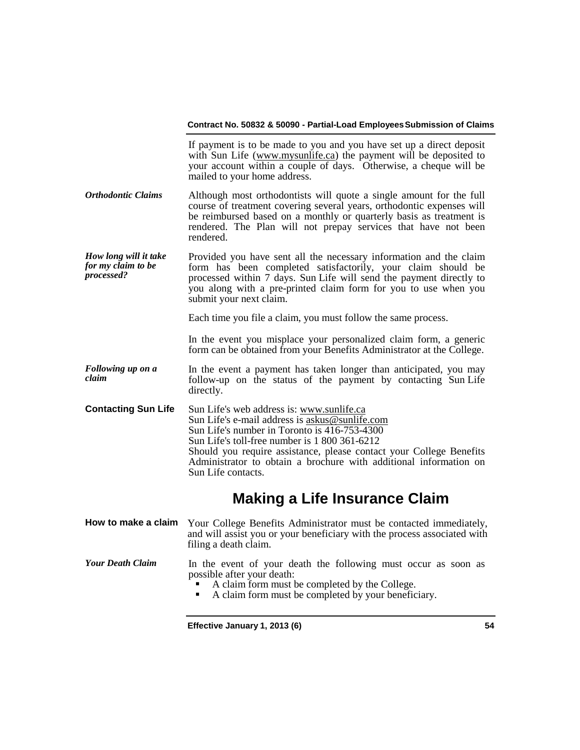If payment is to be made to you and you have set up a direct deposit with Sun Life (www.mysunlife.ca) the payment will be deposited to your account within a couple of days. Otherwise, a cheque will be mailed to your home address.

***Orthodontic Claims***

Although most orthodontists will quote a single amount for the full course of treatment covering several years, orthodontic expenses will be reimbursed based on a monthly or quarterly basis as treatment is rendered. The Plan will not prepay services that have not been rendered.

***How long will it take for my claim to be processed?***

Provided you have sent all the necessary information and the claim form has been completed satisfactorily, your claim should be processed within 7 days. Sun Life will send the payment directly to you along with a pre-printed claim form for you to use when you submit your next claim.

Each time you file a claim, you must follow the same process.

In the event you misplace your personalized claim form, a generic form can be obtained from your Benefits Administrator at the College.

***Following up on a claim***

In the event a payment has taken longer than anticipated, you may follow-up on the status of the payment by contacting Sun Life directly.

**Contacting Sun Life**

Sun Life's web address is: www.sunlife.ca
Sun Life's e-mail address is askus@sunlife.com
Sun Life's number in Toronto is 416-753-4300
Sun Life's toll-free number is 1 800 361-6212
Should you require assistance, please contact your College Benefits Administrator to obtain a brochure with additional information on Sun Life contacts.

# Making a Life Insurance Claim

**How to make a claim**

Your College Benefits Administrator must be contacted immediately, and will assist you or your beneficiary with the process associated with filing a death claim.

***Your Death Claim***

In the event of your death the following must occur as soon as possible after your death:

- A claim form must be completed by the College.
- A claim form must be completed by your beneficiary.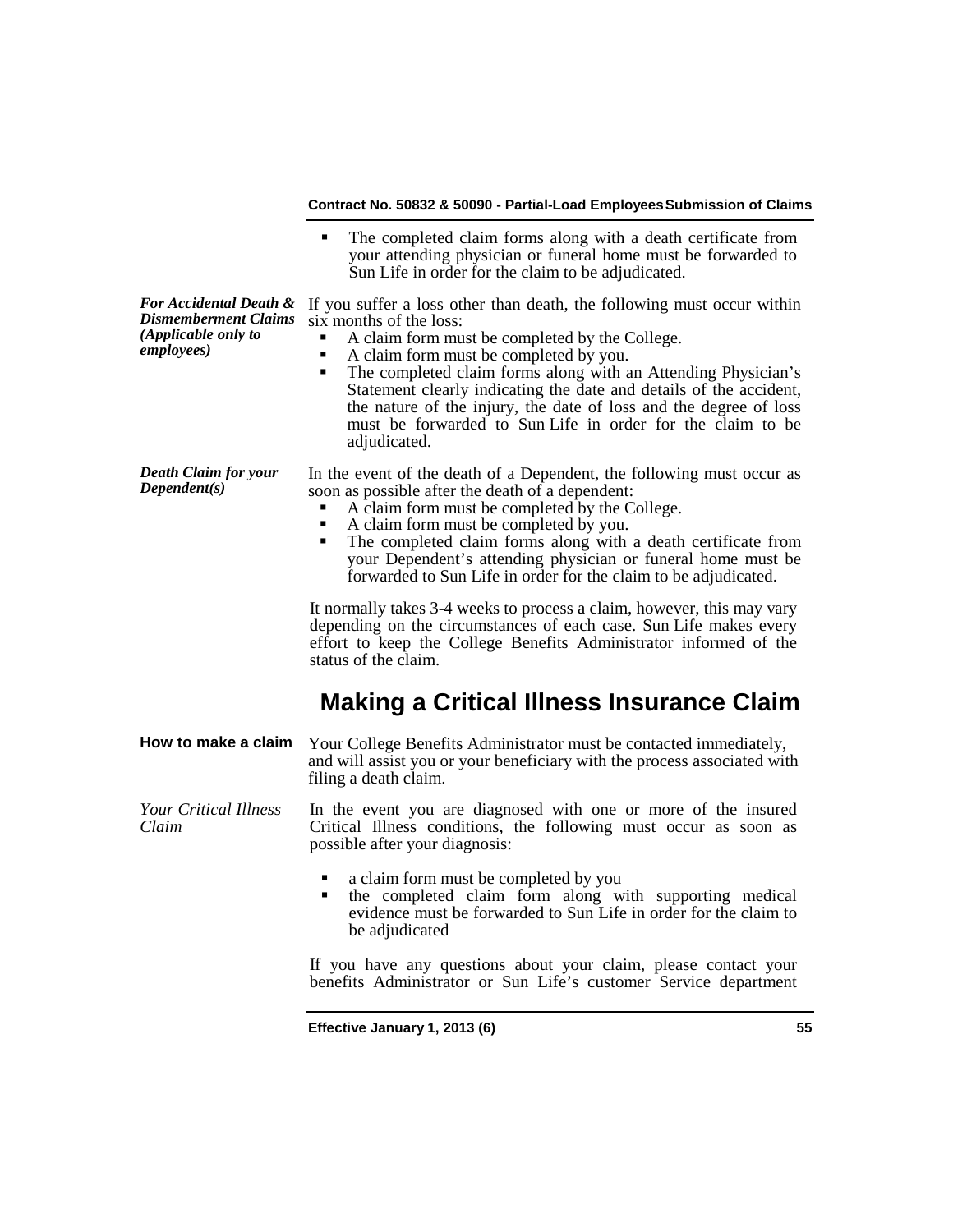- The completed claim forms along with a death certificate from your attending physician or funeral home must be forwarded to Sun Life in order for the claim to be adjudicated.

***For Accidental Death & Dismemberment Claims (Applicable only to employees)***

If you suffer a loss other than death, the following must occur within six months of the loss:

- A claim form must be completed by the College.
- A claim form must be completed by you.
- The completed claim forms along with an Attending Physician's Statement clearly indicating the date and details of the accident, the nature of the injury, the date of loss and the degree of loss must be forwarded to Sun Life in order for the claim to be adjudicated.

***Death Claim for your Dependent(s)***

In the event of the death of a Dependent, the following must occur as soon as possible after the death of a dependent:

- A claim form must be completed by the College.
- A claim form must be completed by you.
- The completed claim forms along with a death certificate from your Dependent's attending physician or funeral home must be forwarded to Sun Life in order for the claim to be adjudicated.

It normally takes 3-4 weeks to process a claim, however, this may vary depending on the circumstances of each case. Sun Life makes every effort to keep the College Benefits Administrator informed of the status of the claim.

## Making a Critical Illness Insurance Claim

**How to make a claim**

Your College Benefits Administrator must be contacted immediately, and will assist you or your beneficiary with the process associated with filing a death claim.

*Your Critical Illness Claim*

In the event you are diagnosed with one or more of the insured Critical Illness conditions, the following must occur as soon as possible after your diagnosis:

- a claim form must be completed by you
- the completed claim form along with supporting medical evidence must be forwarded to Sun Life in order for the claim to be adjudicated

If you have any questions about your claim, please contact your benefits Administrator or Sun Life's customer Service department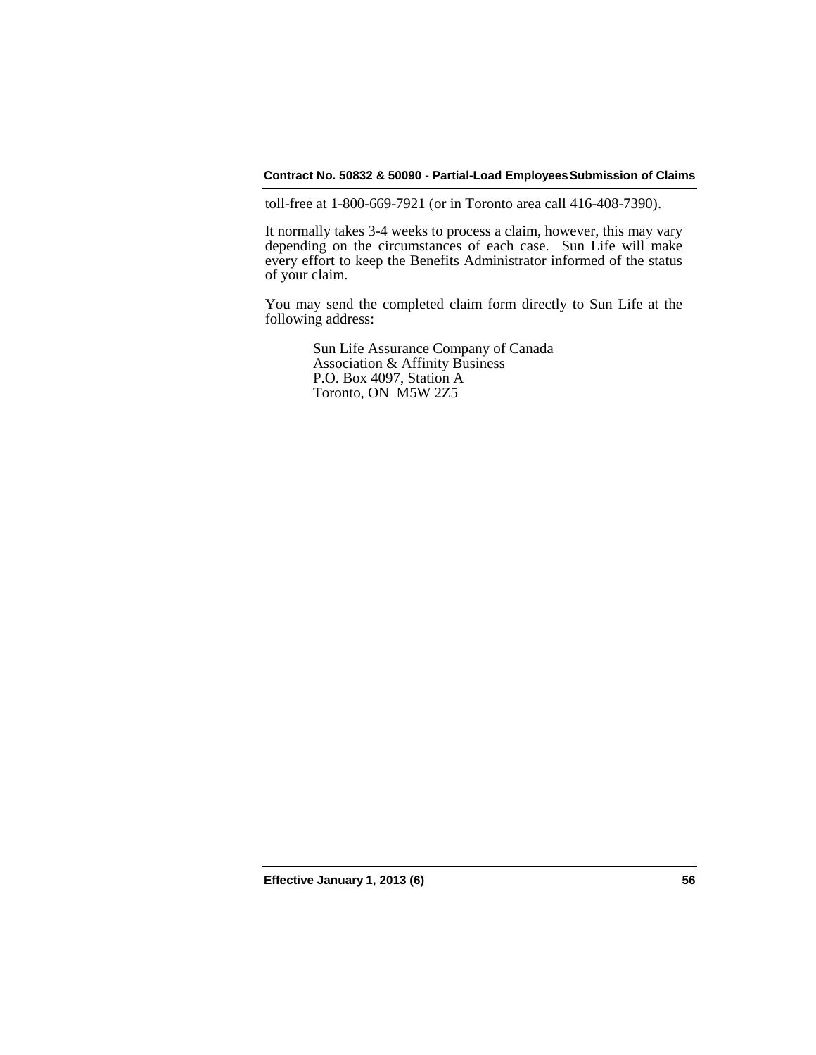toll-free at 1-800-669-7921 (or in Toronto area call 416-408-7390).

It normally takes 3-4 weeks to process a claim, however, this may vary depending on the circumstances of each case. Sun Life will make every effort to keep the Benefits Administrator informed of the status of your claim.

You may send the completed claim form directly to Sun Life at the following address:

Sun Life Assurance Company of Canada  
Association & Affinity Business  
P.O. Box 4097, Station A  
Toronto, ON M5W 2Z5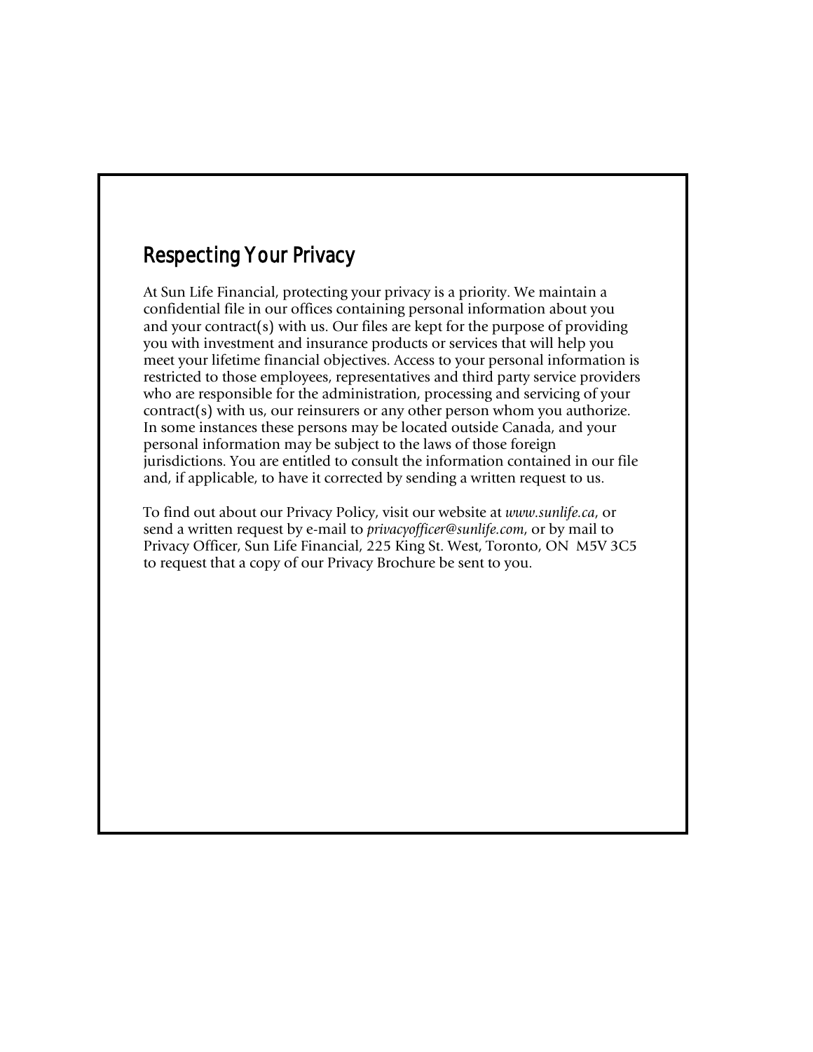## Respecting Your Privacy

At Sun Life Financial, protecting your privacy is a priority. We maintain a confidential file in our offices containing personal information about you and your contract(s) with us. Our files are kept for the purpose of providing you with investment and insurance products or services that will help you meet your lifetime financial objectives. Access to your personal information is restricted to those employees, representatives and third party service providers who are responsible for the administration, processing and servicing of your contract(s) with us, our reinsurers or any other person whom you authorize. In some instances these persons may be located outside Canada, and your personal information may be subject to the laws of those foreign jurisdictions. You are entitled to consult the information contained in our file and, if applicable, to have it corrected by sending a written request to us.

To find out about our Privacy Policy, visit our website at *www.sunlife.ca*, or send a written request by e-mail to *privacyofficer@sunlife.com*, or by mail to Privacy Officer, Sun Life Financial, 225 King St. West, Toronto, ON M5V 3C5 to request that a copy of our Privacy Brochure be sent to you.